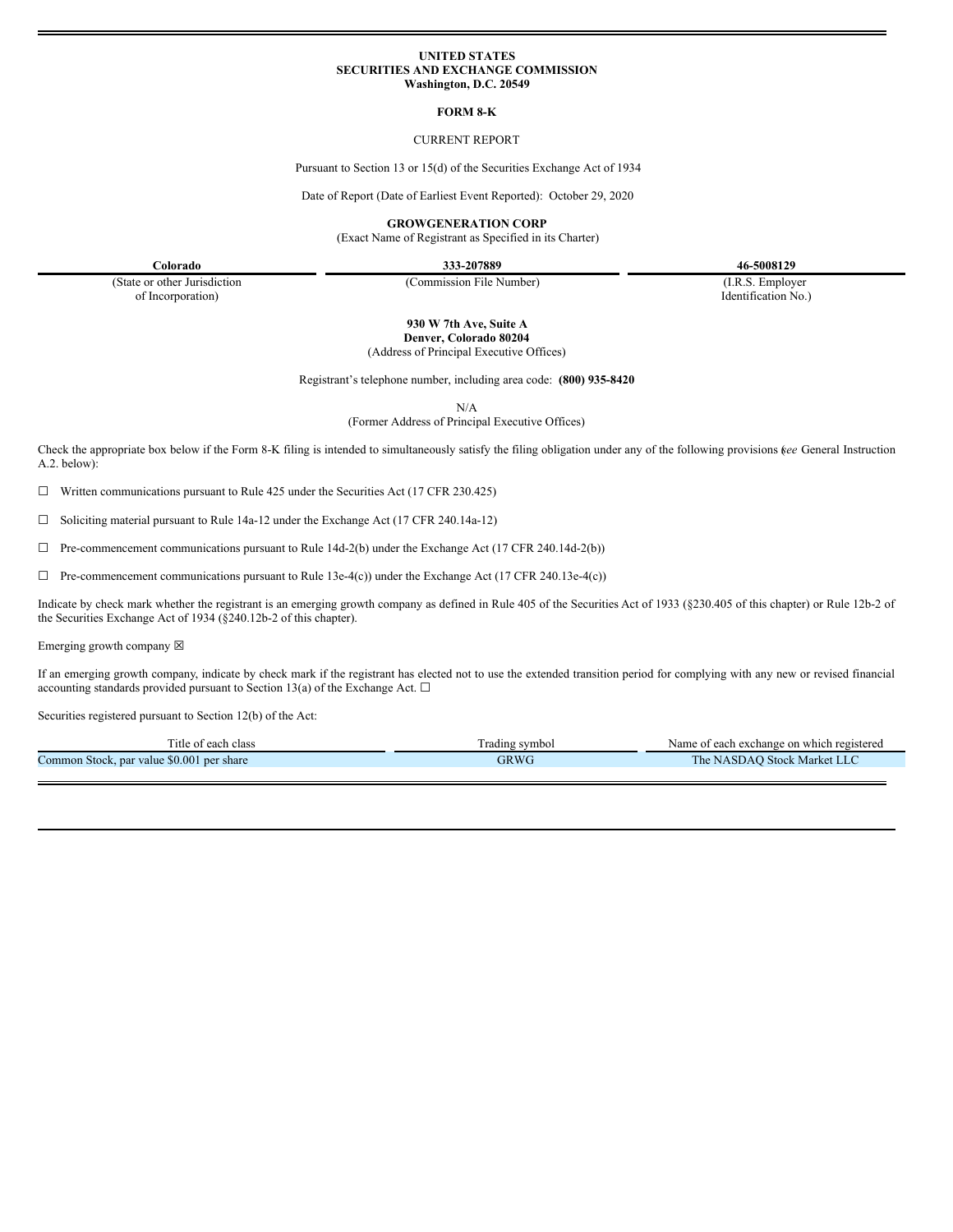**UNITED STATES**
**SECURITIES AND EXCHANGE COMMISSION**
**Washington, D.C. 20549**

**FORM 8-K**

CURRENT REPORT

Pursuant to Section 13 or 15(d) of the Securities Exchange Act of 1934

Date of Report (Date of Earliest Event Reported): October 29, 2020

**GROWGENERATION CORP**
(Exact Name of Registrant as Specified in its Charter)

| **Colorado** | **333-207889** | **46-5008129** |
|---|---|---|
| (State or other Jurisdiction of Incorporation) | (Commission File Number) | (I.R.S. Employer Identification No.) |

**930 W 7th Ave, Suite A**
**Denver, Colorado 80204**
(Address of Principal Executive Offices)

Registrant's telephone number, including area code: **(800) 935-8420**

N/A
(Former Address of Principal Executive Offices)

Check the appropriate box below if the Form 8-K filing is intended to simultaneously satisfy the filing obligation under any of the following provisions (*see* General Instruction A.2. below):

☐ Written communications pursuant to Rule 425 under the Securities Act (17 CFR 230.425)

☐ Soliciting material pursuant to Rule 14a-12 under the Exchange Act (17 CFR 240.14a-12)

☐ Pre-commencement communications pursuant to Rule 14d-2(b) under the Exchange Act (17 CFR 240.14d-2(b))

☐ Pre-commencement communications pursuant to Rule 13e-4(c)) under the Exchange Act (17 CFR 240.13e-4(c))

Indicate by check mark whether the registrant is an emerging growth company as defined in Rule 405 of the Securities Act of 1933 (§230.405 of this chapter) or Rule 12b-2 of the Securities Exchange Act of 1934 (§240.12b-2 of this chapter).

Emerging growth company ☒

If an emerging growth company, indicate by check mark if the registrant has elected not to use the extended transition period for complying with any new or revised financial accounting standards provided pursuant to Section 13(a) of the Exchange Act. ☐

Securities registered pursuant to Section 12(b) of the Act:

| Title of each class | Trading symbol | Name of each exchange on which registered |
|---|---|---|
| Common Stock, par value $0.001 per share | GRWG | The NASDAQ Stock Market LLC |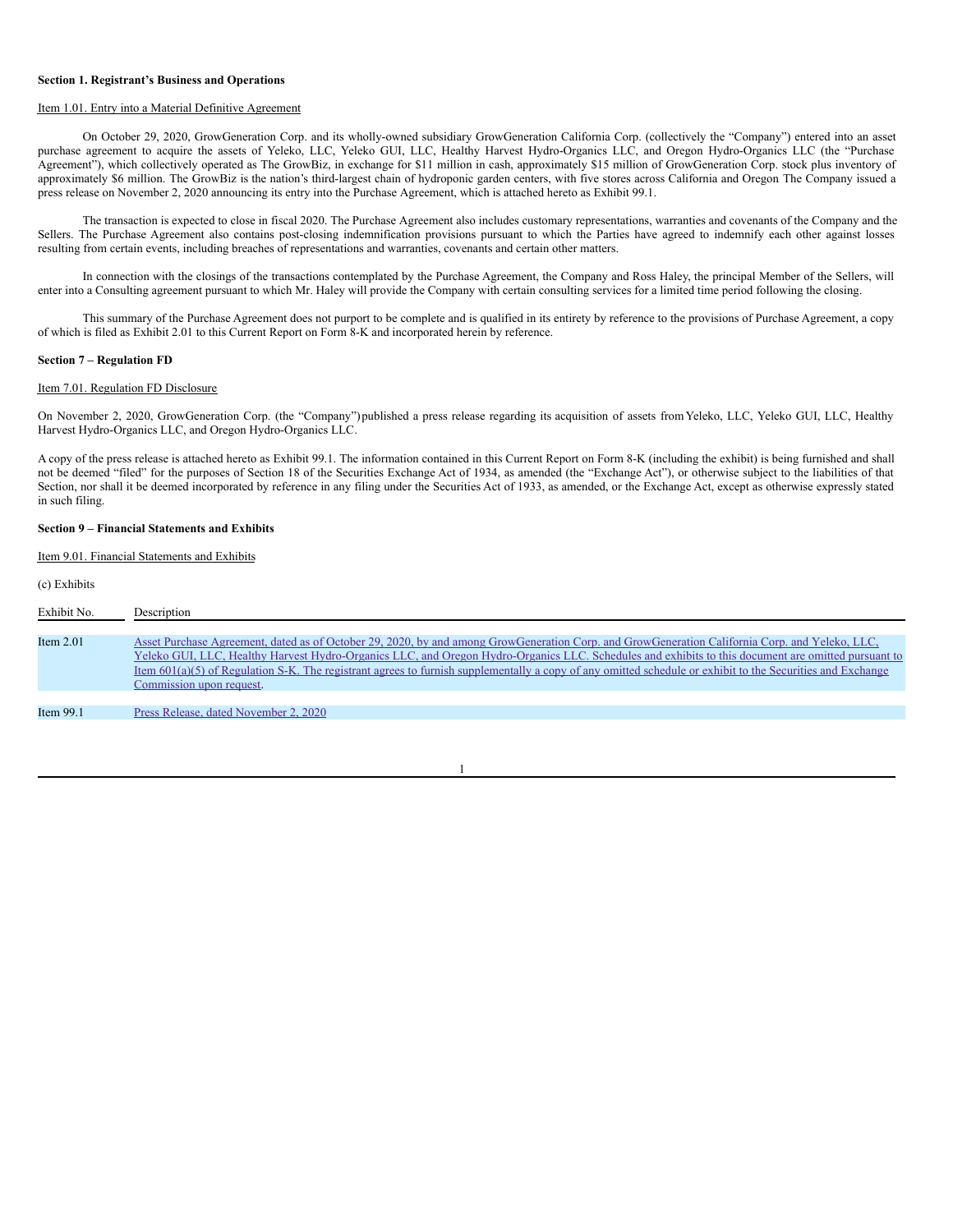**Section 1. Registrant's Business and Operations**

Item 1.01. Entry into a Material Definitive Agreement

On October 29, 2020, GrowGeneration Corp. and its wholly-owned subsidiary GrowGeneration California Corp. (collectively the "Company") entered into an asset purchase agreement to acquire the assets of Yeleko, LLC, Yeleko GUI, LLC, Healthy Harvest Hydro-Organics LLC, and Oregon Hydro-Organics LLC (the "Purchase Agreement"), which collectively operated as The GrowBiz, in exchange for $11 million in cash, approximately $15 million of GrowGeneration Corp. stock plus inventory of approximately $6 million. The GrowBiz is the nation's third-largest chain of hydroponic garden centers, with five stores across California and Oregon The Company issued a press release on November 2, 2020 announcing its entry into the Purchase Agreement, which is attached hereto as Exhibit 99.1.

The transaction is expected to close in fiscal 2020. The Purchase Agreement also includes customary representations, warranties and covenants of the Company and the Sellers. The Purchase Agreement also contains post-closing indemnification provisions pursuant to which the Parties have agreed to indemnify each other against losses resulting from certain events, including breaches of representations and warranties, covenants and certain other matters.

In connection with the closings of the transactions contemplated by the Purchase Agreement, the Company and Ross Haley, the principal Member of the Sellers, will enter into a Consulting agreement pursuant to which Mr. Haley will provide the Company with certain consulting services for a limited time period following the closing.

This summary of the Purchase Agreement does not purport to be complete and is qualified in its entirety by reference to the provisions of Purchase Agreement, a copy of which is filed as Exhibit 2.01 to this Current Report on Form 8-K and incorporated herein by reference.

**Section 7 – Regulation FD**

Item 7.01. Regulation FD Disclosure

On November 2, 2020, GrowGeneration Corp. (the "Company") published a press release regarding its acquisition of assets from Yeleko, LLC, Yeleko GUI, LLC, Healthy Harvest Hydro-Organics LLC, and Oregon Hydro-Organics LLC.

A copy of the press release is attached hereto as Exhibit 99.1. The information contained in this Current Report on Form 8-K (including the exhibit) is being furnished and shall not be deemed "filed" for the purposes of Section 18 of the Securities Exchange Act of 1934, as amended (the "Exchange Act"), or otherwise subject to the liabilities of that Section, nor shall it be deemed incorporated by reference in any filing under the Securities Act of 1933, as amended, or the Exchange Act, except as otherwise expressly stated in such filing.

**Section 9 – Financial Statements and Exhibits**

Item 9.01. Financial Statements and Exhibits

(c) Exhibits

| Exhibit No. | Description |
|---|---|
| Item 2.01 | Asset Purchase Agreement, dated as of October 29, 2020, by and among GrowGeneration Corp. and GrowGeneration California Corp. and Yeleko, LLC, Yeleko GUI, LLC, Healthy Harvest Hydro-Organics LLC, and Oregon Hydro-Organics LLC. Schedules and exhibits to this document are omitted pursuant to Item 601(a)(5) of Regulation S-K. The registrant agrees to furnish supplementally a copy of any omitted schedule or exhibit to the Securities and Exchange Commission upon request. |
| Item 99.1 | Press Release, dated November 2, 2020 |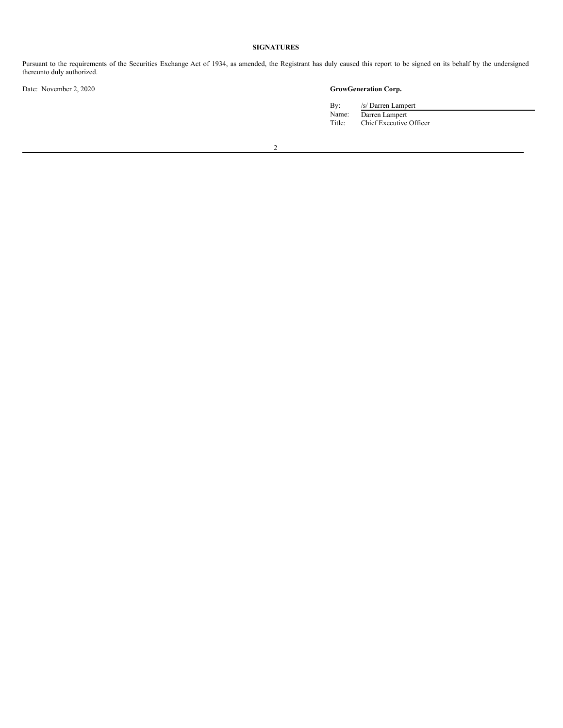**SIGNATURES**

Pursuant to the requirements of the Securities Exchange Act of 1934, as amended, the Registrant has duly caused this report to be signed on its behalf by the undersigned thereunto duly authorized.

Date: November 2, 2020

**GrowGeneration Corp.**

| | |
|---|---|
| By: | /s/ Darren Lampert |
| Name: | Darren Lampert |
| Title: | Chief Executive Officer |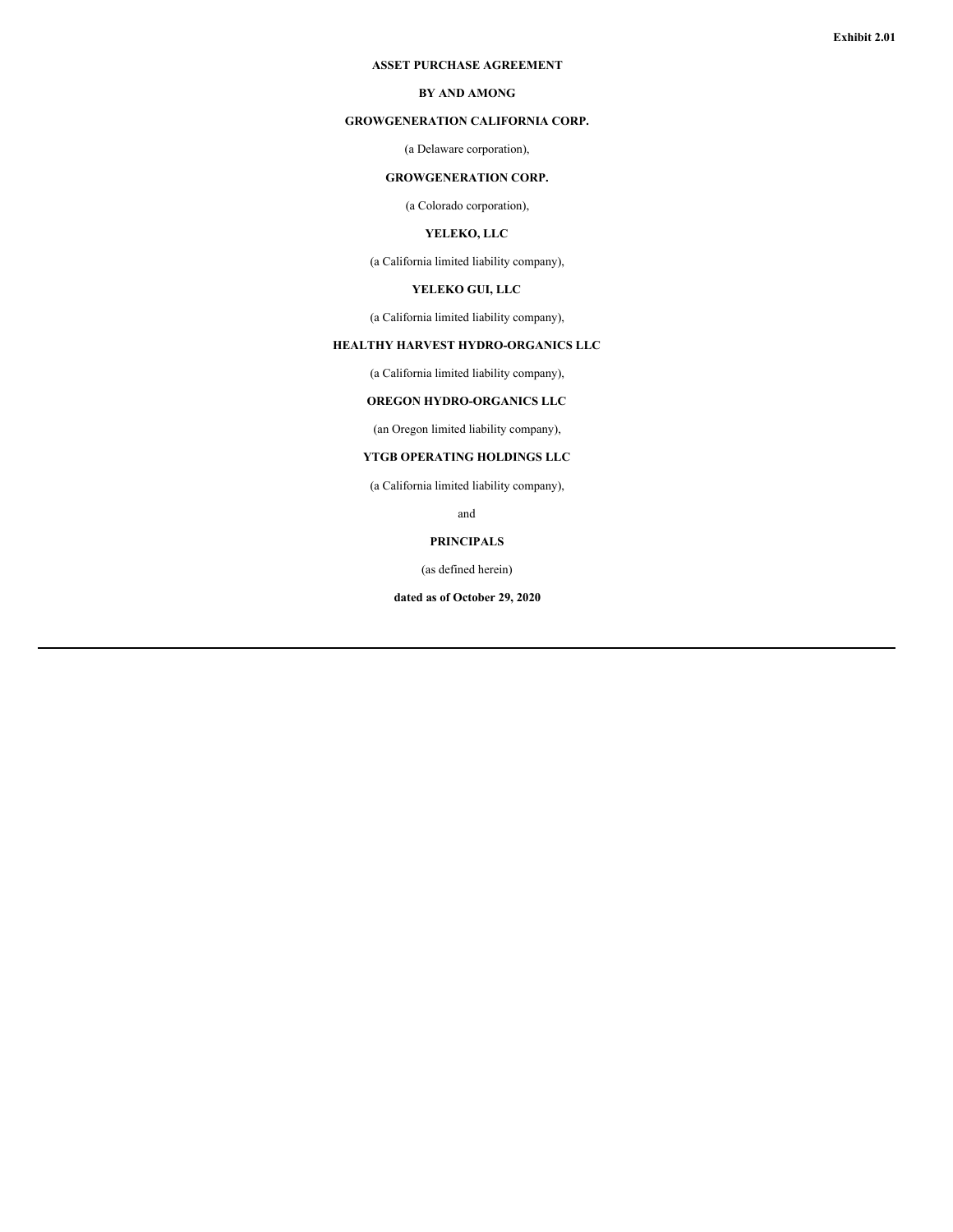**Exhibit 2.01**

**ASSET PURCHASE AGREEMENT**

**BY AND AMONG**

**GROWGENERATION CALIFORNIA CORP.**

(a Delaware corporation),

**GROWGENERATION CORP.**

(a Colorado corporation),

**YELEKO, LLC**

(a California limited liability company),

**YELEKO GUI, LLC**

(a California limited liability company),

**HEALTHY HARVEST HYDRO-ORGANICS LLC**

(a California limited liability company),

**OREGON HYDRO-ORGANICS LLC**

(an Oregon limited liability company),

**YTGB OPERATING HOLDINGS LLC**

(a California limited liability company),

and

**PRINCIPALS**

(as defined herein)

**dated as of October 29, 2020**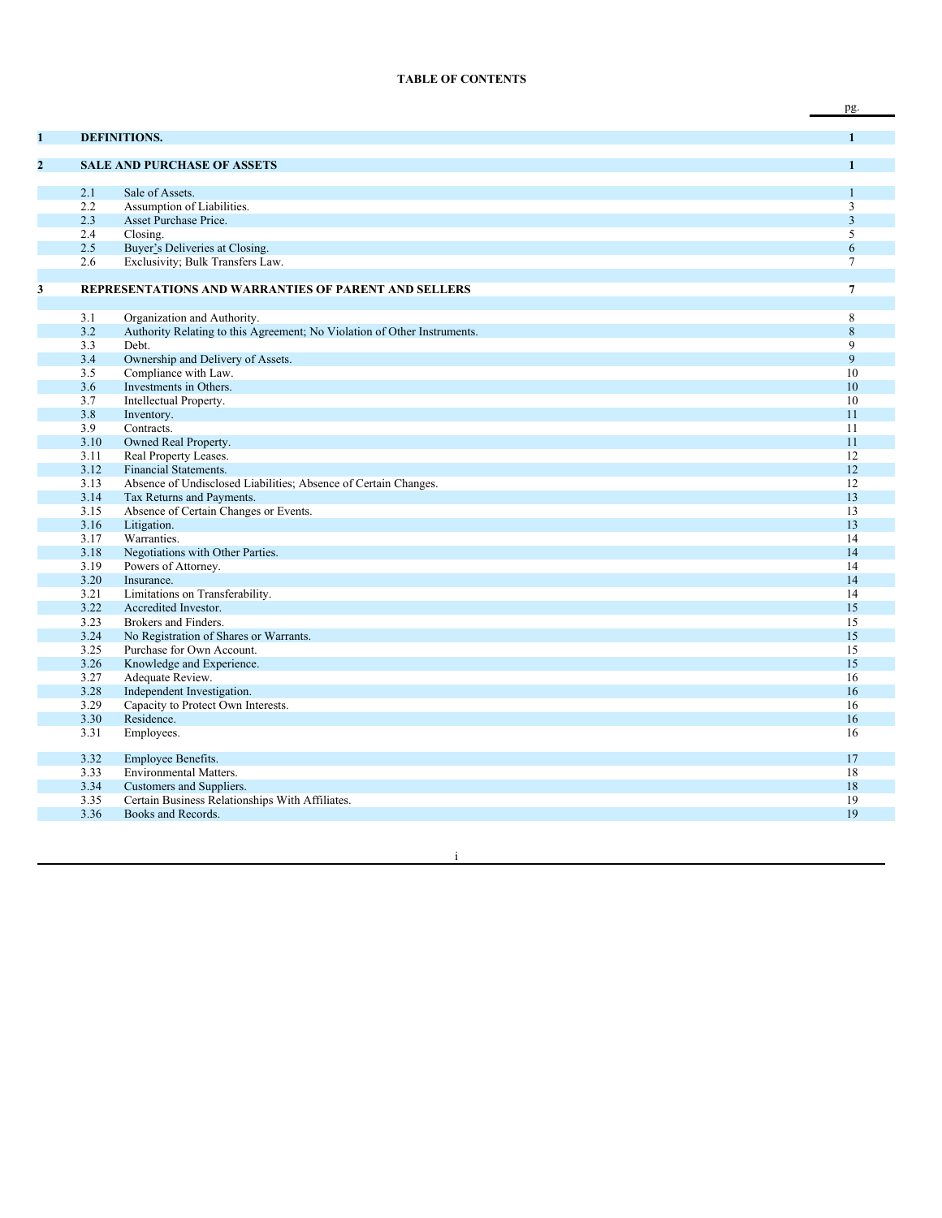**TABLE OF CONTENTS**

| | | | pg. |
|---|---|---|---|
| **1** | **DEFINITIONS.** | | **1** |
| **2** | **SALE AND PURCHASE OF ASSETS** | | **1** |
| | 2.1 | Sale of Assets. | 1 |
| | 2.2 | Assumption of Liabilities. | 3 |
| | 2.3 | Asset Purchase Price. | 3 |
| | 2.4 | Closing. | 5 |
| | 2.5 | Buyer's Deliveries at Closing. | 6 |
| | 2.6 | Exclusivity; Bulk Transfers Law. | 7 |
| **3** | **REPRESENTATIONS AND WARRANTIES OF PARENT AND SELLERS** | | **7** |
| | 3.1 | Organization and Authority. | 8 |
| | 3.2 | Authority Relating to this Agreement; No Violation of Other Instruments. | 8 |
| | 3.3 | Debt. | 9 |
| | 3.4 | Ownership and Delivery of Assets. | 9 |
| | 3.5 | Compliance with Law. | 10 |
| | 3.6 | Investments in Others. | 10 |
| | 3.7 | Intellectual Property. | 10 |
| | 3.8 | Inventory. | 11 |
| | 3.9 | Contracts. | 11 |
| | 3.10 | Owned Real Property. | 11 |
| | 3.11 | Real Property Leases. | 12 |
| | 3.12 | Financial Statements. | 12 |
| | 3.13 | Absence of Undisclosed Liabilities; Absence of Certain Changes. | 12 |
| | 3.14 | Tax Returns and Payments. | 13 |
| | 3.15 | Absence of Certain Changes or Events. | 13 |
| | 3.16 | Litigation. | 13 |
| | 3.17 | Warranties. | 14 |
| | 3.18 | Negotiations with Other Parties. | 14 |
| | 3.19 | Powers of Attorney. | 14 |
| | 3.20 | Insurance. | 14 |
| | 3.21 | Limitations on Transferability. | 14 |
| | 3.22 | Accredited Investor. | 15 |
| | 3.23 | Brokers and Finders. | 15 |
| | 3.24 | No Registration of Shares or Warrants. | 15 |
| | 3.25 | Purchase for Own Account. | 15 |
| | 3.26 | Knowledge and Experience. | 15 |
| | 3.27 | Adequate Review. | 16 |
| | 3.28 | Independent Investigation. | 16 |
| | 3.29 | Capacity to Protect Own Interests. | 16 |
| | 3.30 | Residence. | 16 |
| | 3.31 | Employees. | 16 |
| | 3.32 | Employee Benefits. | 17 |
| | 3.33 | Environmental Matters. | 18 |
| | 3.34 | Customers and Suppliers. | 18 |
| | 3.35 | Certain Business Relationships With Affiliates. | 19 |
| | 3.36 | Books and Records. | 19 |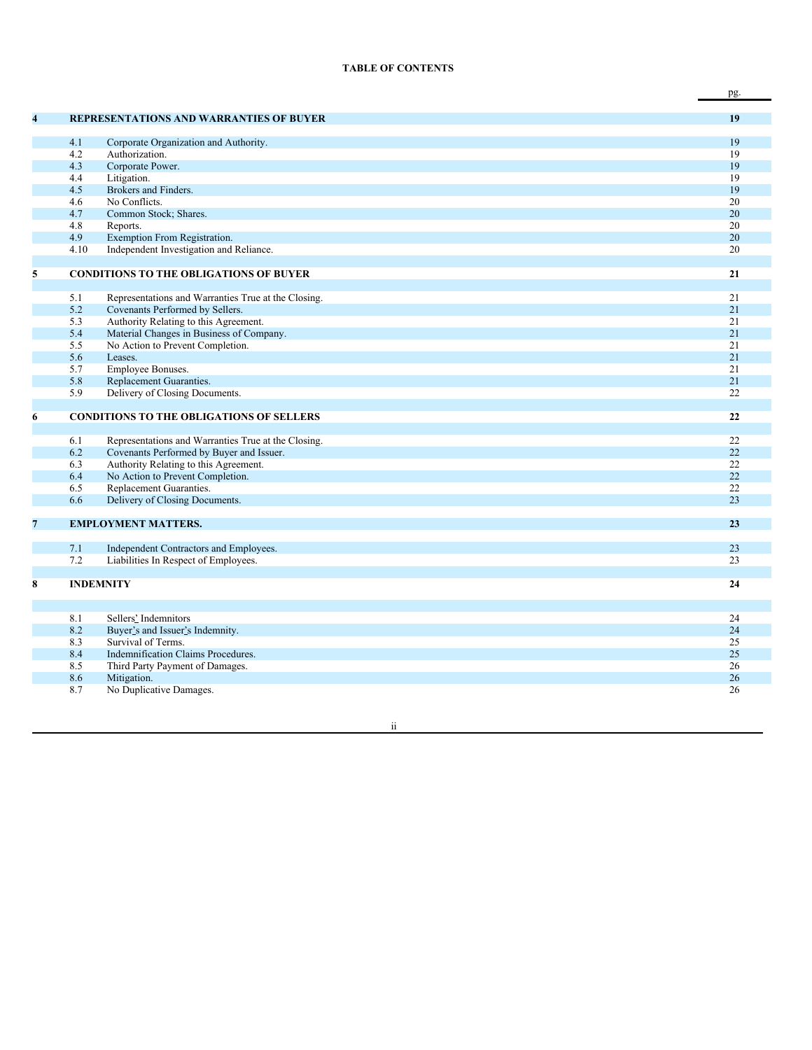**TABLE OF CONTENTS**

| | | pg. |
|---|---|---|
| **4** | **REPRESENTATIONS AND WARRANTIES OF BUYER** | **19** |
| 4.1 | Corporate Organization and Authority. | 19 |
| 4.2 | Authorization. | 19 |
| 4.3 | Corporate Power. | 19 |
| 4.4 | Litigation. | 19 |
| 4.5 | Brokers and Finders. | 19 |
| 4.6 | No Conflicts. | 20 |
| 4.7 | Common Stock; Shares. | 20 |
| 4.8 | Reports. | 20 |
| 4.9 | Exemption From Registration. | 20 |
| 4.10 | Independent Investigation and Reliance. | 20 |
| **5** | **CONDITIONS TO THE OBLIGATIONS OF BUYER** | **21** |
| 5.1 | Representations and Warranties True at the Closing. | 21 |
| 5.2 | Covenants Performed by Sellers. | 21 |
| 5.3 | Authority Relating to this Agreement. | 21 |
| 5.4 | Material Changes in Business of Company. | 21 |
| 5.5 | No Action to Prevent Completion. | 21 |
| 5.6 | Leases. | 21 |
| 5.7 | Employee Bonuses. | 21 |
| 5.8 | Replacement Guaranties. | 21 |
| 5.9 | Delivery of Closing Documents. | 22 |
| **6** | **CONDITIONS TO THE OBLIGATIONS OF SELLERS** | **22** |
| 6.1 | Representations and Warranties True at the Closing. | 22 |
| 6.2 | Covenants Performed by Buyer and Issuer. | 22 |
| 6.3 | Authority Relating to this Agreement. | 22 |
| 6.4 | No Action to Prevent Completion. | 22 |
| 6.5 | Replacement Guaranties. | 22 |
| 6.6 | Delivery of Closing Documents. | 23 |
| **7** | **EMPLOYMENT MATTERS.** | **23** |
| 7.1 | Independent Contractors and Employees. | 23 |
| 7.2 | Liabilities In Respect of Employees. | 23 |
| **8** | **INDEMNITY** | **24** |
| 8.1 | Sellers' Indemnitors | 24 |
| 8.2 | Buyer's and Issuer's Indemnity. | 24 |
| 8.3 | Survival of Terms. | 25 |
| 8.4 | Indemnification Claims Procedures. | 25 |
| 8.5 | Third Party Payment of Damages. | 26 |
| 8.6 | Mitigation. | 26 |
| 8.7 | No Duplicative Damages. | 26 |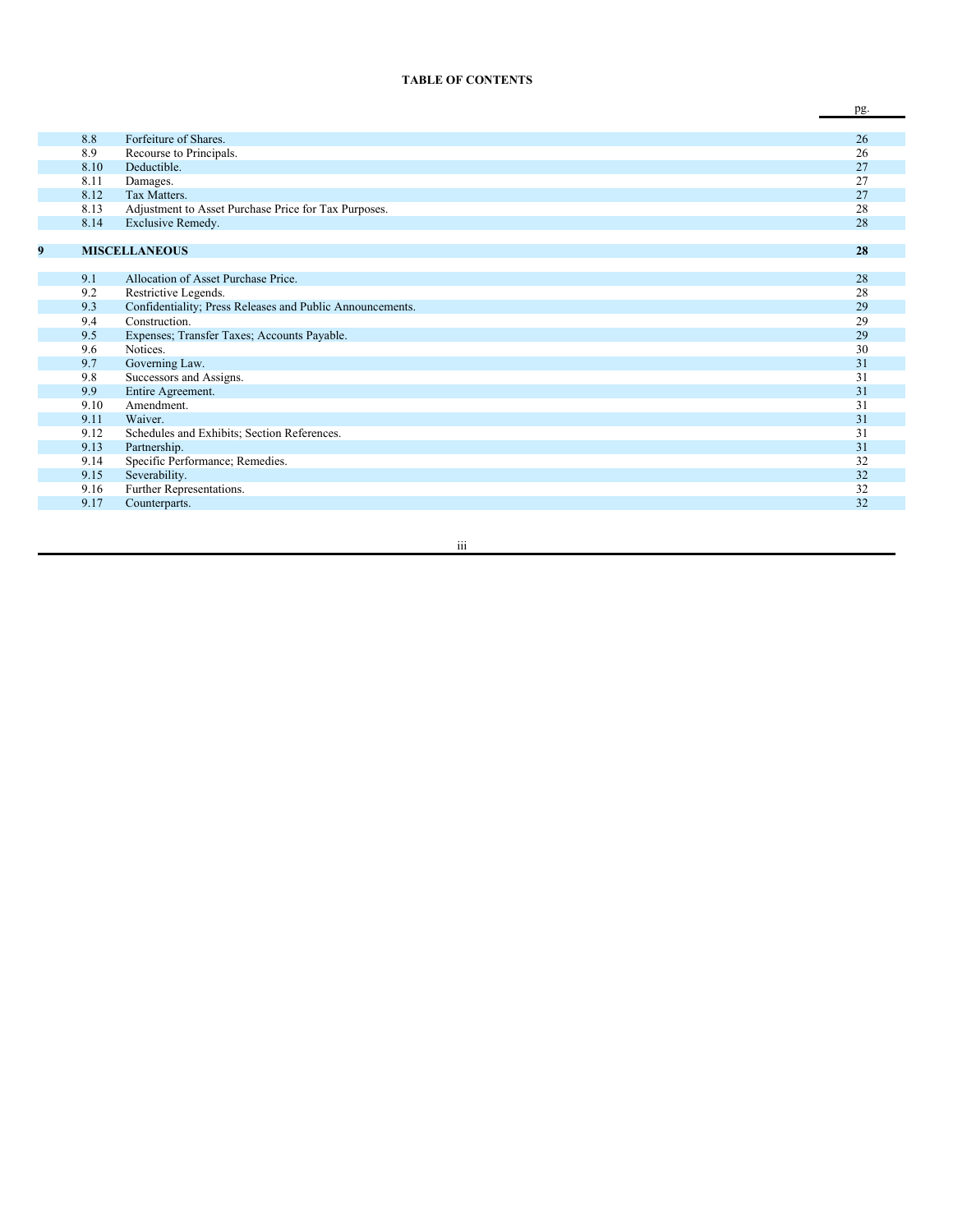**TABLE OF CONTENTS**

| | | | pg. |
|---|---|---|---|
| | 8.8 | Forfeiture of Shares. | 26 |
| | 8.9 | Recourse to Principals. | 26 |
| | 8.10 | Deductible. | 27 |
| | 8.11 | Damages. | 27 |
| | 8.12 | Tax Matters. | 27 |
| | 8.13 | Adjustment to Asset Purchase Price for Tax Purposes. | 28 |
| | 8.14 | Exclusive Remedy. | 28 |
| **9** | **MISCELLANEOUS** | | **28** |
| | 9.1 | Allocation of Asset Purchase Price. | 28 |
| | 9.2 | Restrictive Legends. | 28 |
| | 9.3 | Confidentiality; Press Releases and Public Announcements. | 29 |
| | 9.4 | Construction. | 29 |
| | 9.5 | Expenses; Transfer Taxes; Accounts Payable. | 29 |
| | 9.6 | Notices. | 30 |
| | 9.7 | Governing Law. | 31 |
| | 9.8 | Successors and Assigns. | 31 |
| | 9.9 | Entire Agreement. | 31 |
| | 9.10 | Amendment. | 31 |
| | 9.11 | Waiver. | 31 |
| | 9.12 | Schedules and Exhibits; Section References. | 31 |
| | 9.13 | Partnership. | 31 |
| | 9.14 | Specific Performance; Remedies. | 32 |
| | 9.15 | Severability. | 32 |
| | 9.16 | Further Representations. | 32 |
| | 9.17 | Counterparts. | 32 |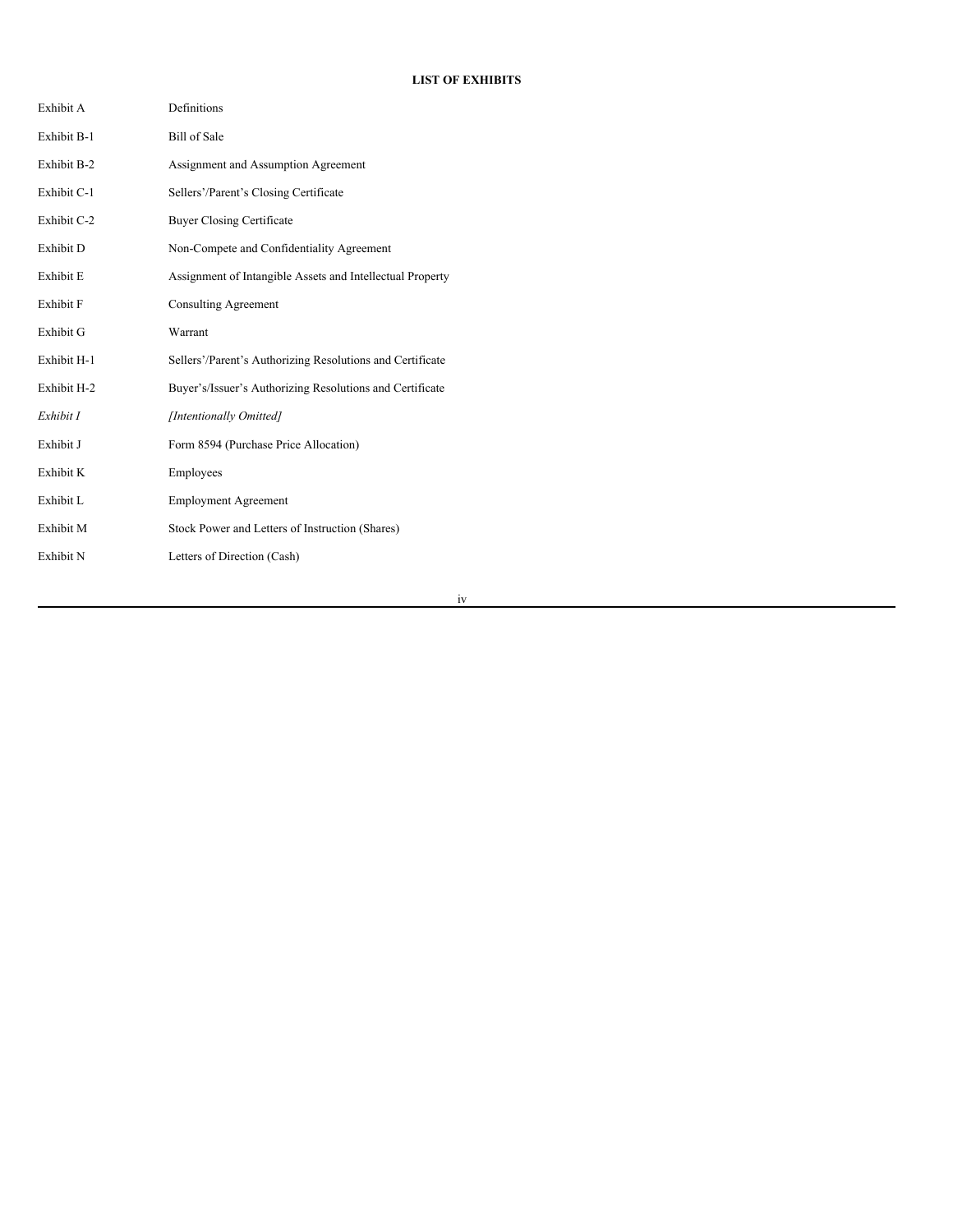**LIST OF EXHIBITS**

| | |
|---|---|
| Exhibit A | Definitions |
| Exhibit B-1 | Bill of Sale |
| Exhibit B-2 | Assignment and Assumption Agreement |
| Exhibit C-1 | Sellers'/Parent's Closing Certificate |
| Exhibit C-2 | Buyer Closing Certificate |
| Exhibit D | Non-Compete and Confidentiality Agreement |
| Exhibit E | Assignment of Intangible Assets and Intellectual Property |
| Exhibit F | Consulting Agreement |
| Exhibit G | Warrant |
| Exhibit H-1 | Sellers'/Parent's Authorizing Resolutions and Certificate |
| Exhibit H-2 | Buyer's/Issuer's Authorizing Resolutions and Certificate |
| *Exhibit I* | *[Intentionally Omitted]* |
| Exhibit J | Form 8594 (Purchase Price Allocation) |
| Exhibit K | Employees |
| Exhibit L | Employment Agreement |
| Exhibit M | Stock Power and Letters of Instruction (Shares) |
| Exhibit N | Letters of Direction (Cash) |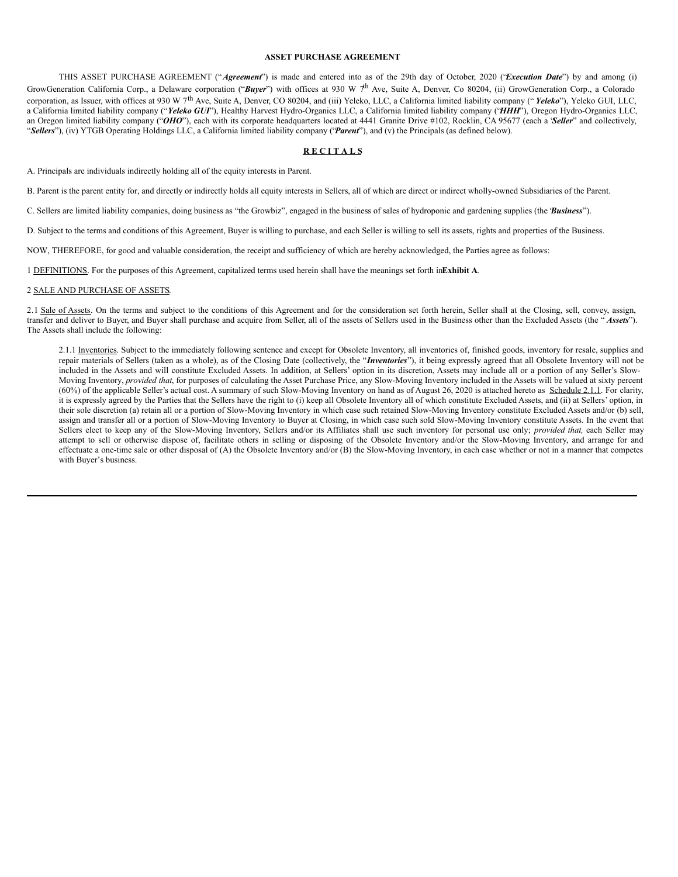**ASSET PURCHASE AGREEMENT**

THIS ASSET PURCHASE AGREEMENT ("***Agreement***") is made and entered into as of the 29th day of October, 2020 ("***Execution Date***") by and among (i) GrowGeneration California Corp., a Delaware corporation ("***Buyer***") with offices at 930 W 7th Ave, Suite A, Denver, Co 80204, (ii) GrowGeneration Corp., a Colorado corporation, as Issuer, with offices at 930 W 7th Ave, Suite A, Denver, CO 80204, and (iii) Yeleko, LLC, a California limited liability company ("***Yeleko***"), Yeleko GUI, LLC, a California limited liability company ("***Yeleko GUI***"), Healthy Harvest Hydro-Organics LLC, a California limited liability company ("***HHH***"), Oregon Hydro-Organics LLC, an Oregon limited liability company ("***OHO***"), each with its corporate headquarters located at 4441 Granite Drive #102, Rocklin, CA 95677 (each a "***Seller***" and collectively, "***Sellers***"), (iv) YTGB Operating Holdings LLC, a California limited liability company ("***Parent***"), and (v) the Principals (as defined below).

**R E C I T A L S**

A. Principals are individuals indirectly holding all of the equity interests in Parent.

B. Parent is the parent entity for, and directly or indirectly holds all equity interests in Sellers, all of which are direct or indirect wholly-owned Subsidiaries of the Parent.

C. Sellers are limited liability companies, doing business as "the Growbiz", engaged in the business of sales of hydroponic and gardening supplies (the "***Business***").

D. Subject to the terms and conditions of this Agreement, Buyer is willing to purchase, and each Seller is willing to sell its assets, rights and properties of the Business.

NOW, THEREFORE, for good and valuable consideration, the receipt and sufficiency of which are hereby acknowledged, the Parties agree as follows:

1 DEFINITIONS. For the purposes of this Agreement, capitalized terms used herein shall have the meanings set forth in **Exhibit A**.

2 SALE AND PURCHASE OF ASSETS.

2.1 Sale of Assets. On the terms and subject to the conditions of this Agreement and for the consideration set forth herein, Seller shall at the Closing, sell, convey, assign, transfer and deliver to Buyer, and Buyer shall purchase and acquire from Seller, all of the assets of Sellers used in the Business other than the Excluded Assets (the "***Assets***"). The Assets shall include the following:

2.1.1 Inventories. Subject to the immediately following sentence and except for Obsolete Inventory, all inventories of, finished goods, inventory for resale, supplies and repair materials of Sellers (taken as a whole), as of the Closing Date (collectively, the "***Inventories***"), it being expressly agreed that all Obsolete Inventory will not be included in the Assets and will constitute Excluded Assets. In addition, at Sellers' option in its discretion, Assets may include all or a portion of any Seller's Slow-Moving Inventory, *provided that*, for purposes of calculating the Asset Purchase Price, any Slow-Moving Inventory included in the Assets will be valued at sixty percent (60%) of the applicable Seller's actual cost. A summary of such Slow-Moving Inventory on hand as of August 26, 2020 is attached hereto as Schedule 2.1.1. For clarity, it is expressly agreed by the Parties that the Sellers have the right to (i) keep all Obsolete Inventory all of which constitute Excluded Assets, and (ii) at Sellers' option, in their sole discretion (a) retain all or a portion of Slow-Moving Inventory in which case such retained Slow-Moving Inventory constitute Excluded Assets and/or (b) sell, assign and transfer all or a portion of Slow-Moving Inventory to Buyer at Closing, in which case such sold Slow-Moving Inventory constitute Assets. In the event that Sellers elect to keep any of the Slow-Moving Inventory, Sellers and/or its Affiliates shall use such inventory for personal use only; *provided that,* each Seller may attempt to sell or otherwise dispose of, facilitate others in selling or disposing of the Obsolete Inventory and/or the Slow-Moving Inventory, and arrange for and effectuate a one-time sale or other disposal of (A) the Obsolete Inventory and/or (B) the Slow-Moving Inventory, in each case whether or not in a manner that competes with Buyer's business.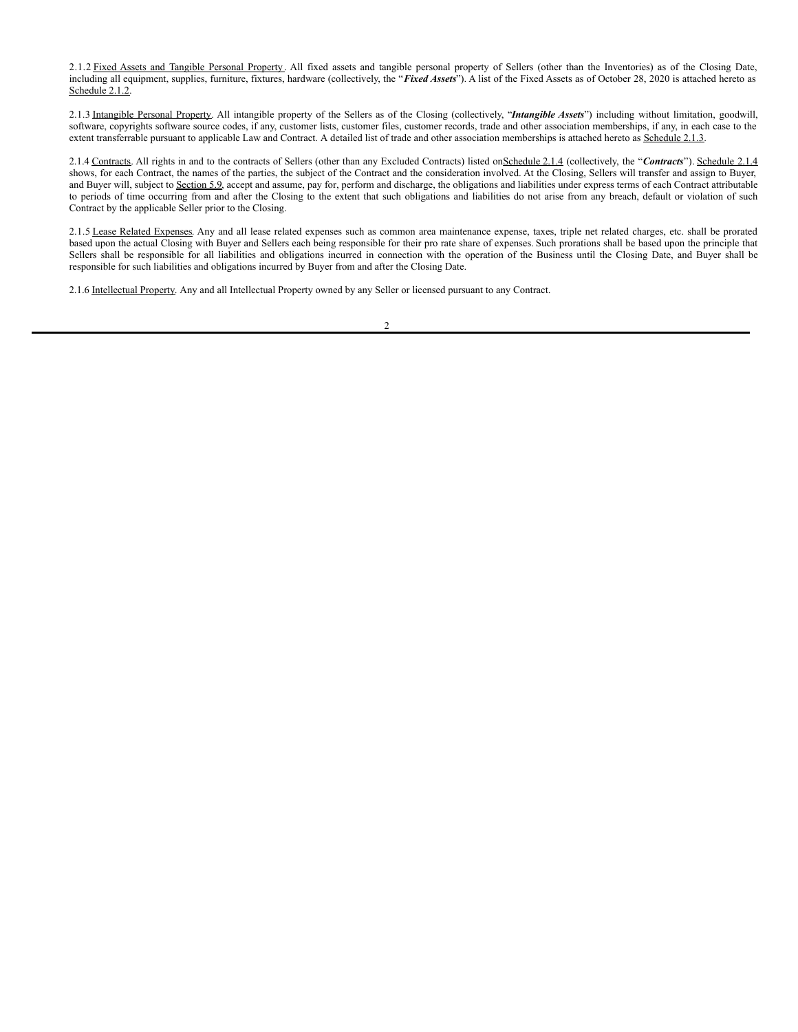2.1.2 Fixed Assets and Tangible Personal Property. All fixed assets and tangible personal property of Sellers (other than the Inventories) as of the Closing Date, including all equipment, supplies, furniture, fixtures, hardware (collectively, the "***Fixed Assets***"). A list of the Fixed Assets as of October 28, 2020 is attached hereto as Schedule 2.1.2.

2.1.3 Intangible Personal Property. All intangible property of the Sellers as of the Closing (collectively, "***Intangible Assets***") including without limitation, goodwill, software, copyrights software source codes, if any, customer lists, customer files, customer records, trade and other association memberships, if any, in each case to the extent transferrable pursuant to applicable Law and Contract. A detailed list of trade and other association memberships is attached hereto as Schedule 2.1.3.

2.1.4 Contracts. All rights in and to the contracts of Sellers (other than any Excluded Contracts) listed onSchedule 2.1.4 (collectively, the "***Contracts***"). Schedule 2.1.4 shows, for each Contract, the names of the parties, the subject of the Contract and the consideration involved. At the Closing, Sellers will transfer and assign to Buyer, and Buyer will, subject to Section 5.9, accept and assume, pay for, perform and discharge, the obligations and liabilities under express terms of each Contract attributable to periods of time occurring from and after the Closing to the extent that such obligations and liabilities do not arise from any breach, default or violation of such Contract by the applicable Seller prior to the Closing.

2.1.5 Lease Related Expenses. Any and all lease related expenses such as common area maintenance expense, taxes, triple net related charges, etc. shall be prorated based upon the actual Closing with Buyer and Sellers each being responsible for their pro rate share of expenses. Such prorations shall be based upon the principle that Sellers shall be responsible for all liabilities and obligations incurred in connection with the operation of the Business until the Closing Date, and Buyer shall be responsible for such liabilities and obligations incurred by Buyer from and after the Closing Date.

2.1.6 Intellectual Property. Any and all Intellectual Property owned by any Seller or licensed pursuant to any Contract.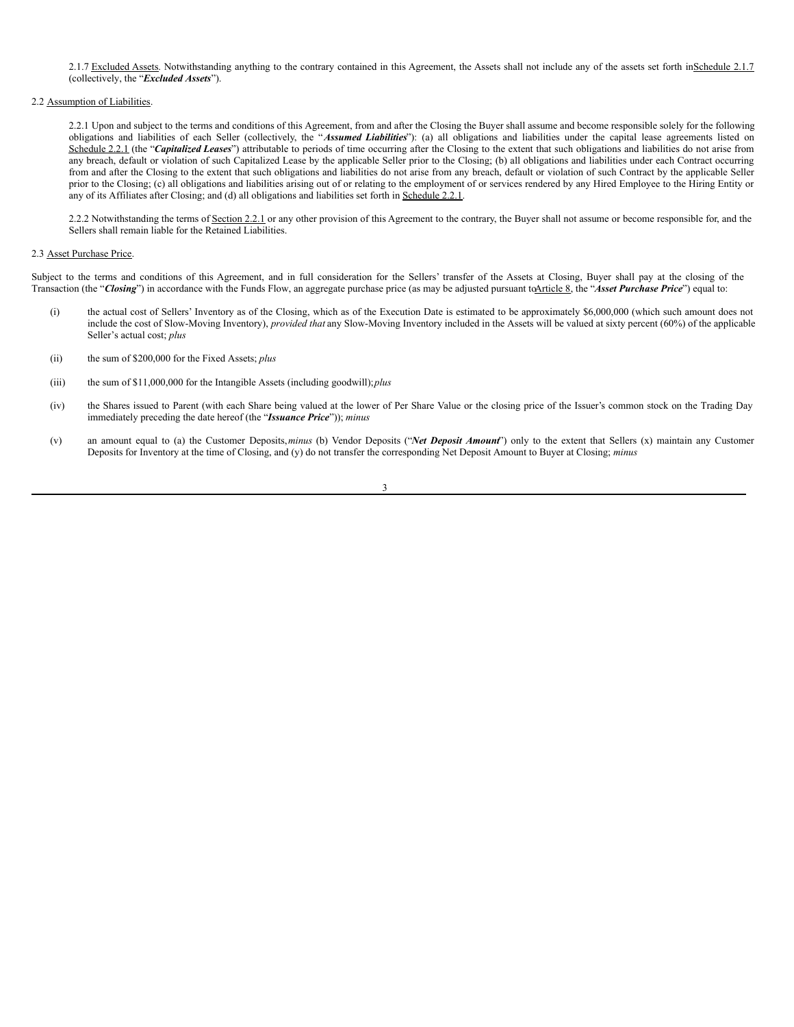2.1.7 Excluded Assets. Notwithstanding anything to the contrary contained in this Agreement, the Assets shall not include any of the assets set forth in Schedule 2.1.7 (collectively, the "***Excluded Assets***").

2.2 Assumption of Liabilities.

2.2.1 Upon and subject to the terms and conditions of this Agreement, from and after the Closing the Buyer shall assume and become responsible solely for the following obligations and liabilities of each Seller (collectively, the "***Assumed Liabilities***"): (a) all obligations and liabilities under the capital lease agreements listed on Schedule 2.2.1 (the "***Capitalized Leases***") attributable to periods of time occurring after the Closing to the extent that such obligations and liabilities do not arise from any breach, default or violation of such Capitalized Lease by the applicable Seller prior to the Closing; (b) all obligations and liabilities under each Contract occurring from and after the Closing to the extent that such obligations and liabilities do not arise from any breach, default or violation of such Contract by the applicable Seller prior to the Closing; (c) all obligations and liabilities arising out of or relating to the employment of or services rendered by any Hired Employee to the Hiring Entity or any of its Affiliates after Closing; and (d) all obligations and liabilities set forth in Schedule 2.2.1.

2.2.2 Notwithstanding the terms of Section 2.2.1 or any other provision of this Agreement to the contrary, the Buyer shall not assume or become responsible for, and the Sellers shall remain liable for the Retained Liabilities.

2.3 Asset Purchase Price.

Subject to the terms and conditions of this Agreement, and in full consideration for the Sellers' transfer of the Assets at Closing, Buyer shall pay at the closing of the Transaction (the "***Closing***") in accordance with the Funds Flow, an aggregate purchase price (as may be adjusted pursuant to Article 8, the "***Asset Purchase Price***") equal to:

(i) the actual cost of Sellers' Inventory as of the Closing, which as of the Execution Date is estimated to be approximately $6,000,000 (which such amount does not include the cost of Slow-Moving Inventory), *provided that* any Slow-Moving Inventory included in the Assets will be valued at sixty percent (60%) of the applicable Seller's actual cost; *plus*

(ii) the sum of $200,000 for the Fixed Assets; *plus*

(iii) the sum of $11,000,000 for the Intangible Assets (including goodwill); *plus*

(iv) the Shares issued to Parent (with each Share being valued at the lower of Per Share Value or the closing price of the Issuer's common stock on the Trading Day immediately preceding the date hereof (the "***Issuance Price***")); *minus*

(v) an amount equal to (a) the Customer Deposits, *minus* (b) Vendor Deposits ("***Net Deposit Amount***") only to the extent that Sellers (x) maintain any Customer Deposits for Inventory at the time of Closing, and (y) do not transfer the corresponding Net Deposit Amount to Buyer at Closing; *minus*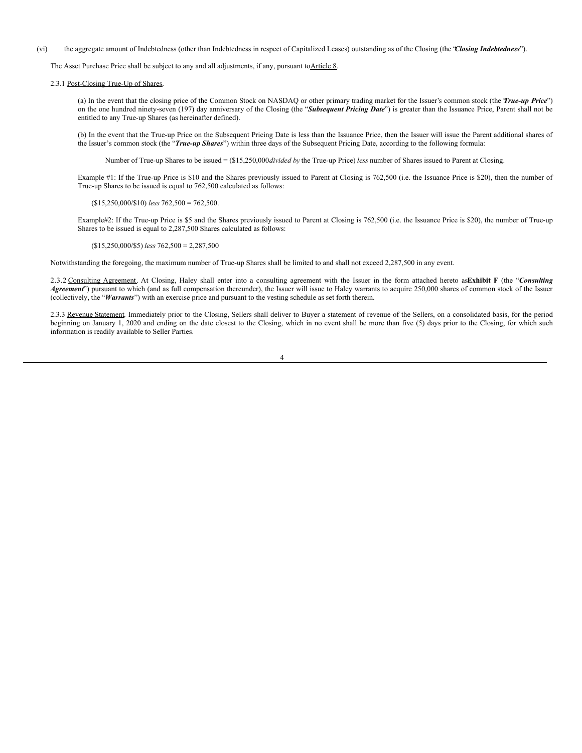(vi) the aggregate amount of Indebtedness (other than Indebtedness in respect of Capitalized Leases) outstanding as of the Closing (the "***Closing Indebtedness***").

The Asset Purchase Price shall be subject to any and all adjustments, if any, pursuant to <u>Article 8</u>.

2.3.1 <u>Post-Closing True-Up of Shares</u>.

(a) In the event that the closing price of the Common Stock on NASDAQ or other primary trading market for the Issuer's common stock (the "***True-up Price***") on the one hundred ninety-seven (197) day anniversary of the Closing (the "***Subsequent Pricing Date***") is greater than the Issuance Price, Parent shall not be entitled to any True-up Shares (as hereinafter defined).

(b) In the event that the True-up Price on the Subsequent Pricing Date is less than the Issuance Price, then the Issuer will issue the Parent additional shares of the Issuer's common stock (the "***True-up Shares***") within three days of the Subsequent Pricing Date, according to the following formula:

Number of True-up Shares to be issued = ($15,250,000 *divided by* the True-up Price) *less* number of Shares issued to Parent at Closing.

Example #1: If the True-up Price is $10 and the Shares previously issued to Parent at Closing is 762,500 (i.e. the Issuance Price is $20), then the number of True-up Shares to be issued is equal to 762,500 calculated as follows:

($15,250,000/$10) *less* 762,500 = 762,500.

Example#2: If the True-up Price is $5 and the Shares previously issued to Parent at Closing is 762,500 (i.e. the Issuance Price is $20), the number of True-up Shares to be issued is equal to 2,287,500 Shares calculated as follows:

($15,250,000/$5) *less* 762,500 = 2,287,500

Notwithstanding the foregoing, the maximum number of True-up Shares shall be limited to and shall not exceed 2,287,500 in any event.

2.3.2 <u>Consulting Agreement</u>. At Closing, Haley shall enter into a consulting agreement with the Issuer in the form attached hereto as **Exhibit F** (the "***Consulting Agreement***") pursuant to which (and as full compensation thereunder), the Issuer will issue to Haley warrants to acquire 250,000 shares of common stock of the Issuer (collectively, the "***Warrants***") with an exercise price and pursuant to the vesting schedule as set forth therein.

2.3.3 <u>Revenue Statement</u>. Immediately prior to the Closing, Sellers shall deliver to Buyer a statement of revenue of the Sellers, on a consolidated basis, for the period beginning on January 1, 2020 and ending on the date closest to the Closing, which in no event shall be more than five (5) days prior to the Closing, for which such information is readily available to Seller Parties.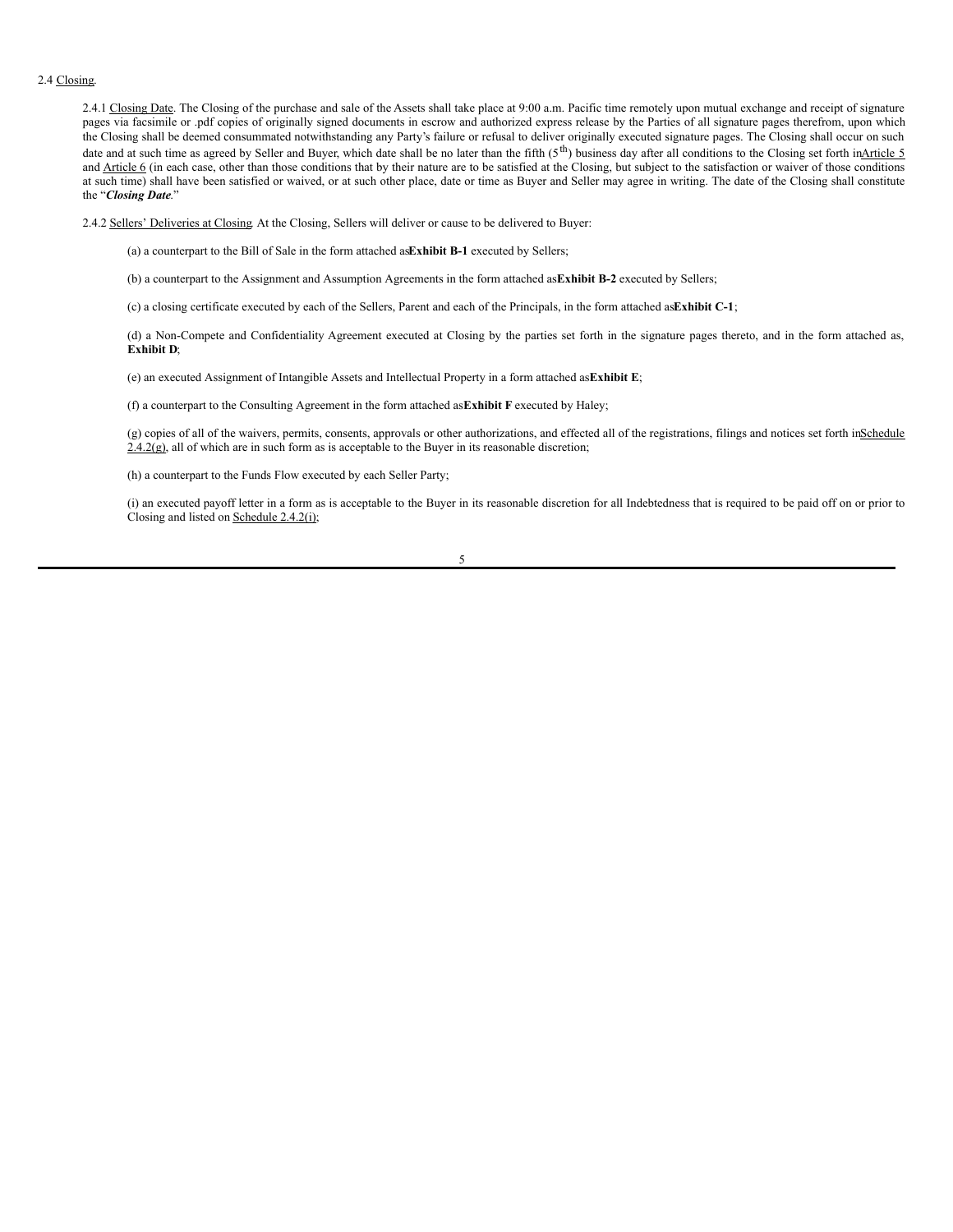2.4 Closing.

2.4.1 Closing Date. The Closing of the purchase and sale of the Assets shall take place at 9:00 a.m. Pacific time remotely upon mutual exchange and receipt of signature pages via facsimile or .pdf copies of originally signed documents in escrow and authorized express release by the Parties of all signature pages therefrom, upon which the Closing shall be deemed consummated notwithstanding any Party's failure or refusal to deliver originally executed signature pages. The Closing shall occur on such date and at such time as agreed by Seller and Buyer, which date shall be no later than the fifth (5th) business day after all conditions to the Closing set forth in Article 5 and Article 6 (in each case, other than those conditions that by their nature are to be satisfied at the Closing, but subject to the satisfaction or waiver of those conditions at such time) shall have been satisfied or waived, or at such other place, date or time as Buyer and Seller may agree in writing. The date of the Closing shall constitute the "***Closing Date***."

2.4.2 Sellers' Deliveries at Closing. At the Closing, Sellers will deliver or cause to be delivered to Buyer:

(a) a counterpart to the Bill of Sale in the form attached as **Exhibit B-1** executed by Sellers;

(b) a counterpart to the Assignment and Assumption Agreements in the form attached as **Exhibit B-2** executed by Sellers;

(c) a closing certificate executed by each of the Sellers, Parent and each of the Principals, in the form attached as **Exhibit C-1**;

(d) a Non-Compete and Confidentiality Agreement executed at Closing by the parties set forth in the signature pages thereto, and in the form attached as, **Exhibit D**;

(e) an executed Assignment of Intangible Assets and Intellectual Property in a form attached as **Exhibit E**;

(f) a counterpart to the Consulting Agreement in the form attached as **Exhibit F** executed by Haley;

(g) copies of all of the waivers, permits, consents, approvals or other authorizations, and effected all of the registrations, filings and notices set forth in Schedule 2.4.2(g), all of which are in such form as is acceptable to the Buyer in its reasonable discretion;

(h) a counterpart to the Funds Flow executed by each Seller Party;

(i) an executed payoff letter in a form as is acceptable to the Buyer in its reasonable discretion for all Indebtedness that is required to be paid off on or prior to Closing and listed on Schedule 2.4.2(i);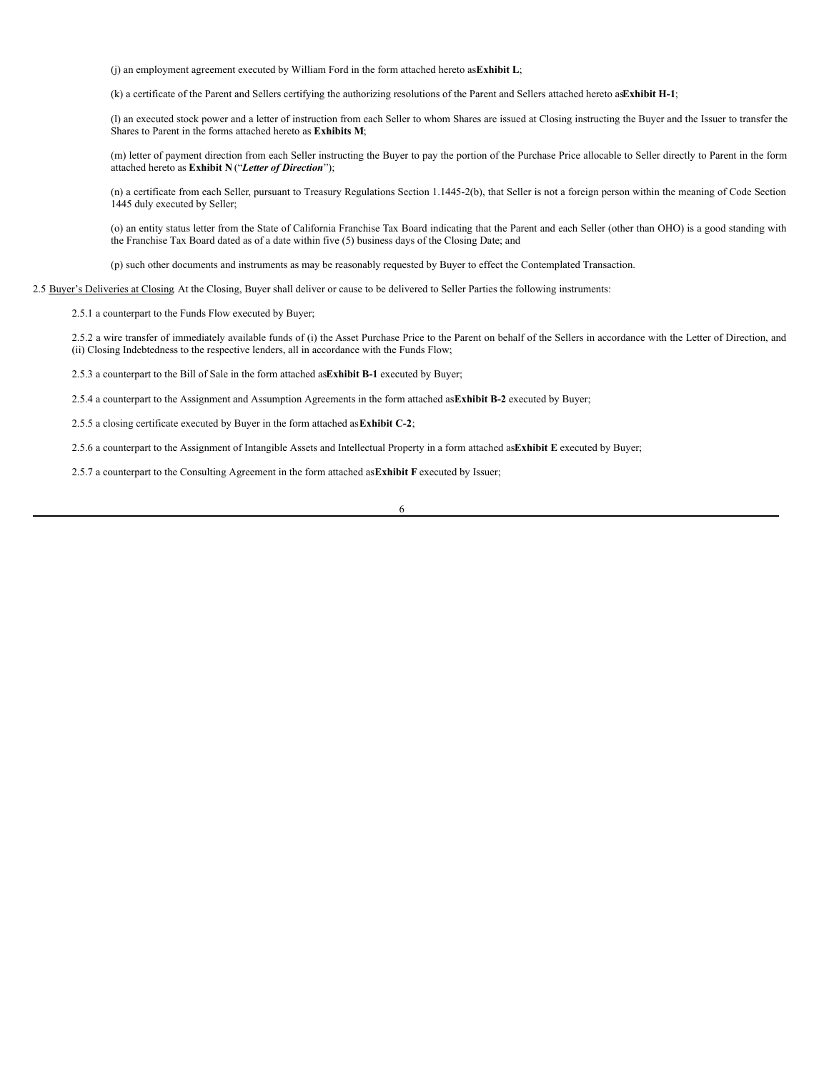(j) an employment agreement executed by William Ford in the form attached hereto as **Exhibit L**;

(k) a certificate of the Parent and Sellers certifying the authorizing resolutions of the Parent and Sellers attached hereto as **Exhibit H-1**;

(l) an executed stock power and a letter of instruction from each Seller to whom Shares are issued at Closing instructing the Buyer and the Issuer to transfer the Shares to Parent in the forms attached hereto as **Exhibits M**;

(m) letter of payment direction from each Seller instructing the Buyer to pay the portion of the Purchase Price allocable to Seller directly to Parent in the form attached hereto as **Exhibit N** ("***Letter of Direction***");

(n) a certificate from each Seller, pursuant to Treasury Regulations Section 1.1445-2(b), that Seller is not a foreign person within the meaning of Code Section 1445 duly executed by Seller;

(o) an entity status letter from the State of California Franchise Tax Board indicating that the Parent and each Seller (other than OHO) is a good standing with the Franchise Tax Board dated as of a date within five (5) business days of the Closing Date; and

(p) such other documents and instruments as may be reasonably requested by Buyer to effect the Contemplated Transaction.

2.5 <u>Buyer's Deliveries at Closing</u>. At the Closing, Buyer shall deliver or cause to be delivered to Seller Parties the following instruments:

2.5.1 a counterpart to the Funds Flow executed by Buyer;

2.5.2 a wire transfer of immediately available funds of (i) the Asset Purchase Price to the Parent on behalf of the Sellers in accordance with the Letter of Direction, and (ii) Closing Indebtedness to the respective lenders, all in accordance with the Funds Flow;

2.5.3 a counterpart to the Bill of Sale in the form attached as **Exhibit B-1** executed by Buyer;

2.5.4 a counterpart to the Assignment and Assumption Agreements in the form attached as **Exhibit B-2** executed by Buyer;

2.5.5 a closing certificate executed by Buyer in the form attached as **Exhibit C-2**;

2.5.6 a counterpart to the Assignment of Intangible Assets and Intellectual Property in a form attached as **Exhibit E** executed by Buyer;

2.5.7 a counterpart to the Consulting Agreement in the form attached as **Exhibit F** executed by Issuer;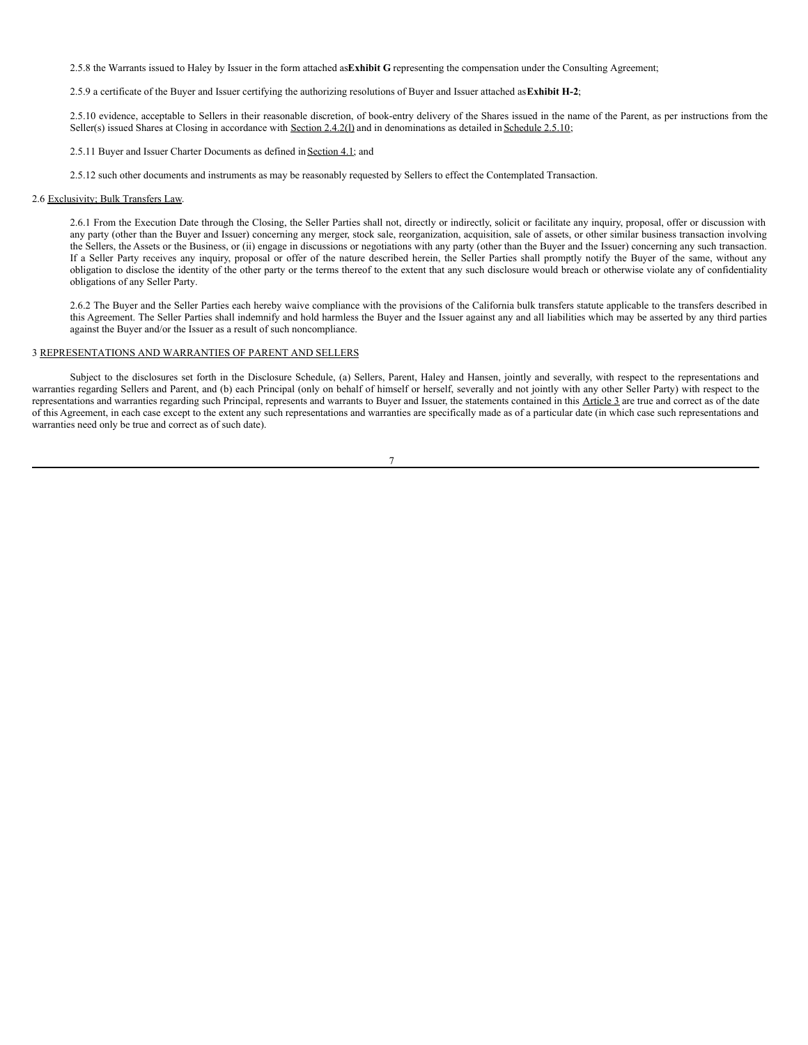2.5.8 the Warrants issued to Haley by Issuer in the form attached as **Exhibit G** representing the compensation under the Consulting Agreement;

2.5.9 a certificate of the Buyer and Issuer certifying the authorizing resolutions of Buyer and Issuer attached as **Exhibit H-2**;

2.5.10 evidence, acceptable to Sellers in their reasonable discretion, of book-entry delivery of the Shares issued in the name of the Parent, as per instructions from the Seller(s) issued Shares at Closing in accordance with Section 2.4.2(l) and in denominations as detailed in Schedule 2.5.10;

2.5.11 Buyer and Issuer Charter Documents as defined in Section 4.1; and

2.5.12 such other documents and instruments as may be reasonably requested by Sellers to effect the Contemplated Transaction.

2.6 Exclusivity; Bulk Transfers Law.

2.6.1 From the Execution Date through the Closing, the Seller Parties shall not, directly or indirectly, solicit or facilitate any inquiry, proposal, offer or discussion with any party (other than the Buyer and Issuer) concerning any merger, stock sale, reorganization, acquisition, sale of assets, or other similar business transaction involving the Sellers, the Assets or the Business, or (ii) engage in discussions or negotiations with any party (other than the Buyer and the Issuer) concerning any such transaction. If a Seller Party receives any inquiry, proposal or offer of the nature described herein, the Seller Parties shall promptly notify the Buyer of the same, without any obligation to disclose the identity of the other party or the terms thereof to the extent that any such disclosure would breach or otherwise violate any of confidentiality obligations of any Seller Party.

2.6.2 The Buyer and the Seller Parties each hereby waive compliance with the provisions of the California bulk transfers statute applicable to the transfers described in this Agreement. The Seller Parties shall indemnify and hold harmless the Buyer and the Issuer against any and all liabilities which may be asserted by any third parties against the Buyer and/or the Issuer as a result of such noncompliance.

## 3 REPRESENTATIONS AND WARRANTIES OF PARENT AND SELLERS

Subject to the disclosures set forth in the Disclosure Schedule, (a) Sellers, Parent, Haley and Hansen, jointly and severally, with respect to the representations and warranties regarding Sellers and Parent, and (b) each Principal (only on behalf of himself or herself, severally and not jointly with any other Seller Party) with respect to the representations and warranties regarding such Principal, represents and warrants to Buyer and Issuer, the statements contained in this Article 3 are true and correct as of the date of this Agreement, in each case except to the extent any such representations and warranties are specifically made as of a particular date (in which case such representations and warranties need only be true and correct as of such date).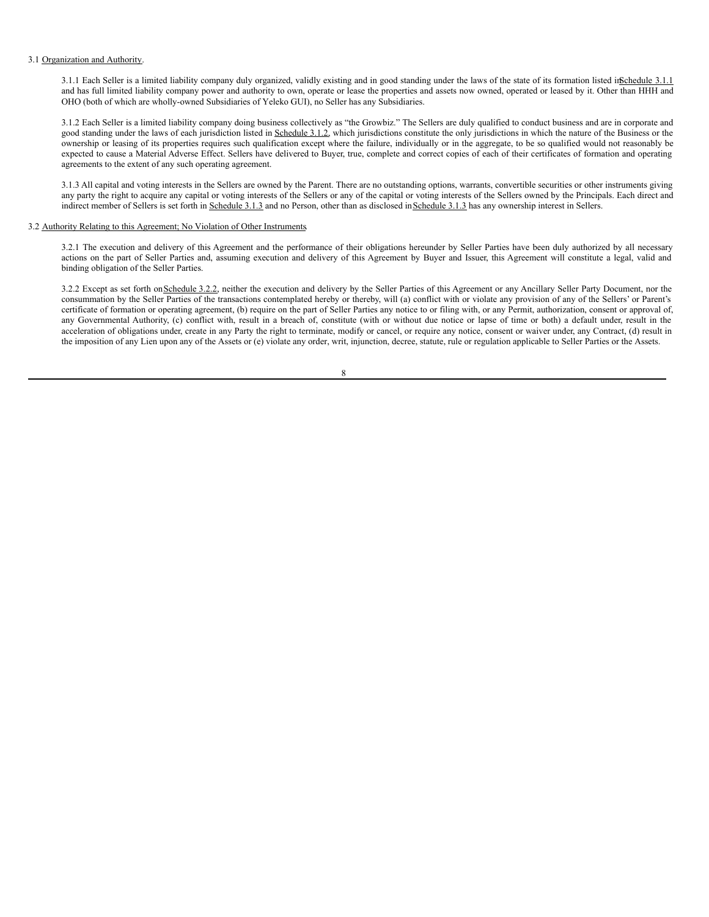3.1 Organization and Authority.

3.1.1 Each Seller is a limited liability company duly organized, validly existing and in good standing under the laws of the state of its formation listed in Schedule 3.1.1 and has full limited liability company power and authority to own, operate or lease the properties and assets now owned, operated or leased by it. Other than HHH and OHO (both of which are wholly-owned Subsidiaries of Yeleko GUI), no Seller has any Subsidiaries.

3.1.2 Each Seller is a limited liability company doing business collectively as "the Growbiz." The Sellers are duly qualified to conduct business and are in corporate and good standing under the laws of each jurisdiction listed in Schedule 3.1.2, which jurisdictions constitute the only jurisdictions in which the nature of the Business or the ownership or leasing of its properties requires such qualification except where the failure, individually or in the aggregate, to be so qualified would not reasonably be expected to cause a Material Adverse Effect. Sellers have delivered to Buyer, true, complete and correct copies of each of their certificates of formation and operating agreements to the extent of any such operating agreement.

3.1.3 All capital and voting interests in the Sellers are owned by the Parent. There are no outstanding options, warrants, convertible securities or other instruments giving any party the right to acquire any capital or voting interests of the Sellers or any of the capital or voting interests of the Sellers owned by the Principals. Each direct and indirect member of Sellers is set forth in Schedule 3.1.3 and no Person, other than as disclosed in Schedule 3.1.3 has any ownership interest in Sellers.

3.2 Authority Relating to this Agreement; No Violation of Other Instruments.

3.2.1 The execution and delivery of this Agreement and the performance of their obligations hereunder by Seller Parties have been duly authorized by all necessary actions on the part of Seller Parties and, assuming execution and delivery of this Agreement by Buyer and Issuer, this Agreement will constitute a legal, valid and binding obligation of the Seller Parties.

3.2.2 Except as set forth on Schedule 3.2.2, neither the execution and delivery by the Seller Parties of this Agreement or any Ancillary Seller Party Document, nor the consummation by the Seller Parties of the transactions contemplated hereby or thereby, will (a) conflict with or violate any provision of any of the Sellers' or Parent's certificate of formation or operating agreement, (b) require on the part of Seller Parties any notice to or filing with, or any Permit, authorization, consent or approval of, any Governmental Authority, (c) conflict with, result in a breach of, constitute (with or without due notice or lapse of time or both) a default under, result in the acceleration of obligations under, create in any Party the right to terminate, modify or cancel, or require any notice, consent or waiver under, any Contract, (d) result in the imposition of any Lien upon any of the Assets or (e) violate any order, writ, injunction, decree, statute, rule or regulation applicable to Seller Parties or the Assets.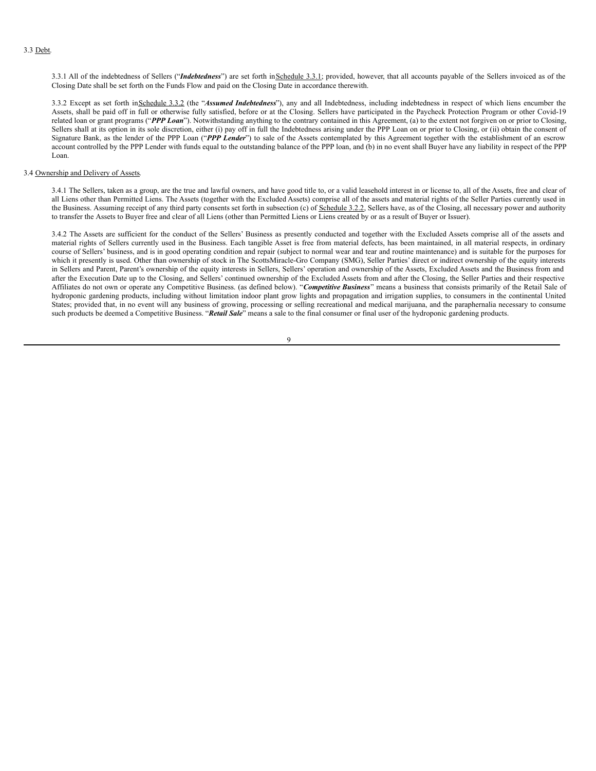3.3 Debt.

3.3.1 All of the indebtedness of Sellers ("***Indebtedness***") are set forth in Schedule 3.3.1; provided, however, that all accounts payable of the Sellers invoiced as of the Closing Date shall be set forth on the Funds Flow and paid on the Closing Date in accordance therewith.

3.3.2 Except as set forth in Schedule 3.3.2 (the "***Assumed Indebtedness***"), any and all Indebtedness, including indebtedness in respect of which liens encumber the Assets, shall be paid off in full or otherwise fully satisfied, before or at the Closing. Sellers have participated in the Paycheck Protection Program or other Covid-19 related loan or grant programs ("***PPP Loan***"). Notwithstanding anything to the contrary contained in this Agreement, (a) to the extent not forgiven on or prior to Closing, Sellers shall at its option in its sole discretion, either (i) pay off in full the Indebtedness arising under the PPP Loan on or prior to Closing, or (ii) obtain the consent of Signature Bank, as the lender of the PPP Loan ("***PPP Lender***") to sale of the Assets contemplated by this Agreement together with the establishment of an escrow account controlled by the PPP Lender with funds equal to the outstanding balance of the PPP loan, and (b) in no event shall Buyer have any liability in respect of the PPP Loan.

3.4 Ownership and Delivery of Assets.

3.4.1 The Sellers, taken as a group, are the true and lawful owners, and have good title to, or a valid leasehold interest in or license to, all of the Assets, free and clear of all Liens other than Permitted Liens. The Assets (together with the Excluded Assets) comprise all of the assets and material rights of the Seller Parties currently used in the Business. Assuming receipt of any third party consents set forth in subsection (c) of Schedule 3.2.2, Sellers have, as of the Closing, all necessary power and authority to transfer the Assets to Buyer free and clear of all Liens (other than Permitted Liens or Liens created by or as a result of Buyer or Issuer).

3.4.2 The Assets are sufficient for the conduct of the Sellers' Business as presently conducted and together with the Excluded Assets comprise all of the assets and material rights of Sellers currently used in the Business. Each tangible Asset is free from material defects, has been maintained, in all material respects, in ordinary course of Sellers' business, and is in good operating condition and repair (subject to normal wear and tear and routine maintenance) and is suitable for the purposes for which it presently is used. Other than ownership of stock in The ScottsMiracle-Gro Company (SMG), Seller Parties' direct or indirect ownership of the equity interests in Sellers and Parent, Parent's ownership of the equity interests in Sellers, Sellers' operation and ownership of the Assets, Excluded Assets and the Business from and after the Execution Date up to the Closing, and Sellers' continued ownership of the Excluded Assets from and after the Closing, the Seller Parties and their respective Affiliates do not own or operate any Competitive Business. (as defined below). "***Competitive Business***" means a business that consists primarily of the Retail Sale of hydroponic gardening products, including without limitation indoor plant grow lights and propagation and irrigation supplies, to consumers in the continental United States; provided that, in no event will any business of growing, processing or selling recreational and medical marijuana, and the paraphernalia necessary to consume such products be deemed a Competitive Business. "***Retail Sale***" means a sale to the final consumer or final user of the hydroponic gardening products.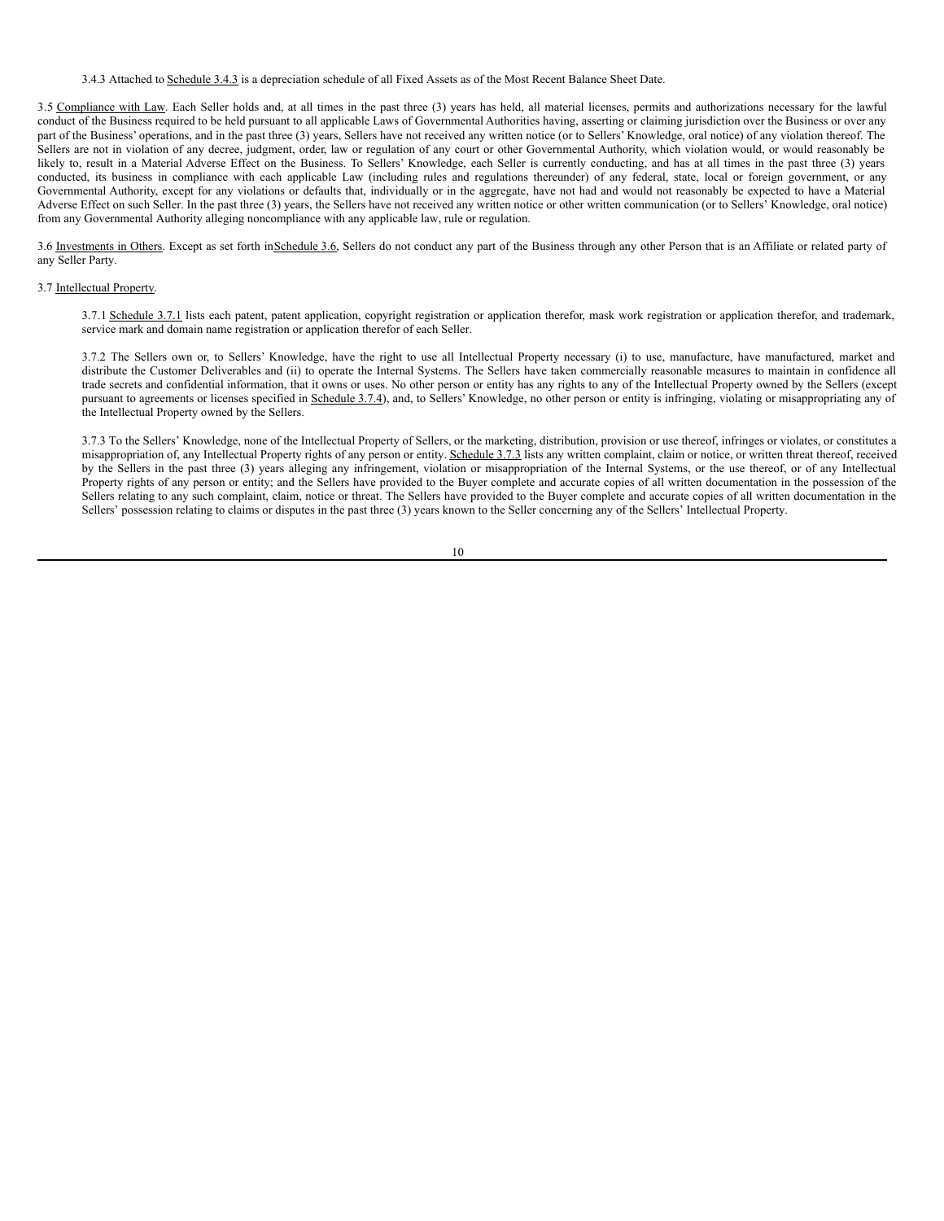3.4.3 Attached to Schedule 3.4.3 is a depreciation schedule of all Fixed Assets as of the Most Recent Balance Sheet Date.

3.5 Compliance with Law. Each Seller holds and, at all times in the past three (3) years has held, all material licenses, permits and authorizations necessary for the lawful conduct of the Business required to be held pursuant to all applicable Laws of Governmental Authorities having, asserting or claiming jurisdiction over the Business or over any part of the Business' operations, and in the past three (3) years, Sellers have not received any written notice (or to Sellers' Knowledge, oral notice) of any violation thereof. The Sellers are not in violation of any decree, judgment, order, law or regulation of any court or other Governmental Authority, which violation would, or would reasonably be likely to, result in a Material Adverse Effect on the Business. To Sellers' Knowledge, each Seller is currently conducting, and has at all times in the past three (3) years conducted, its business in compliance with each applicable Law (including rules and regulations thereunder) of any federal, state, local or foreign government, or any Governmental Authority, except for any violations or defaults that, individually or in the aggregate, have not had and would not reasonably be expected to have a Material Adverse Effect on such Seller. In the past three (3) years, the Sellers have not received any written notice or other written communication (or to Sellers' Knowledge, oral notice) from any Governmental Authority alleging noncompliance with any applicable law, rule or regulation.

3.6 Investments in Others. Except as set forth in Schedule 3.6, Sellers do not conduct any part of the Business through any other Person that is an Affiliate or related party of any Seller Party.

3.7 Intellectual Property.

3.7.1 Schedule 3.7.1 lists each patent, patent application, copyright registration or application therefor, mask work registration or application therefor, and trademark, service mark and domain name registration or application therefor of each Seller.

3.7.2 The Sellers own or, to Sellers' Knowledge, have the right to use all Intellectual Property necessary (i) to use, manufacture, have manufactured, market and distribute the Customer Deliverables and (ii) to operate the Internal Systems. The Sellers have taken commercially reasonable measures to maintain in confidence all trade secrets and confidential information, that it owns or uses. No other person or entity has any rights to any of the Intellectual Property owned by the Sellers (except pursuant to agreements or licenses specified in Schedule 3.7.4), and, to Sellers' Knowledge, no other person or entity is infringing, violating or misappropriating any of the Intellectual Property owned by the Sellers.

3.7.3 To the Sellers' Knowledge, none of the Intellectual Property of Sellers, or the marketing, distribution, provision or use thereof, infringes or violates, or constitutes a misappropriation of, any Intellectual Property rights of any person or entity. Schedule 3.7.3 lists any written complaint, claim or notice, or written threat thereof, received by the Sellers in the past three (3) years alleging any infringement, violation or misappropriation of the Internal Systems, or the use thereof, or of any Intellectual Property rights of any person or entity; and the Sellers have provided to the Buyer complete and accurate copies of all written documentation in the possession of the Sellers relating to any such complaint, claim, notice or threat. The Sellers have provided to the Buyer complete and accurate copies of all written documentation in the Sellers' possession relating to claims or disputes in the past three (3) years known to the Seller concerning any of the Sellers' Intellectual Property.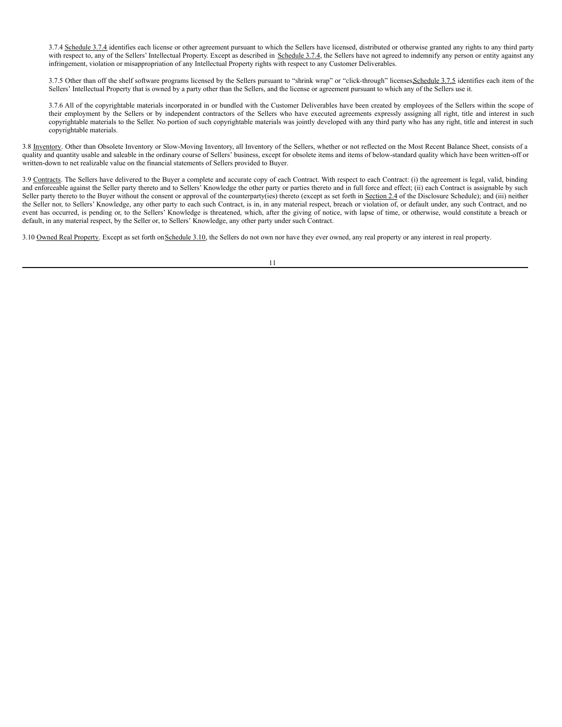3.7.4 Schedule 3.7.4 identifies each license or other agreement pursuant to which the Sellers have licensed, distributed or otherwise granted any rights to any third party with respect to, any of the Sellers' Intellectual Property. Except as described in Schedule 3.7.4, the Sellers have not agreed to indemnify any person or entity against any infringement, violation or misappropriation of any Intellectual Property rights with respect to any Customer Deliverables.

3.7.5 Other than off the shelf software programs licensed by the Sellers pursuant to "shrink wrap" or "click-through" licenses Schedule 3.7.5 identifies each item of the Sellers' Intellectual Property that is owned by a party other than the Sellers, and the license or agreement pursuant to which any of the Sellers use it.

3.7.6 All of the copyrightable materials incorporated in or bundled with the Customer Deliverables have been created by employees of the Sellers within the scope of their employment by the Sellers or by independent contractors of the Sellers who have executed agreements expressly assigning all right, title and interest in such copyrightable materials to the Seller. No portion of such copyrightable materials was jointly developed with any third party who has any right, title and interest in such copyrightable materials.

3.8 Inventory. Other than Obsolete Inventory or Slow-Moving Inventory, all Inventory of the Sellers, whether or not reflected on the Most Recent Balance Sheet, consists of a quality and quantity usable and saleable in the ordinary course of Sellers' business, except for obsolete items and items of below-standard quality which have been written-off or written-down to net realizable value on the financial statements of Sellers provided to Buyer.

3.9 Contracts. The Sellers have delivered to the Buyer a complete and accurate copy of each Contract. With respect to each Contract: (i) the agreement is legal, valid, binding and enforceable against the Seller party thereto and to Sellers' Knowledge the other party or parties thereto and in full force and effect; (ii) each Contract is assignable by such Seller party thereto to the Buyer without the consent or approval of the counterparty(ies) thereto (except as set forth in Section 2.4 of the Disclosure Schedule); and (iii) neither the Seller nor, to Sellers' Knowledge, any other party to each such Contract, is in, in any material respect, breach or violation of, or default under, any such Contract, and no event has occurred, is pending or, to the Sellers' Knowledge is threatened, which, after the giving of notice, with lapse of time, or otherwise, would constitute a breach or default, in any material respect, by the Seller or, to Sellers' Knowledge, any other party under such Contract.

3.10 Owned Real Property. Except as set forth on Schedule 3.10, the Sellers do not own nor have they ever owned, any real property or any interest in real property.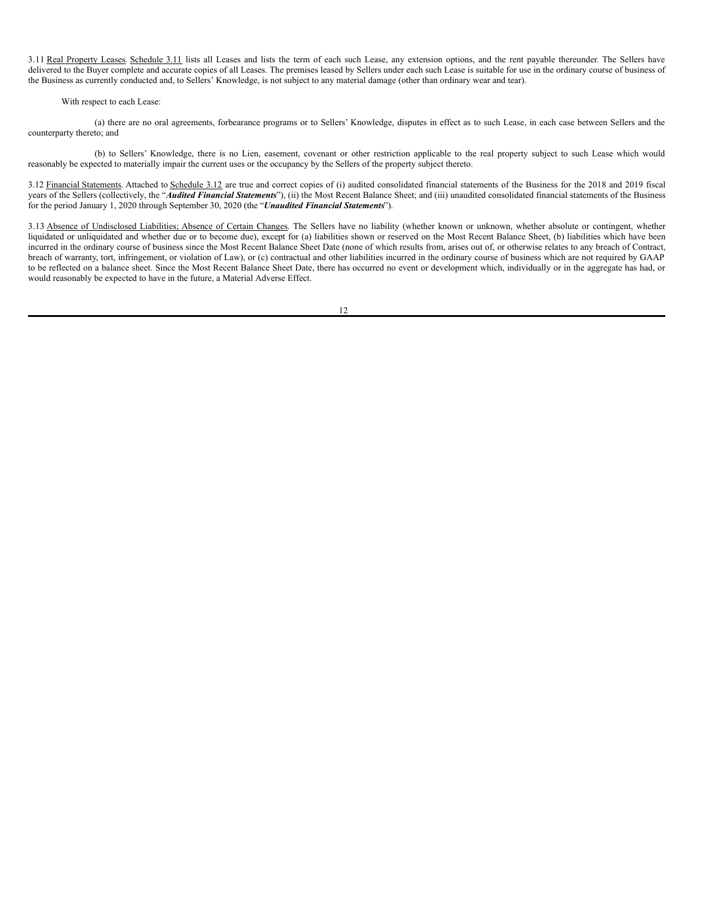3.11 Real Property Leases. Schedule 3.11 lists all Leases and lists the term of each such Lease, any extension options, and the rent payable thereunder. The Sellers have delivered to the Buyer complete and accurate copies of all Leases. The premises leased by Sellers under each such Lease is suitable for use in the ordinary course of business of the Business as currently conducted and, to Sellers' Knowledge, is not subject to any material damage (other than ordinary wear and tear).

With respect to each Lease:

(a) there are no oral agreements, forbearance programs or to Sellers' Knowledge, disputes in effect as to such Lease, in each case between Sellers and the counterparty thereto; and

(b) to Sellers' Knowledge, there is no Lien, easement, covenant or other restriction applicable to the real property subject to such Lease which would reasonably be expected to materially impair the current uses or the occupancy by the Sellers of the property subject thereto.

3.12 Financial Statements. Attached to Schedule 3.12 are true and correct copies of (i) audited consolidated financial statements of the Business for the 2018 and 2019 fiscal years of the Sellers (collectively, the "***Audited Financial Statements***"), (ii) the Most Recent Balance Sheet; and (iii) unaudited consolidated financial statements of the Business for the period January 1, 2020 through September 30, 2020 (the "***Unaudited Financial Statements***").

3.13 Absence of Undisclosed Liabilities; Absence of Certain Changes. The Sellers have no liability (whether known or unknown, whether absolute or contingent, whether liquidated or unliquidated and whether due or to become due), except for (a) liabilities shown or reserved on the Most Recent Balance Sheet, (b) liabilities which have been incurred in the ordinary course of business since the Most Recent Balance Sheet Date (none of which results from, arises out of, or otherwise relates to any breach of Contract, breach of warranty, tort, infringement, or violation of Law), or (c) contractual and other liabilities incurred in the ordinary course of business which are not required by GAAP to be reflected on a balance sheet. Since the Most Recent Balance Sheet Date, there has occurred no event or development which, individually or in the aggregate has had, or would reasonably be expected to have in the future, a Material Adverse Effect.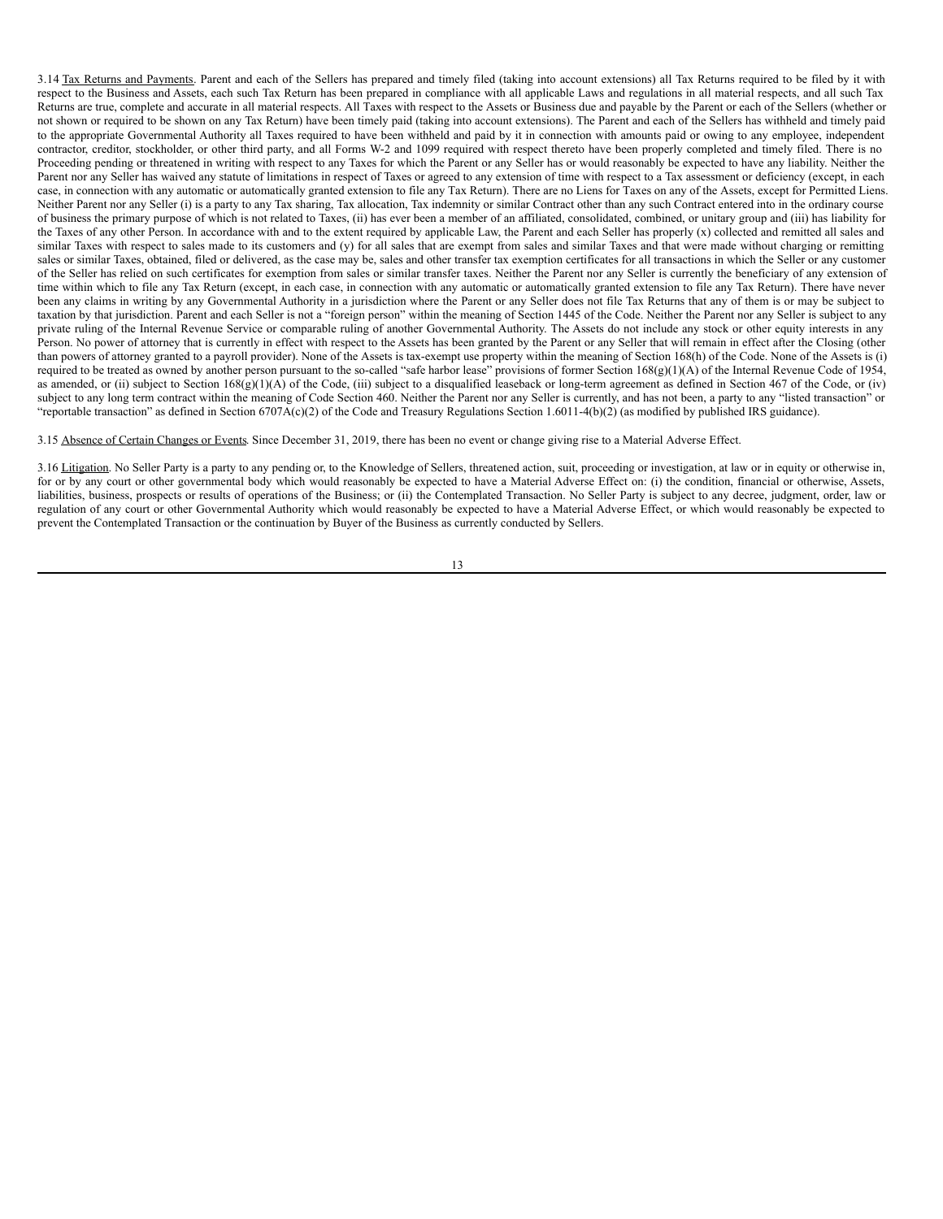3.14 Tax Returns and Payments. Parent and each of the Sellers has prepared and timely filed (taking into account extensions) all Tax Returns required to be filed by it with respect to the Business and Assets, each such Tax Return has been prepared in compliance with all applicable Laws and regulations in all material respects, and all such Tax Returns are true, complete and accurate in all material respects. All Taxes with respect to the Assets or Business due and payable by the Parent or each of the Sellers (whether or not shown or required to be shown on any Tax Return) have been timely paid (taking into account extensions). The Parent and each of the Sellers has withheld and timely paid to the appropriate Governmental Authority all Taxes required to have been withheld and paid by it in connection with amounts paid or owing to any employee, independent contractor, creditor, stockholder, or other third party, and all Forms W-2 and 1099 required with respect thereto have been properly completed and timely filed. There is no Proceeding pending or threatened in writing with respect to any Taxes for which the Parent or any Seller has or would reasonably be expected to have any liability. Neither the Parent nor any Seller has waived any statute of limitations in respect of Taxes or agreed to any extension of time with respect to a Tax assessment or deficiency (except, in each case, in connection with any automatic or automatically granted extension to file any Tax Return). There are no Liens for Taxes on any of the Assets, except for Permitted Liens. Neither Parent nor any Seller (i) is a party to any Tax sharing, Tax allocation, Tax indemnity or similar Contract other than any such Contract entered into in the ordinary course of business the primary purpose of which is not related to Taxes, (ii) has ever been a member of an affiliated, consolidated, combined, or unitary group and (iii) has liability for the Taxes of any other Person. In accordance with and to the extent required by applicable Law, the Parent and each Seller has properly (x) collected and remitted all sales and similar Taxes with respect to sales made to its customers and (y) for all sales that are exempt from sales and similar Taxes and that were made without charging or remitting sales or similar Taxes, obtained, filed or delivered, as the case may be, sales and other transfer tax exemption certificates for all transactions in which the Seller or any customer of the Seller has relied on such certificates for exemption from sales or similar transfer taxes. Neither the Parent nor any Seller is currently the beneficiary of any extension of time within which to file any Tax Return (except, in each case, in connection with any automatic or automatically granted extension to file any Tax Return). There have never been any claims in writing by any Governmental Authority in a jurisdiction where the Parent or any Seller does not file Tax Returns that any of them is or may be subject to taxation by that jurisdiction. Parent and each Seller is not a "foreign person" within the meaning of Section 1445 of the Code. Neither the Parent nor any Seller is subject to any private ruling of the Internal Revenue Service or comparable ruling of another Governmental Authority. The Assets do not include any stock or other equity interests in any Person. No power of attorney that is currently in effect with respect to the Assets has been granted by the Parent or any Seller that will remain in effect after the Closing (other than powers of attorney granted to a payroll provider). None of the Assets is tax-exempt use property within the meaning of Section 168(h) of the Code. None of the Assets is (i) required to be treated as owned by another person pursuant to the so-called "safe harbor lease" provisions of former Section 168(g)(1)(A) of the Internal Revenue Code of 1954, as amended, or (ii) subject to Section 168(g)(1)(A) of the Code, (iii) subject to a disqualified leaseback or long-term agreement as defined in Section 467 of the Code, or (iv) subject to any long term contract within the meaning of Code Section 460. Neither the Parent nor any Seller is currently, and has not been, a party to any "listed transaction" or "reportable transaction" as defined in Section 6707A(c)(2) of the Code and Treasury Regulations Section 1.6011-4(b)(2) (as modified by published IRS guidance).

3.15 Absence of Certain Changes or Events. Since December 31, 2019, there has been no event or change giving rise to a Material Adverse Effect.

3.16 Litigation. No Seller Party is a party to any pending or, to the Knowledge of Sellers, threatened action, suit, proceeding or investigation, at law or in equity or otherwise in, for or by any court or other governmental body which would reasonably be expected to have a Material Adverse Effect on: (i) the condition, financial or otherwise, Assets, liabilities, business, prospects or results of operations of the Business; or (ii) the Contemplated Transaction. No Seller Party is subject to any decree, judgment, order, law or regulation of any court or other Governmental Authority which would reasonably be expected to have a Material Adverse Effect, or which would reasonably be expected to prevent the Contemplated Transaction or the continuation by Buyer of the Business as currently conducted by Sellers.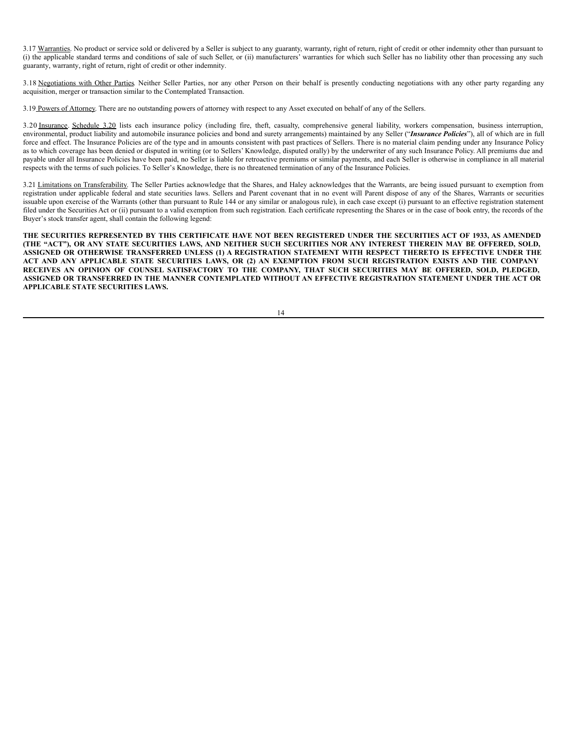3.17 Warranties. No product or service sold or delivered by a Seller is subject to any guaranty, warranty, right of return, right of credit or other indemnity other than pursuant to (i) the applicable standard terms and conditions of sale of such Seller, or (ii) manufacturers' warranties for which such Seller has no liability other than processing any such guaranty, warranty, right of return, right of credit or other indemnity.

3.18 Negotiations with Other Parties. Neither Seller Parties, nor any other Person on their behalf is presently conducting negotiations with any other party regarding any acquisition, merger or transaction similar to the Contemplated Transaction.

3.19 Powers of Attorney. There are no outstanding powers of attorney with respect to any Asset executed on behalf of any of the Sellers.

3.20 Insurance. Schedule 3.20 lists each insurance policy (including fire, theft, casualty, comprehensive general liability, workers compensation, business interruption, environmental, product liability and automobile insurance policies and bond and surety arrangements) maintained by any Seller ("***Insurance Policies***"), all of which are in full force and effect. The Insurance Policies are of the type and in amounts consistent with past practices of Sellers. There is no material claim pending under any Insurance Policy as to which coverage has been denied or disputed in writing (or to Sellers' Knowledge, disputed orally) by the underwriter of any such Insurance Policy. All premiums due and payable under all Insurance Policies have been paid, no Seller is liable for retroactive premiums or similar payments, and each Seller is otherwise in compliance in all material respects with the terms of such policies. To Seller's Knowledge, there is no threatened termination of any of the Insurance Policies.

3.21 Limitations on Transferability. The Seller Parties acknowledge that the Shares, and Haley acknowledges that the Warrants, are being issued pursuant to exemption from registration under applicable federal and state securities laws. Sellers and Parent covenant that in no event will Parent dispose of any of the Shares, Warrants or securities issuable upon exercise of the Warrants (other than pursuant to Rule 144 or any similar or analogous rule), in each case except (i) pursuant to an effective registration statement filed under the Securities Act or (ii) pursuant to a valid exemption from such registration. Each certificate representing the Shares or in the case of book entry, the records of the Buyer's stock transfer agent, shall contain the following legend:

**THE SECURITIES REPRESENTED BY THIS CERTIFICATE HAVE NOT BEEN REGISTERED UNDER THE SECURITIES ACT OF 1933, AS AMENDED (THE "ACT"), OR ANY STATE SECURITIES LAWS, AND NEITHER SUCH SECURITIES NOR ANY INTEREST THEREIN MAY BE OFFERED, SOLD, ASSIGNED OR OTHERWISE TRANSFERRED UNLESS (1) A REGISTRATION STATEMENT WITH RESPECT THERETO IS EFFECTIVE UNDER THE ACT AND ANY APPLICABLE STATE SECURITIES LAWS, OR (2) AN EXEMPTION FROM SUCH REGISTRATION EXISTS AND THE COMPANY RECEIVES AN OPINION OF COUNSEL SATISFACTORY TO THE COMPANY, THAT SUCH SECURITIES MAY BE OFFERED, SOLD, PLEDGED, ASSIGNED OR TRANSFERRED IN THE MANNER CONTEMPLATED WITHOUT AN EFFECTIVE REGISTRATION STATEMENT UNDER THE ACT OR APPLICABLE STATE SECURITIES LAWS.**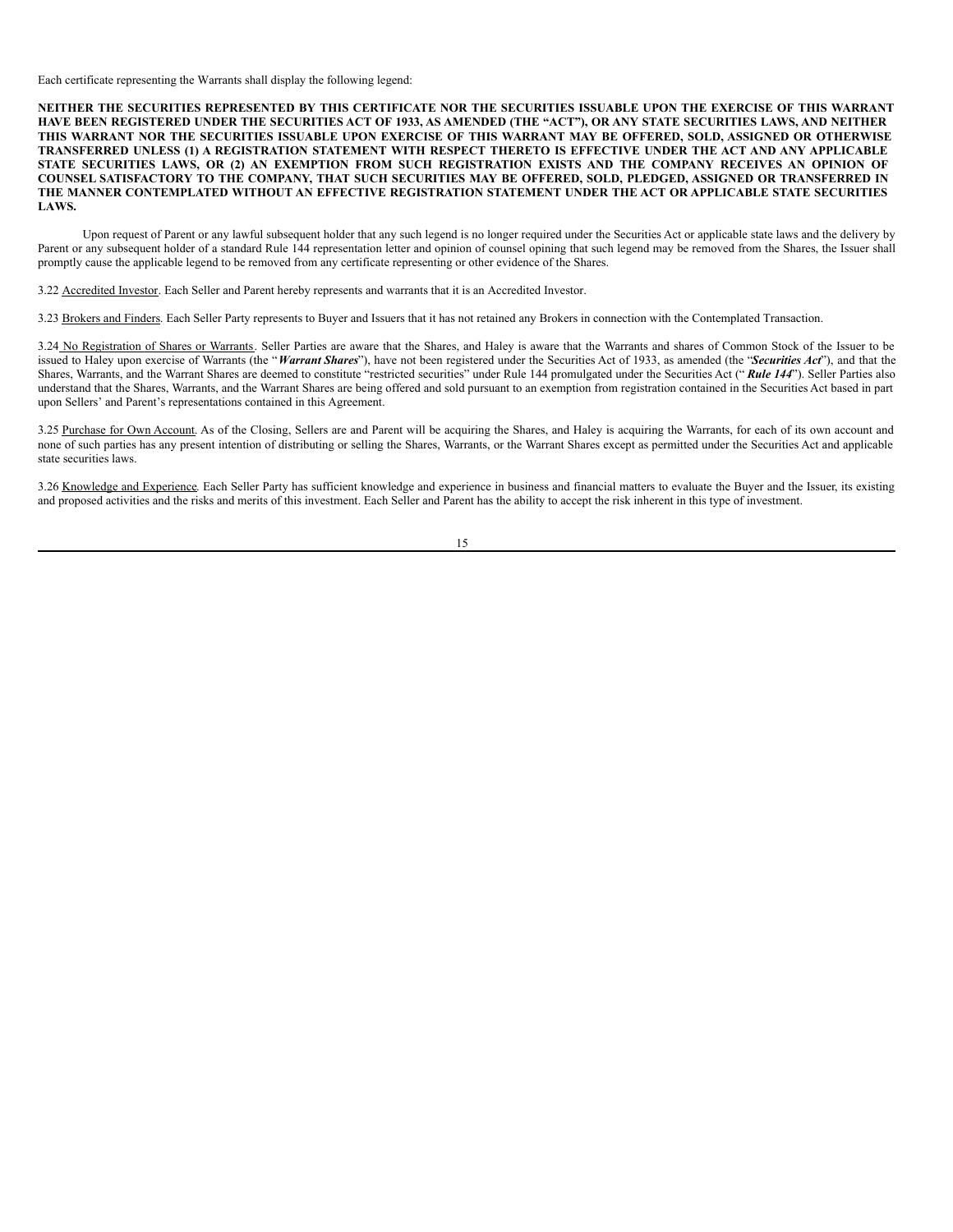Each certificate representing the Warrants shall display the following legend:

**NEITHER THE SECURITIES REPRESENTED BY THIS CERTIFICATE NOR THE SECURITIES ISSUABLE UPON THE EXERCISE OF THIS WARRANT HAVE BEEN REGISTERED UNDER THE SECURITIES ACT OF 1933, AS AMENDED (THE "ACT"), OR ANY STATE SECURITIES LAWS, AND NEITHER THIS WARRANT NOR THE SECURITIES ISSUABLE UPON EXERCISE OF THIS WARRANT MAY BE OFFERED, SOLD, ASSIGNED OR OTHERWISE TRANSFERRED UNLESS (1) A REGISTRATION STATEMENT WITH RESPECT THERETO IS EFFECTIVE UNDER THE ACT AND ANY APPLICABLE STATE SECURITIES LAWS, OR (2) AN EXEMPTION FROM SUCH REGISTRATION EXISTS AND THE COMPANY RECEIVES AN OPINION OF COUNSEL SATISFACTORY TO THE COMPANY, THAT SUCH SECURITIES MAY BE OFFERED, SOLD, PLEDGED, ASSIGNED OR TRANSFERRED IN THE MANNER CONTEMPLATED WITHOUT AN EFFECTIVE REGISTRATION STATEMENT UNDER THE ACT OR APPLICABLE STATE SECURITIES LAWS.**

Upon request of Parent or any lawful subsequent holder that any such legend is no longer required under the Securities Act or applicable state laws and the delivery by Parent or any subsequent holder of a standard Rule 144 representation letter and opinion of counsel opining that such legend may be removed from the Shares, the Issuer shall promptly cause the applicable legend to be removed from any certificate representing or other evidence of the Shares.

3.22 Accredited Investor. Each Seller and Parent hereby represents and warrants that it is an Accredited Investor.

3.23 Brokers and Finders. Each Seller Party represents to Buyer and Issuers that it has not retained any Brokers in connection with the Contemplated Transaction.

3.24 No Registration of Shares or Warrants. Seller Parties are aware that the Shares, and Haley is aware that the Warrants and shares of Common Stock of the Issuer to be issued to Haley upon exercise of Warrants (the "***Warrant Shares***"), have not been registered under the Securities Act of 1933, as amended (the "***Securities Act***"), and that the Shares, Warrants, and the Warrant Shares are deemed to constitute "restricted securities" under Rule 144 promulgated under the Securities Act ("***Rule 144***"). Seller Parties also understand that the Shares, Warrants, and the Warrant Shares are being offered and sold pursuant to an exemption from registration contained in the Securities Act based in part upon Sellers' and Parent's representations contained in this Agreement.

3.25 Purchase for Own Account. As of the Closing, Sellers are and Parent will be acquiring the Shares, and Haley is acquiring the Warrants, for each of its own account and none of such parties has any present intention of distributing or selling the Shares, Warrants, or the Warrant Shares except as permitted under the Securities Act and applicable state securities laws.

3.26 Knowledge and Experience. Each Seller Party has sufficient knowledge and experience in business and financial matters to evaluate the Buyer and the Issuer, its existing and proposed activities and the risks and merits of this investment. Each Seller and Parent has the ability to accept the risk inherent in this type of investment.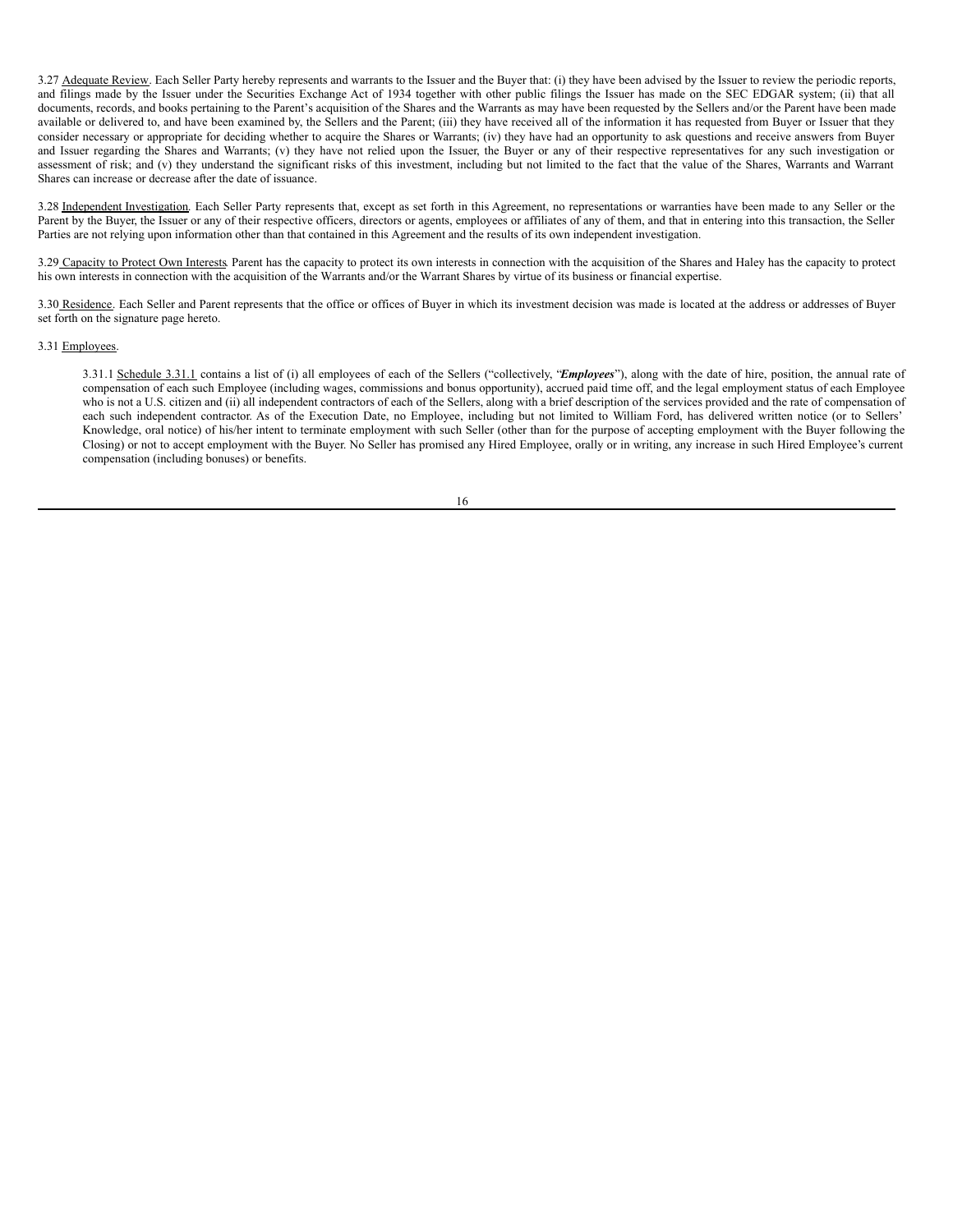3.27 Adequate Review. Each Seller Party hereby represents and warrants to the Issuer and the Buyer that: (i) they have been advised by the Issuer to review the periodic reports, and filings made by the Issuer under the Securities Exchange Act of 1934 together with other public filings the Issuer has made on the SEC EDGAR system; (ii) that all documents, records, and books pertaining to the Parent's acquisition of the Shares and the Warrants as may have been requested by the Sellers and/or the Parent have been made available or delivered to, and have been examined by, the Sellers and the Parent; (iii) they have received all of the information it has requested from Buyer or Issuer that they consider necessary or appropriate for deciding whether to acquire the Shares or Warrants; (iv) they have had an opportunity to ask questions and receive answers from Buyer and Issuer regarding the Shares and Warrants; (v) they have not relied upon the Issuer, the Buyer or any of their respective representatives for any such investigation or assessment of risk; and (v) they understand the significant risks of this investment, including but not limited to the fact that the value of the Shares, Warrants and Warrant Shares can increase or decrease after the date of issuance.

3.28 Independent Investigation. Each Seller Party represents that, except as set forth in this Agreement, no representations or warranties have been made to any Seller or the Parent by the Buyer, the Issuer or any of their respective officers, directors or agents, employees or affiliates of any of them, and that in entering into this transaction, the Seller Parties are not relying upon information other than that contained in this Agreement and the results of its own independent investigation.

3.29 Capacity to Protect Own Interests. Parent has the capacity to protect its own interests in connection with the acquisition of the Shares and Haley has the capacity to protect his own interests in connection with the acquisition of the Warrants and/or the Warrant Shares by virtue of its business or financial expertise.

3.30 Residence. Each Seller and Parent represents that the office or offices of Buyer in which its investment decision was made is located at the address or addresses of Buyer set forth on the signature page hereto.

3.31 Employees.

3.31.1 Schedule 3.31.1 contains a list of (i) all employees of each of the Sellers ("collectively, "***Employees***"), along with the date of hire, position, the annual rate of compensation of each such Employee (including wages, commissions and bonus opportunity), accrued paid time off, and the legal employment status of each Employee who is not a U.S. citizen and (ii) all independent contractors of each of the Sellers, along with a brief description of the services provided and the rate of compensation of each such independent contractor. As of the Execution Date, no Employee, including but not limited to William Ford, has delivered written notice (or to Sellers' Knowledge, oral notice) of his/her intent to terminate employment with such Seller (other than for the purpose of accepting employment with the Buyer following the Closing) or not to accept employment with the Buyer. No Seller has promised any Hired Employee, orally or in writing, any increase in such Hired Employee's current compensation (including bonuses) or benefits.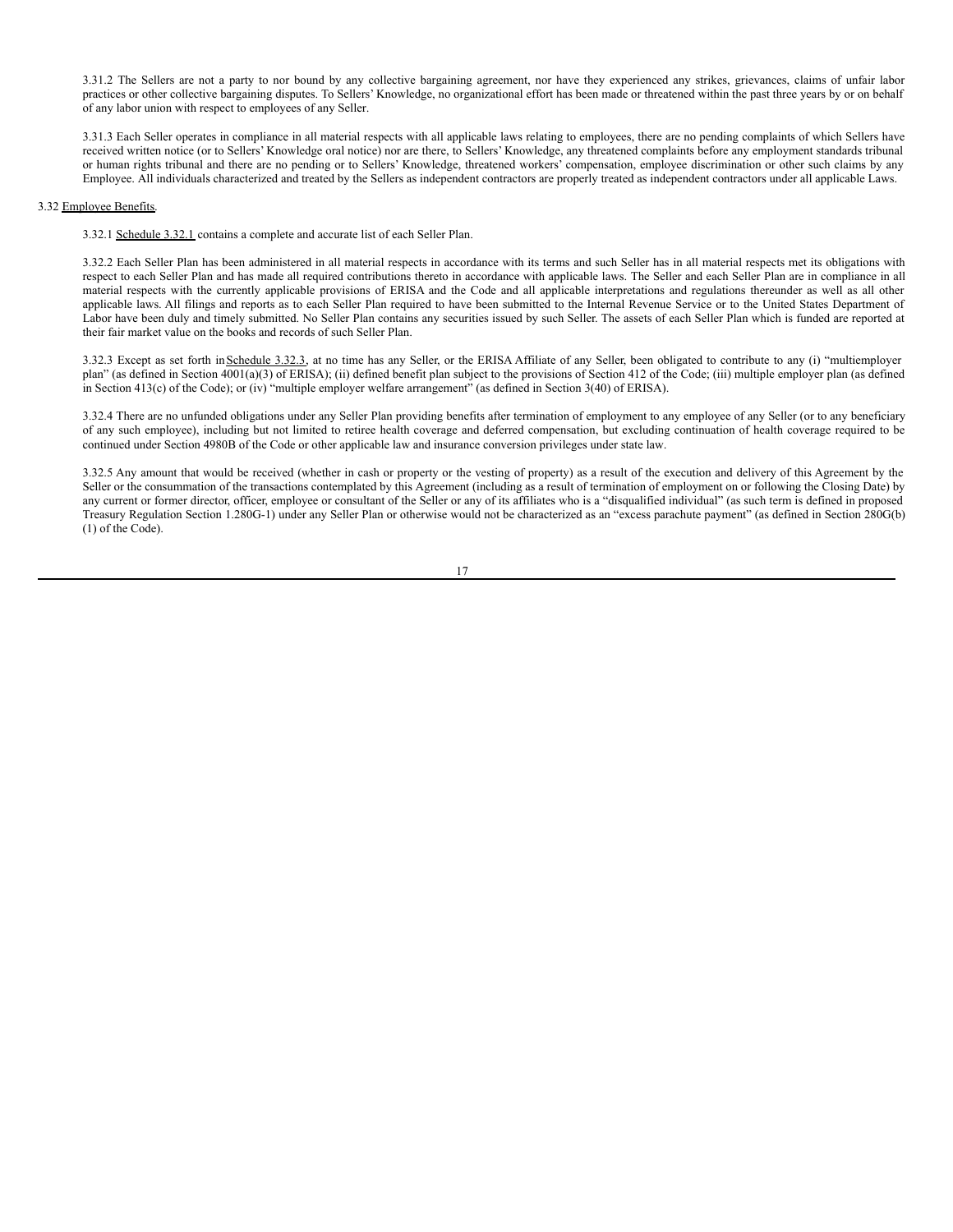3.31.2 The Sellers are not a party to nor bound by any collective bargaining agreement, nor have they experienced any strikes, grievances, claims of unfair labor practices or other collective bargaining disputes. To Sellers' Knowledge, no organizational effort has been made or threatened within the past three years by or on behalf of any labor union with respect to employees of any Seller.

3.31.3 Each Seller operates in compliance in all material respects with all applicable laws relating to employees, there are no pending complaints of which Sellers have received written notice (or to Sellers' Knowledge oral notice) nor are there, to Sellers' Knowledge, any threatened complaints before any employment standards tribunal or human rights tribunal and there are no pending or to Sellers' Knowledge, threatened workers' compensation, employee discrimination or other such claims by any Employee. All individuals characterized and treated by the Sellers as independent contractors are properly treated as independent contractors under all applicable Laws.

3.32 Employee Benefits.

3.32.1 Schedule 3.32.1 contains a complete and accurate list of each Seller Plan.

3.32.2 Each Seller Plan has been administered in all material respects in accordance with its terms and such Seller has in all material respects met its obligations with respect to each Seller Plan and has made all required contributions thereto in accordance with applicable laws. The Seller and each Seller Plan are in compliance in all material respects with the currently applicable provisions of ERISA and the Code and all applicable interpretations and regulations thereunder as well as all other applicable laws. All filings and reports as to each Seller Plan required to have been submitted to the Internal Revenue Service or to the United States Department of Labor have been duly and timely submitted. No Seller Plan contains any securities issued by such Seller. The assets of each Seller Plan which is funded are reported at their fair market value on the books and records of such Seller Plan.

3.32.3 Except as set forth in Schedule 3.32.3, at no time has any Seller, or the ERISA Affiliate of any Seller, been obligated to contribute to any (i) "multiemployer plan" (as defined in Section 4001(a)(3) of ERISA); (ii) defined benefit plan subject to the provisions of Section 412 of the Code; (iii) multiple employer plan (as defined in Section 413(c) of the Code); or (iv) "multiple employer welfare arrangement" (as defined in Section 3(40) of ERISA).

3.32.4 There are no unfunded obligations under any Seller Plan providing benefits after termination of employment to any employee of any Seller (or to any beneficiary of any such employee), including but not limited to retiree health coverage and deferred compensation, but excluding continuation of health coverage required to be continued under Section 4980B of the Code or other applicable law and insurance conversion privileges under state law.

3.32.5 Any amount that would be received (whether in cash or property or the vesting of property) as a result of the execution and delivery of this Agreement by the Seller or the consummation of the transactions contemplated by this Agreement (including as a result of termination of employment on or following the Closing Date) by any current or former director, officer, employee or consultant of the Seller or any of its affiliates who is a "disqualified individual" (as such term is defined in proposed Treasury Regulation Section 1.280G-1) under any Seller Plan or otherwise would not be characterized as an "excess parachute payment" (as defined in Section 280G(b)(1) of the Code).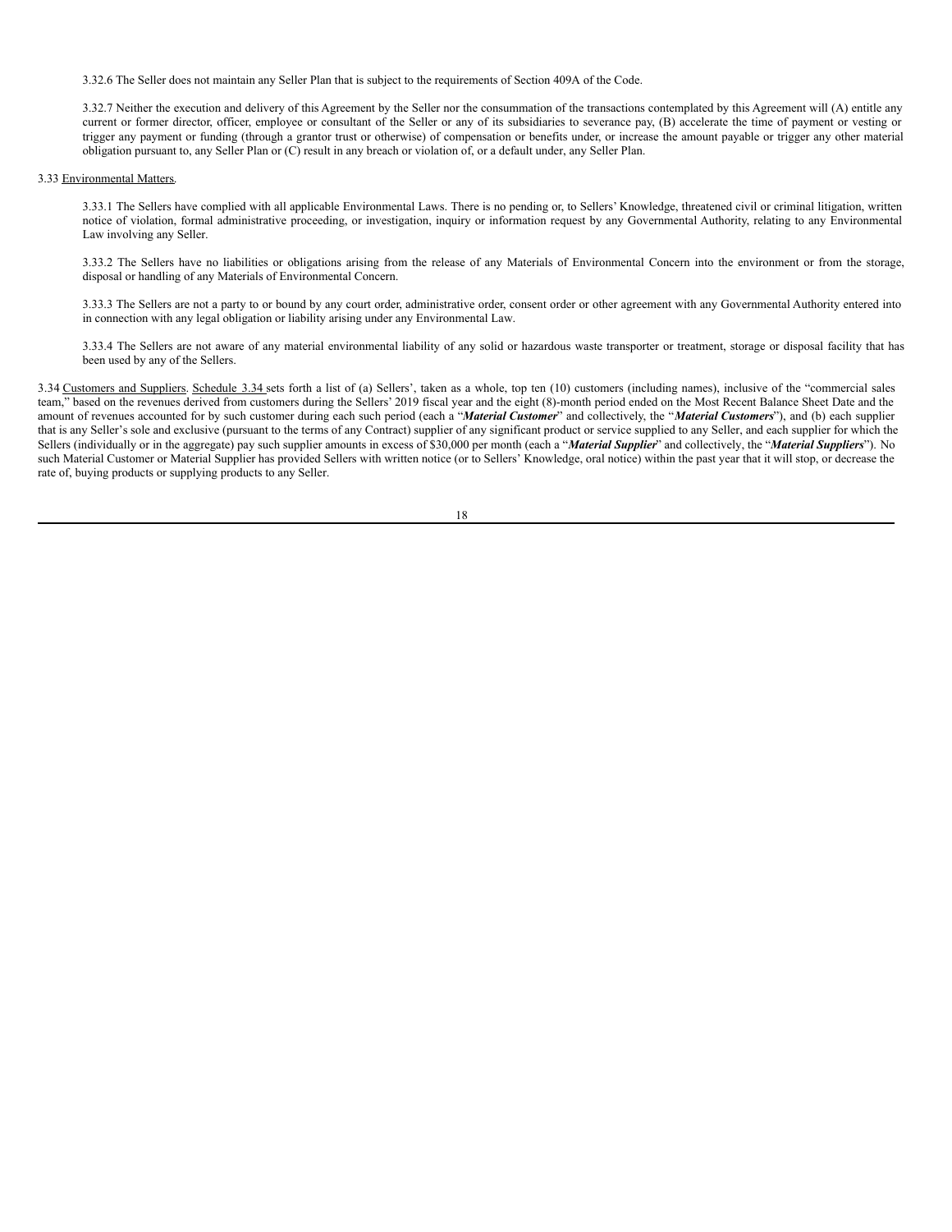3.32.6 The Seller does not maintain any Seller Plan that is subject to the requirements of Section 409A of the Code.

3.32.7 Neither the execution and delivery of this Agreement by the Seller nor the consummation of the transactions contemplated by this Agreement will (A) entitle any current or former director, officer, employee or consultant of the Seller or any of its subsidiaries to severance pay, (B) accelerate the time of payment or vesting or trigger any payment or funding (through a grantor trust or otherwise) of compensation or benefits under, or increase the amount payable or trigger any other material obligation pursuant to, any Seller Plan or (C) result in any breach or violation of, or a default under, any Seller Plan.

3.33 Environmental Matters.

3.33.1 The Sellers have complied with all applicable Environmental Laws. There is no pending or, to Sellers' Knowledge, threatened civil or criminal litigation, written notice of violation, formal administrative proceeding, or investigation, inquiry or information request by any Governmental Authority, relating to any Environmental Law involving any Seller.

3.33.2 The Sellers have no liabilities or obligations arising from the release of any Materials of Environmental Concern into the environment or from the storage, disposal or handling of any Materials of Environmental Concern.

3.33.3 The Sellers are not a party to or bound by any court order, administrative order, consent order or other agreement with any Governmental Authority entered into in connection with any legal obligation or liability arising under any Environmental Law.

3.33.4 The Sellers are not aware of any material environmental liability of any solid or hazardous waste transporter or treatment, storage or disposal facility that has been used by any of the Sellers.

3.34 Customers and Suppliers. Schedule 3.34 sets forth a list of (a) Sellers', taken as a whole, top ten (10) customers (including names), inclusive of the "commercial sales team," based on the revenues derived from customers during the Sellers' 2019 fiscal year and the eight (8)-month period ended on the Most Recent Balance Sheet Date and the amount of revenues accounted for by such customer during each such period (each a "***Material Customer***" and collectively, the "***Material Customers***"), and (b) each supplier that is any Seller's sole and exclusive (pursuant to the terms of any Contract) supplier of any significant product or service supplied to any Seller, and each supplier for which the Sellers (individually or in the aggregate) pay such supplier amounts in excess of $30,000 per month (each a "***Material Supplier***" and collectively, the "***Material Suppliers***"). No such Material Customer or Material Supplier has provided Sellers with written notice (or to Sellers' Knowledge, oral notice) within the past year that it will stop, or decrease the rate of, buying products or supplying products to any Seller.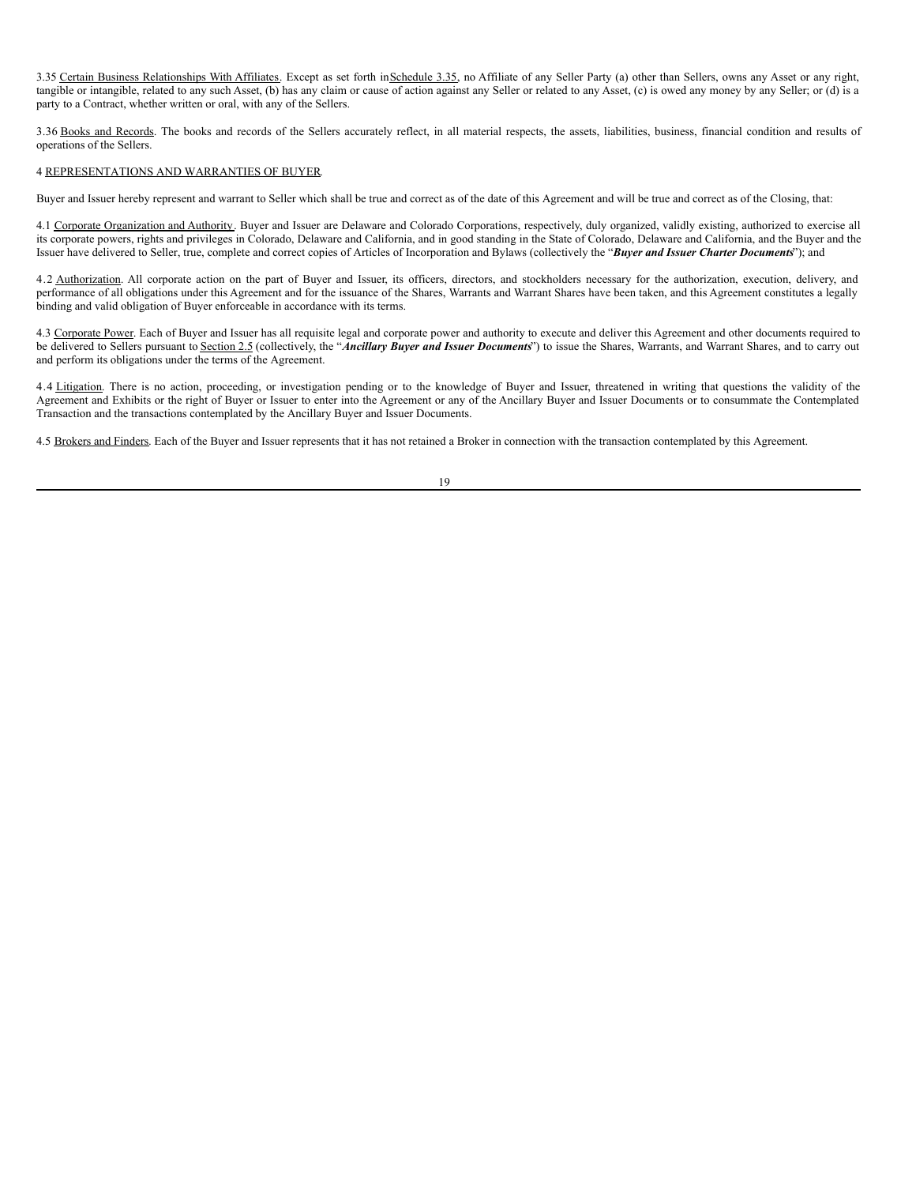3.35 Certain Business Relationships With Affiliates. Except as set forth in Schedule 3.35, no Affiliate of any Seller Party (a) other than Sellers, owns any Asset or any right, tangible or intangible, related to any such Asset, (b) has any claim or cause of action against any Seller or related to any Asset, (c) is owed any money by any Seller; or (d) is a party to a Contract, whether written or oral, with any of the Sellers.

3.36 Books and Records. The books and records of the Sellers accurately reflect, in all material respects, the assets, liabilities, business, financial condition and results of operations of the Sellers.

4 REPRESENTATIONS AND WARRANTIES OF BUYER.

Buyer and Issuer hereby represent and warrant to Seller which shall be true and correct as of the date of this Agreement and will be true and correct as of the Closing, that:

4.1 Corporate Organization and Authority. Buyer and Issuer are Delaware and Colorado Corporations, respectively, duly organized, validly existing, authorized to exercise all its corporate powers, rights and privileges in Colorado, Delaware and California, and in good standing in the State of Colorado, Delaware and California, and the Buyer and the Issuer have delivered to Seller, true, complete and correct copies of Articles of Incorporation and Bylaws (collectively the "***Buyer and Issuer Charter Documents***"); and

4.2 Authorization. All corporate action on the part of Buyer and Issuer, its officers, directors, and stockholders necessary for the authorization, execution, delivery, and performance of all obligations under this Agreement and for the issuance of the Shares, Warrants and Warrant Shares have been taken, and this Agreement constitutes a legally binding and valid obligation of Buyer enforceable in accordance with its terms.

4.3 Corporate Power. Each of Buyer and Issuer has all requisite legal and corporate power and authority to execute and deliver this Agreement and other documents required to be delivered to Sellers pursuant to Section 2.5 (collectively, the "***Ancillary Buyer and Issuer Documents***") to issue the Shares, Warrants, and Warrant Shares, and to carry out and perform its obligations under the terms of the Agreement.

4.4 Litigation. There is no action, proceeding, or investigation pending or to the knowledge of Buyer and Issuer, threatened in writing that questions the validity of the Agreement and Exhibits or the right of Buyer or Issuer to enter into the Agreement or any of the Ancillary Buyer and Issuer Documents or to consummate the Contemplated Transaction and the transactions contemplated by the Ancillary Buyer and Issuer Documents.

4.5 Brokers and Finders. Each of the Buyer and Issuer represents that it has not retained a Broker in connection with the transaction contemplated by this Agreement.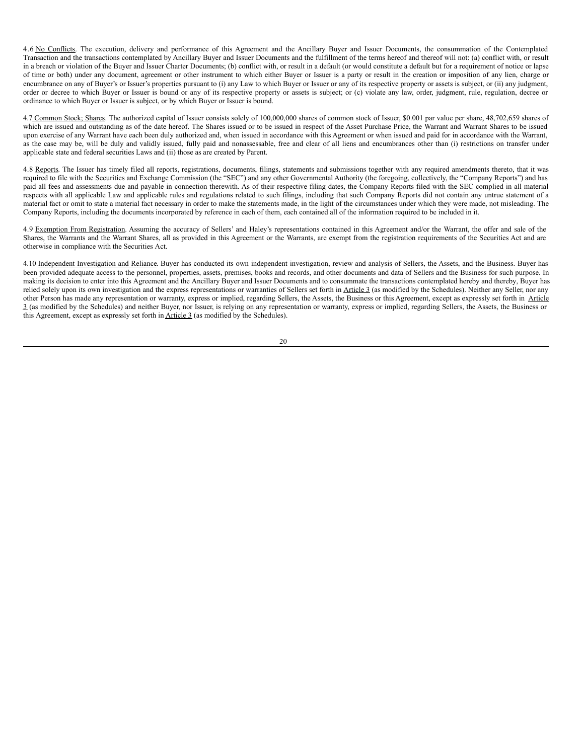4.6 No Conflicts. The execution, delivery and performance of this Agreement and the Ancillary Buyer and Issuer Documents, the consummation of the Contemplated Transaction and the transactions contemplated by Ancillary Buyer and Issuer Documents and the fulfillment of the terms hereof and thereof will not: (a) conflict with, or result in a breach or violation of the Buyer and Issuer Charter Documents; (b) conflict with, or result in a default (or would constitute a default but for a requirement of notice or lapse of time or both) under any document, agreement or other instrument to which either Buyer or Issuer is a party or result in the creation or imposition of any lien, charge or encumbrance on any of Buyer's or Issuer's properties pursuant to (i) any Law to which Buyer or Issuer or any of its respective property or assets is subject, or (ii) any judgment, order or decree to which Buyer or Issuer is bound or any of its respective property or assets is subject; or (c) violate any law, order, judgment, rule, regulation, decree or ordinance to which Buyer or Issuer is subject, or by which Buyer or Issuer is bound.

4.7 Common Stock; Shares. The authorized capital of Issuer consists solely of 100,000,000 shares of common stock of Issuer, $0.001 par value per share, 48,702,659 shares of which are issued and outstanding as of the date hereof. The Shares issued or to be issued in respect of the Asset Purchase Price, the Warrant and Warrant Shares to be issued upon exercise of any Warrant have each been duly authorized and, when issued in accordance with this Agreement or when issued and paid for in accordance with the Warrant, as the case may be, will be duly and validly issued, fully paid and nonassessable, free and clear of all liens and encumbrances other than (i) restrictions on transfer under applicable state and federal securities Laws and (ii) those as are created by Parent.

4.8 Reports. The Issuer has timely filed all reports, registrations, documents, filings, statements and submissions together with any required amendments thereto, that it was required to file with the Securities and Exchange Commission (the "SEC") and any other Governmental Authority (the foregoing, collectively, the "Company Reports") and has paid all fees and assessments due and payable in connection therewith. As of their respective filing dates, the Company Reports filed with the SEC complied in all material respects with all applicable Law and applicable rules and regulations related to such filings, including that such Company Reports did not contain any untrue statement of a material fact or omit to state a material fact necessary in order to make the statements made, in the light of the circumstances under which they were made, not misleading. The Company Reports, including the documents incorporated by reference in each of them, each contained all of the information required to be included in it.

4.9 Exemption From Registration. Assuming the accuracy of Sellers' and Haley's representations contained in this Agreement and/or the Warrant, the offer and sale of the Shares, the Warrants and the Warrant Shares, all as provided in this Agreement or the Warrants, are exempt from the registration requirements of the Securities Act and are otherwise in compliance with the Securities Act.

4.10 Independent Investigation and Reliance. Buyer has conducted its own independent investigation, review and analysis of Sellers, the Assets, and the Business. Buyer has been provided adequate access to the personnel, properties, assets, premises, books and records, and other documents and data of Sellers and the Business for such purpose. In making its decision to enter into this Agreement and the Ancillary Buyer and Issuer Documents and to consummate the transactions contemplated hereby and thereby, Buyer has relied solely upon its own investigation and the express representations or warranties of Sellers set forth in Article 3 (as modified by the Schedules). Neither any Seller, nor any other Person has made any representation or warranty, express or implied, regarding Sellers, the Assets, the Business or this Agreement, except as expressly set forth in Article 3 (as modified by the Schedules) and neither Buyer, nor Issuer, is relying on any representation or warranty, express or implied, regarding Sellers, the Assets, the Business or this Agreement, except as expressly set forth in Article 3 (as modified by the Schedules).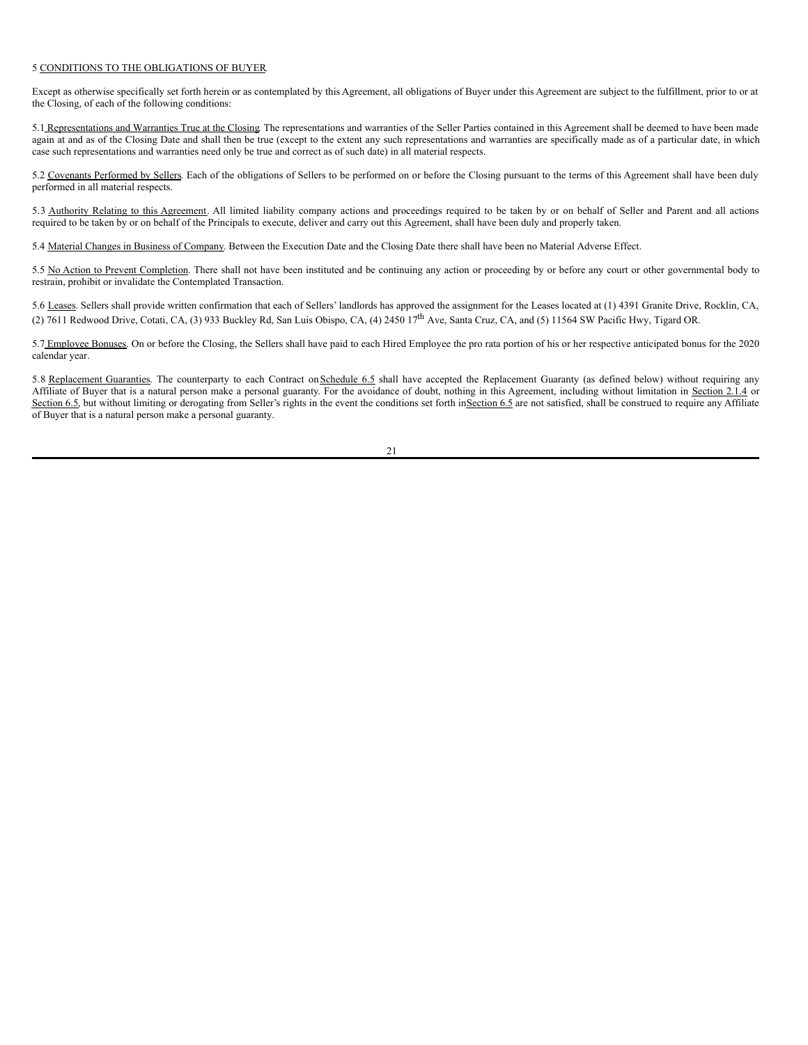5 CONDITIONS TO THE OBLIGATIONS OF BUYER

Except as otherwise specifically set forth herein or as contemplated by this Agreement, all obligations of Buyer under this Agreement are subject to the fulfillment, prior to or at the Closing, of each of the following conditions:

5.1 Representations and Warranties True at the Closing. The representations and warranties of the Seller Parties contained in this Agreement shall be deemed to have been made again at and as of the Closing Date and shall then be true (except to the extent any such representations and warranties are specifically made as of a particular date, in which case such representations and warranties need only be true and correct as of such date) in all material respects.

5.2 Covenants Performed by Sellers. Each of the obligations of Sellers to be performed on or before the Closing pursuant to the terms of this Agreement shall have been duly performed in all material respects.

5.3 Authority Relating to this Agreement. All limited liability company actions and proceedings required to be taken by or on behalf of Seller and Parent and all actions required to be taken by or on behalf of the Principals to execute, deliver and carry out this Agreement, shall have been duly and properly taken.

5.4 Material Changes in Business of Company. Between the Execution Date and the Closing Date there shall have been no Material Adverse Effect.

5.5 No Action to Prevent Completion. There shall not have been instituted and be continuing any action or proceeding by or before any court or other governmental body to restrain, prohibit or invalidate the Contemplated Transaction.

5.6 Leases. Sellers shall provide written confirmation that each of Sellers' landlords has approved the assignment for the Leases located at (1) 4391 Granite Drive, Rocklin, CA, (2) 7611 Redwood Drive, Cotati, CA, (3) 933 Buckley Rd, San Luis Obispo, CA, (4) 2450 17th Ave, Santa Cruz, CA, and (5) 11564 SW Pacific Hwy, Tigard OR.

5.7 Employee Bonuses. On or before the Closing, the Sellers shall have paid to each Hired Employee the pro rata portion of his or her respective anticipated bonus for the 2020 calendar year.

5.8 Replacement Guaranties. The counterparty to each Contract on Schedule 6.5 shall have accepted the Replacement Guaranty (as defined below) without requiring any Affiliate of Buyer that is a natural person make a personal guaranty. For the avoidance of doubt, nothing in this Agreement, including without limitation in Section 2.1.4 or Section 6.5, but without limiting or derogating from Seller's rights in the event the conditions set forth in Section 6.5 are not satisfied, shall be construed to require any Affiliate of Buyer that is a natural person make a personal guaranty.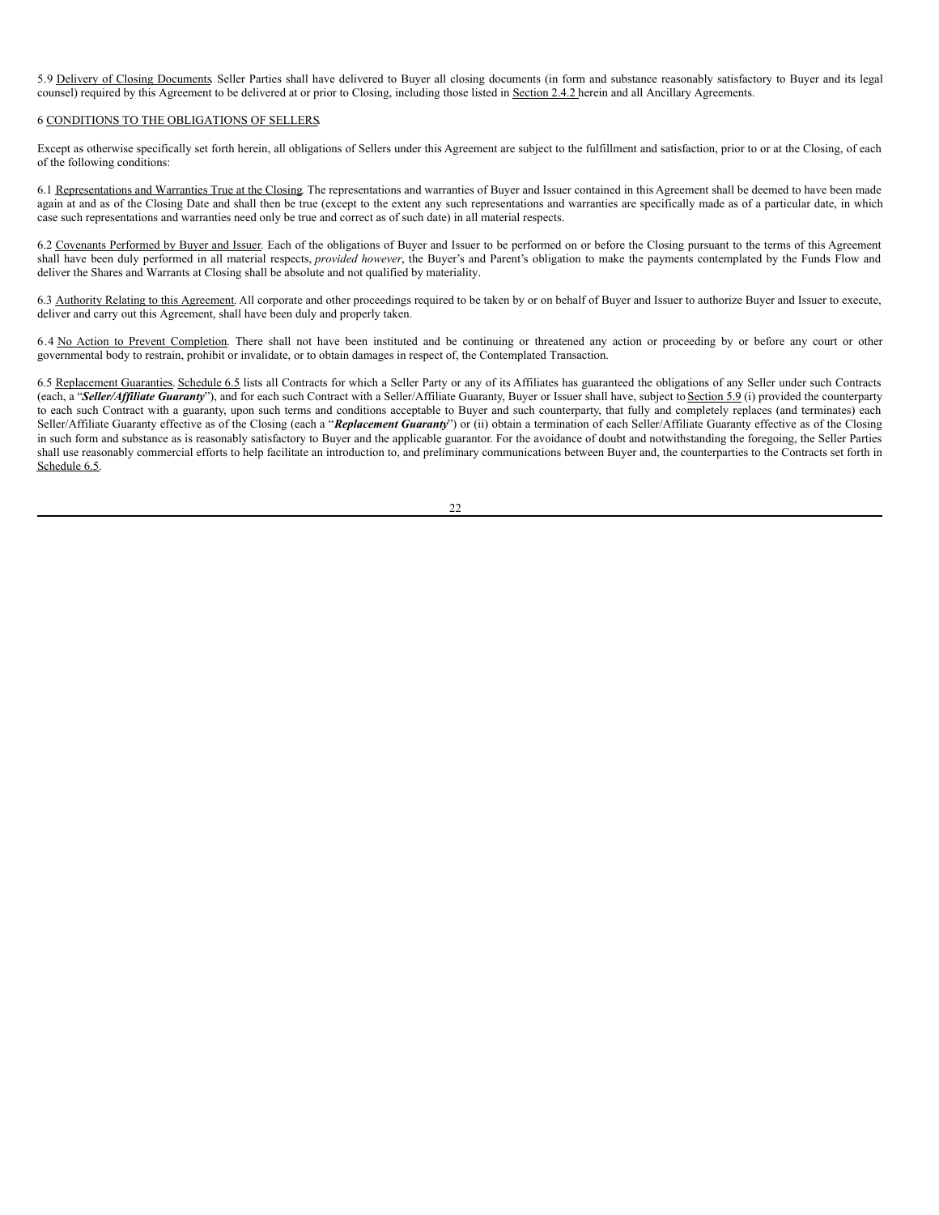5.9 Delivery of Closing Documents. Seller Parties shall have delivered to Buyer all closing documents (in form and substance reasonably satisfactory to Buyer and its legal counsel) required by this Agreement to be delivered at or prior to Closing, including those listed in Section 2.4.2 herein and all Ancillary Agreements.

## 6 CONDITIONS TO THE OBLIGATIONS OF SELLERS.

Except as otherwise specifically set forth herein, all obligations of Sellers under this Agreement are subject to the fulfillment and satisfaction, prior to or at the Closing, of each of the following conditions:

6.1 Representations and Warranties True at the Closing. The representations and warranties of Buyer and Issuer contained in this Agreement shall be deemed to have been made again at and as of the Closing Date and shall then be true (except to the extent any such representations and warranties are specifically made as of a particular date, in which case such representations and warranties need only be true and correct as of such date) in all material respects.

6.2 Covenants Performed by Buyer and Issuer. Each of the obligations of Buyer and Issuer to be performed on or before the Closing pursuant to the terms of this Agreement shall have been duly performed in all material respects, *provided however*, the Buyer's and Parent's obligation to make the payments contemplated by the Funds Flow and deliver the Shares and Warrants at Closing shall be absolute and not qualified by materiality.

6.3 Authority Relating to this Agreement. All corporate and other proceedings required to be taken by or on behalf of Buyer and Issuer to authorize Buyer and Issuer to execute, deliver and carry out this Agreement, shall have been duly and properly taken.

6.4 No Action to Prevent Completion. There shall not have been instituted and be continuing or threatened any action or proceeding by or before any court or other governmental body to restrain, prohibit or invalidate, or to obtain damages in respect of, the Contemplated Transaction.

6.5 Replacement Guaranties. Schedule 6.5 lists all Contracts for which a Seller Party or any of its Affiliates has guaranteed the obligations of any Seller under such Contracts (each, a "***Seller/Affiliate Guaranty***"), and for each such Contract with a Seller/Affiliate Guaranty, Buyer or Issuer shall have, subject to Section 5.9 (i) provided the counterparty to each such Contract with a guaranty, upon such terms and conditions acceptable to Buyer and such counterparty, that fully and completely replaces (and terminates) each Seller/Affiliate Guaranty effective as of the Closing (each a "***Replacement Guaranty***") or (ii) obtain a termination of each Seller/Affiliate Guaranty effective as of the Closing in such form and substance as is reasonably satisfactory to Buyer and the applicable guarantor. For the avoidance of doubt and notwithstanding the foregoing, the Seller Parties shall use reasonably commercial efforts to help facilitate an introduction to, and preliminary communications between Buyer and, the counterparties to the Contracts set forth in Schedule 6.5.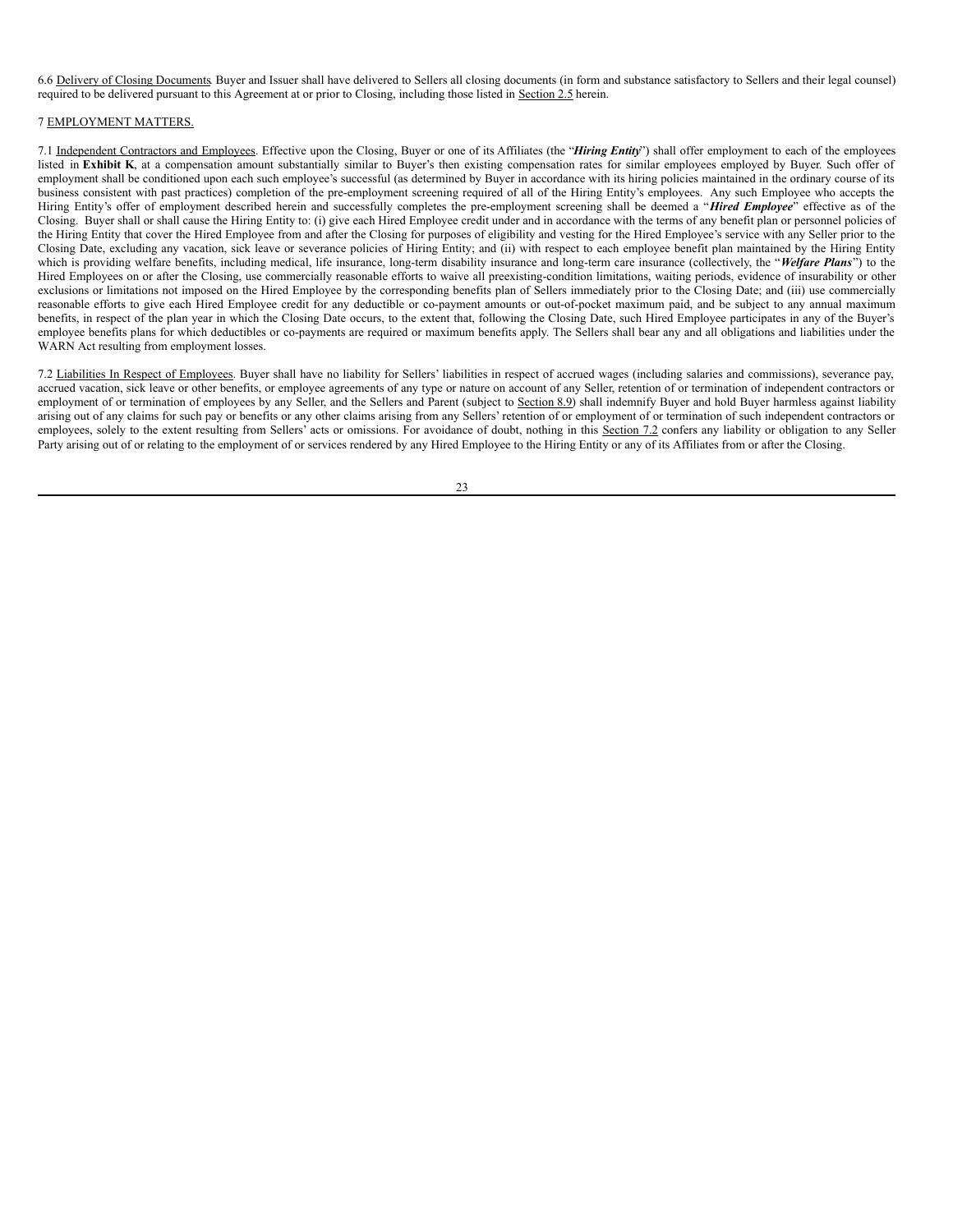6.6 Delivery of Closing Documents. Buyer and Issuer shall have delivered to Sellers all closing documents (in form and substance satisfactory to Sellers and their legal counsel) required to be delivered pursuant to this Agreement at or prior to Closing, including those listed in Section 2.5 herein.

7 EMPLOYMENT MATTERS.

7.1 Independent Contractors and Employees. Effective upon the Closing, Buyer or one of its Affiliates (the "***Hiring Entity***") shall offer employment to each of the employees listed in **Exhibit K**, at a compensation amount substantially similar to Buyer's then existing compensation rates for similar employees employed by Buyer. Such offer of employment shall be conditioned upon each such employee's successful (as determined by Buyer in accordance with its hiring policies maintained in the ordinary course of its business consistent with past practices) completion of the pre-employment screening required of all of the Hiring Entity's employees. Any such Employee who accepts the Hiring Entity's offer of employment described herein and successfully completes the pre-employment screening shall be deemed a "***Hired Employee***" effective as of the Closing. Buyer shall or shall cause the Hiring Entity to: (i) give each Hired Employee credit under and in accordance with the terms of any benefit plan or personnel policies of the Hiring Entity that cover the Hired Employee from and after the Closing for purposes of eligibility and vesting for the Hired Employee's service with any Seller prior to the Closing Date, excluding any vacation, sick leave or severance policies of Hiring Entity; and (ii) with respect to each employee benefit plan maintained by the Hiring Entity which is providing welfare benefits, including medical, life insurance, long-term disability insurance and long-term care insurance (collectively, the "***Welfare Plans***") to the Hired Employees on or after the Closing, use commercially reasonable efforts to waive all preexisting-condition limitations, waiting periods, evidence of insurability or other exclusions or limitations not imposed on the Hired Employee by the corresponding benefits plan of Sellers immediately prior to the Closing Date; and (iii) use commercially reasonable efforts to give each Hired Employee credit for any deductible or co-payment amounts or out-of-pocket maximum paid, and be subject to any annual maximum benefits, in respect of the plan year in which the Closing Date occurs, to the extent that, following the Closing Date, such Hired Employee participates in any of the Buyer's employee benefits plans for which deductibles or co-payments are required or maximum benefits apply. The Sellers shall bear any and all obligations and liabilities under the WARN Act resulting from employment losses.

7.2 Liabilities In Respect of Employees. Buyer shall have no liability for Sellers' liabilities in respect of accrued wages (including salaries and commissions), severance pay, accrued vacation, sick leave or other benefits, or employee agreements of any type or nature on account of any Seller, retention of or termination of independent contractors or employment of or termination of employees by any Seller, and the Sellers and Parent (subject to Section 8.9) shall indemnify Buyer and hold Buyer harmless against liability arising out of any claims for such pay or benefits or any other claims arising from any Sellers' retention of or employment of or termination of such independent contractors or employees, solely to the extent resulting from Sellers' acts or omissions. For avoidance of doubt, nothing in this Section 7.2 confers any liability or obligation to any Seller Party arising out of or relating to the employment of or services rendered by any Hired Employee to the Hiring Entity or any of its Affiliates from or after the Closing.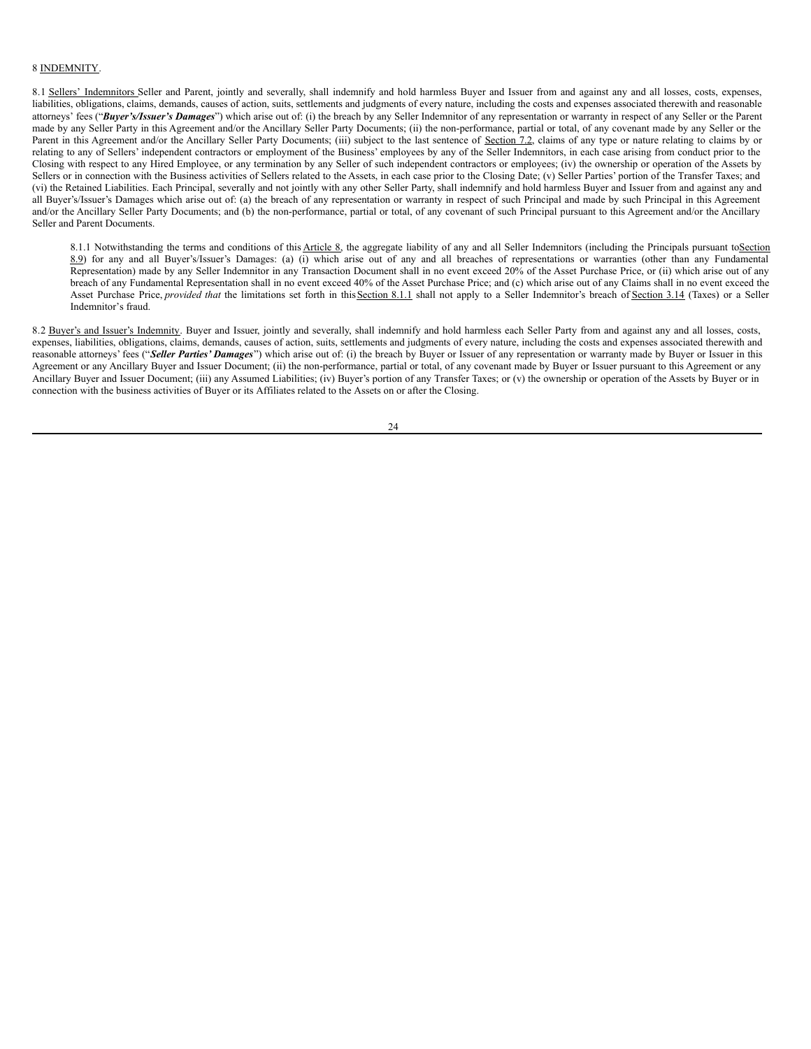8 INDEMNITY.

8.1 Sellers' Indemnitors Seller and Parent, jointly and severally, shall indemnify and hold harmless Buyer and Issuer from and against any and all losses, costs, expenses, liabilities, obligations, claims, demands, causes of action, suits, settlements and judgments of every nature, including the costs and expenses associated therewith and reasonable attorneys' fees ("***Buyer's/Issuer's Damages***") which arise out of: (i) the breach by any Seller Indemnitor of any representation or warranty in respect of any Seller or the Parent made by any Seller Party in this Agreement and/or the Ancillary Seller Party Documents; (ii) the non-performance, partial or total, of any covenant made by any Seller or the Parent in this Agreement and/or the Ancillary Seller Party Documents; (iii) subject to the last sentence of Section 7.2, claims of any type or nature relating to claims by or relating to any of Sellers' independent contractors or employment of the Business' employees by any of the Seller Indemnitors, in each case arising from conduct prior to the Closing with respect to any Hired Employee, or any termination by any Seller of such independent contractors or employees; (iv) the ownership or operation of the Assets by Sellers or in connection with the Business activities of Sellers related to the Assets, in each case prior to the Closing Date; (v) Seller Parties' portion of the Transfer Taxes; and (vi) the Retained Liabilities. Each Principal, severally and not jointly with any other Seller Party, shall indemnify and hold harmless Buyer and Issuer from and against any and all Buyer's/Issuer's Damages which arise out of: (a) the breach of any representation or warranty in respect of such Principal and made by such Principal in this Agreement and/or the Ancillary Seller Party Documents; and (b) the non-performance, partial or total, of any covenant of such Principal pursuant to this Agreement and/or the Ancillary Seller and Parent Documents.

8.1.1 Notwithstanding the terms and conditions of this Article 8, the aggregate liability of any and all Seller Indemnitors (including the Principals pursuant to Section 8.9) for any and all Buyer's/Issuer's Damages: (a) (i) which arise out of any and all breaches of representations or warranties (other than any Fundamental Representation) made by any Seller Indemnitor in any Transaction Document shall in no event exceed 20% of the Asset Purchase Price, or (ii) which arise out of any breach of any Fundamental Representation shall in no event exceed 40% of the Asset Purchase Price; and (c) which arise out of any Claims shall in no event exceed the Asset Purchase Price, *provided that* the limitations set forth in this Section 8.1.1 shall not apply to a Seller Indemnitor's breach of Section 3.14 (Taxes) or a Seller Indemnitor's fraud.

8.2 Buyer's and Issuer's Indemnity. Buyer and Issuer, jointly and severally, shall indemnify and hold harmless each Seller Party from and against any and all losses, costs, expenses, liabilities, obligations, claims, demands, causes of action, suits, settlements and judgments of every nature, including the costs and expenses associated therewith and reasonable attorneys' fees ("***Seller Parties' Damages***") which arise out of: (i) the breach by Buyer or Issuer of any representation or warranty made by Buyer or Issuer in this Agreement or any Ancillary Buyer and Issuer Document; (ii) the non-performance, partial or total, of any covenant made by Buyer or Issuer pursuant to this Agreement or any Ancillary Buyer and Issuer Document; (iii) any Assumed Liabilities; (iv) Buyer's portion of any Transfer Taxes; or (v) the ownership or operation of the Assets by Buyer or in connection with the business activities of Buyer or its Affiliates related to the Assets on or after the Closing.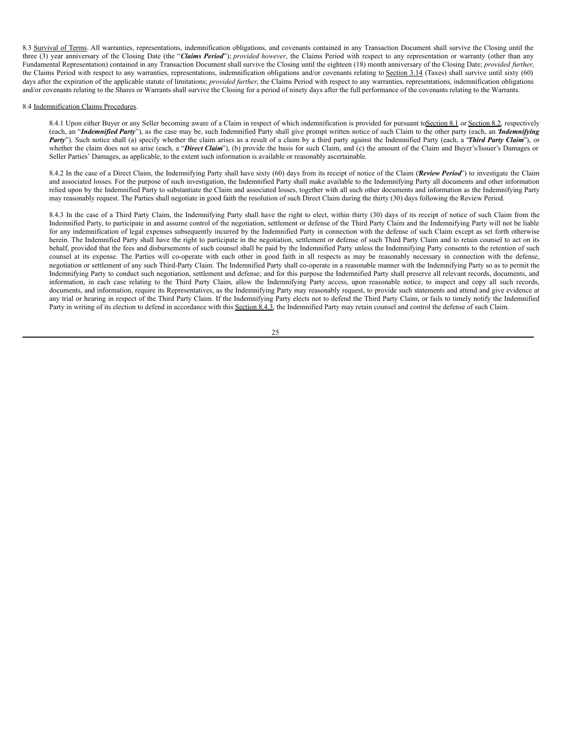8.3 Survival of Terms. All warranties, representations, indemnification obligations, and covenants contained in any Transaction Document shall survive the Closing until the three (3) year anniversary of the Closing Date (the "***Claims Period***"); *provided however*, the Claims Period with respect to any representation or warranty (other than any Fundamental Representation) contained in any Transaction Document shall survive the Closing until the eighteen (18) month anniversary of the Closing Date; *provided further*, the Claims Period with respect to any warranties, representations, indemnification obligations and/or covenants relating to Section 3.14 (Taxes) shall survive until sixty (60) days after the expiration of the applicable statute of limitations; *provided further*, the Claims Period with respect to any warranties, representations, indemnification obligations and/or covenants relating to the Shares or Warrants shall survive the Closing for a period of ninety days after the full performance of the covenants relating to the Warrants.

8.4 Indemnification Claims Procedures.

8.4.1 Upon either Buyer or any Seller becoming aware of a Claim in respect of which indemnification is provided for pursuant to Section 8.1 or Section 8.2, respectively (each, an "***Indemnified Party***"), as the case may be, such Indemnified Party shall give prompt written notice of such Claim to the other party (each, an "***Indemnifying Party***"). Such notice shall (a) specify whether the claim arises as a result of a claim by a third party against the Indemnified Party (each, a "***Third Party Claim***"), or whether the claim does not so arise (each, a "***Direct Claim***"), (b) provide the basis for such Claim, and (c) the amount of the Claim and Buyer's/Issuer's Damages or Seller Parties' Damages, as applicable, to the extent such information is available or reasonably ascertainable.

8.4.2 In the case of a Direct Claim, the Indemnifying Party shall have sixty (60) days from its receipt of notice of the Claim ("***Review Period***") to investigate the Claim and associated losses. For the purpose of such investigation, the Indemnified Party shall make available to the Indemnifying Party all documents and other information relied upon by the Indemnified Party to substantiate the Claim and associated losses, together with all such other documents and information as the Indemnifying Party may reasonably request. The Parties shall negotiate in good faith the resolution of such Direct Claim during the thirty (30) days following the Review Period.

8.4.3 In the case of a Third Party Claim, the Indemnifying Party shall have the right to elect, within thirty (30) days of its receipt of notice of such Claim from the Indemnified Party, to participate in and assume control of the negotiation, settlement or defense of the Third Party Claim and the Indemnifying Party will not be liable for any indemnification of legal expenses subsequently incurred by the Indemnified Party in connection with the defense of such Claim except as set forth otherwise herein. The Indemnified Party shall have the right to participate in the negotiation, settlement or defense of such Third Party Claim and to retain counsel to act on its behalf, provided that the fees and disbursements of such counsel shall be paid by the Indemnified Party unless the Indemnifying Party consents to the retention of such counsel at its expense. The Parties will co-operate with each other in good faith in all respects as may be reasonably necessary in connection with the defense, negotiation or settlement of any such Third-Party Claim. The Indemnified Party shall co-operate in a reasonable manner with the Indemnifying Party so as to permit the Indemnifying Party to conduct such negotiation, settlement and defense; and for this purpose the Indemnified Party shall preserve all relevant records, documents, and information, in each case relating to the Third Party Claim, allow the Indemnifying Party access, upon reasonable notice, to inspect and copy all such records, documents, and information, require its Representatives, as the Indemnifying Party may reasonably request, to provide such statements and attend and give evidence at any trial or hearing in respect of the Third Party Claim. If the Indemnifying Party elects not to defend the Third Party Claim, or fails to timely notify the Indemnified Party in writing of its election to defend in accordance with this Section 8.4.3, the Indemnified Party may retain counsel and control the defense of such Claim.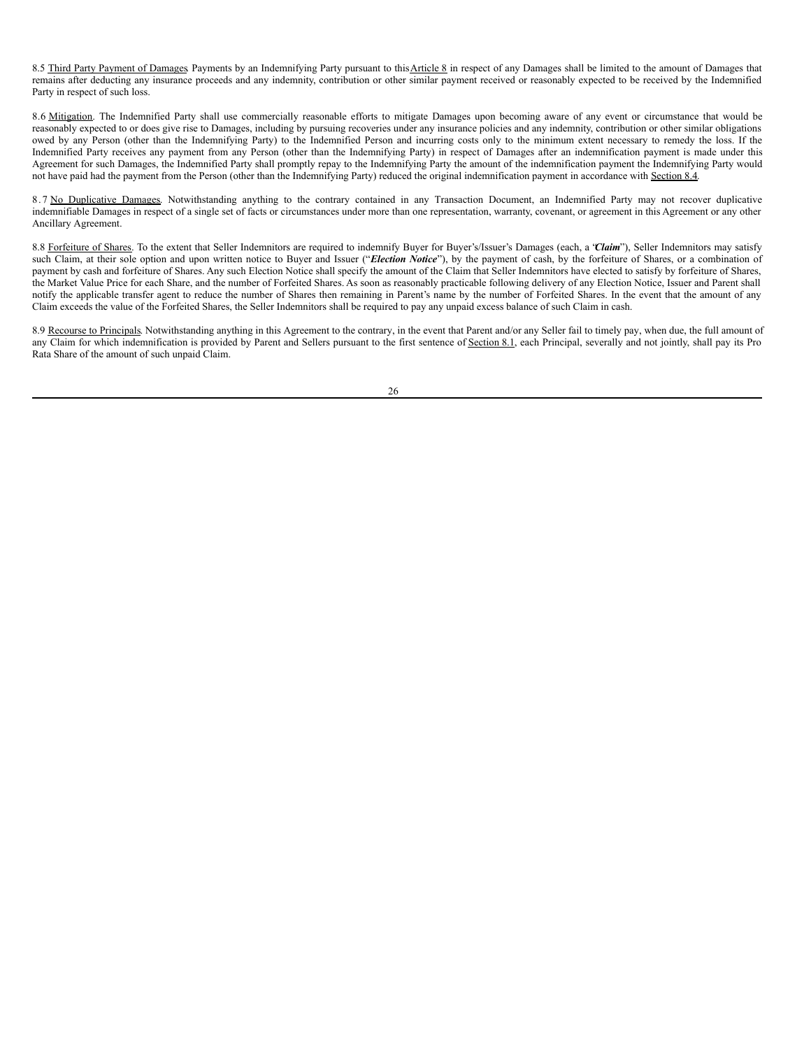8.5 Third Party Payment of Damages. Payments by an Indemnifying Party pursuant to this Article 8 in respect of any Damages shall be limited to the amount of Damages that remains after deducting any insurance proceeds and any indemnity, contribution or other similar payment received or reasonably expected to be received by the Indemnified Party in respect of such loss.

8.6 Mitigation. The Indemnified Party shall use commercially reasonable efforts to mitigate Damages upon becoming aware of any event or circumstance that would be reasonably expected to or does give rise to Damages, including by pursuing recoveries under any insurance policies and any indemnity, contribution or other similar obligations owed by any Person (other than the Indemnifying Party) to the Indemnified Person and incurring costs only to the minimum extent necessary to remedy the loss. If the Indemnified Party receives any payment from any Person (other than the Indemnifying Party) in respect of Damages after an indemnification payment is made under this Agreement for such Damages, the Indemnified Party shall promptly repay to the Indemnifying Party the amount of the indemnification payment the Indemnifying Party would not have paid had the payment from the Person (other than the Indemnifying Party) reduced the original indemnification payment in accordance with Section 8.4.

8.7 No Duplicative Damages. Notwithstanding anything to the contrary contained in any Transaction Document, an Indemnified Party may not recover duplicative indemnifiable Damages in respect of a single set of facts or circumstances under more than one representation, warranty, covenant, or agreement in this Agreement or any other Ancillary Agreement.

8.8 Forfeiture of Shares. To the extent that Seller Indemnitors are required to indemnify Buyer for Buyer's/Issuer's Damages (each, a "***Claim***"), Seller Indemnitors may satisfy such Claim, at their sole option and upon written notice to Buyer and Issuer ("***Election Notice***"), by the payment of cash, by the forfeiture of Shares, or a combination of payment by cash and forfeiture of Shares. Any such Election Notice shall specify the amount of the Claim that Seller Indemnitors have elected to satisfy by forfeiture of Shares, the Market Value Price for each Share, and the number of Forfeited Shares. As soon as reasonably practicable following delivery of any Election Notice, Issuer and Parent shall notify the applicable transfer agent to reduce the number of Shares then remaining in Parent's name by the number of Forfeited Shares. In the event that the amount of any Claim exceeds the value of the Forfeited Shares, the Seller Indemnitors shall be required to pay any unpaid excess balance of such Claim in cash.

8.9 Recourse to Principals. Notwithstanding anything in this Agreement to the contrary, in the event that Parent and/or any Seller fail to timely pay, when due, the full amount of any Claim for which indemnification is provided by Parent and Sellers pursuant to the first sentence of Section 8.1, each Principal, severally and not jointly, shall pay its Pro Rata Share of the amount of such unpaid Claim.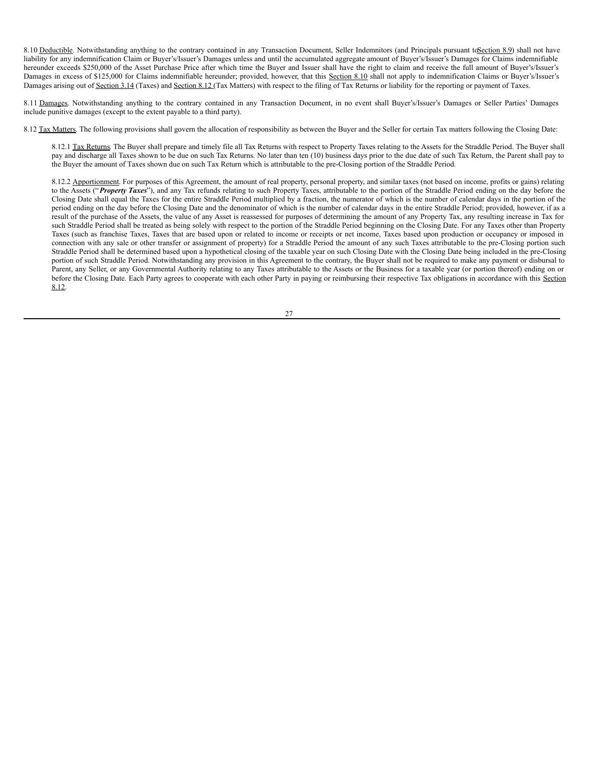8.10 Deductible. Notwithstanding anything to the contrary contained in any Transaction Document, Seller Indemnitors (and Principals pursuant to Section 8.9) shall not have liability for any indemnification Claim or Buyer's/Issuer's Damages unless and until the accumulated aggregate amount of Buyer's/Issuer's Damages for Claims indemnifiable hereunder exceeds $250,000 of the Asset Purchase Price after which time the Buyer and Issuer shall have the right to claim and receive the full amount of Buyer's/Issuer's Damages in excess of $125,000 for Claims indemnifiable hereunder; provided, however, that this Section 8.10 shall not apply to indemnification Claims or Buyer's/Issuer's Damages arising out of Section 3.14 (Taxes) and Section 8.12 (Tax Matters) with respect to the filing of Tax Returns or liability for the reporting or payment of Taxes.

8.11 Damages. Notwithstanding anything to the contrary contained in any Transaction Document, in no event shall Buyer's/Issuer's Damages or Seller Parties' Damages include punitive damages (except to the extent payable to a third party).

8.12 Tax Matters. The following provisions shall govern the allocation of responsibility as between the Buyer and the Seller for certain Tax matters following the Closing Date:

8.12.1 Tax Returns. The Buyer shall prepare and timely file all Tax Returns with respect to Property Taxes relating to the Assets for the Straddle Period. The Buyer shall pay and discharge all Taxes shown to be due on such Tax Returns. No later than ten (10) business days prior to the due date of such Tax Return, the Parent shall pay to the Buyer the amount of Taxes shown due on such Tax Return which is attributable to the pre-Closing portion of the Straddle Period.

8.12.2 Apportionment. For purposes of this Agreement, the amount of real property, personal property, and similar taxes (not based on income, profits or gains) relating to the Assets ("***Property Taxes***"), and any Tax refunds relating to such Property Taxes, attributable to the portion of the Straddle Period ending on the day before the Closing Date shall equal the Taxes for the entire Straddle Period multiplied by a fraction, the numerator of which is the number of calendar days in the portion of the period ending on the day before the Closing Date and the denominator of which is the number of calendar days in the entire Straddle Period; provided, however, if as a result of the purchase of the Assets, the value of any Asset is reassessed for purposes of determining the amount of any Property Tax, any resulting increase in Tax for such Straddle Period shall be treated as being solely with respect to the portion of the Straddle Period beginning on the Closing Date. For any Taxes other than Property Taxes (such as franchise Taxes, Taxes that are based upon or related to income or receipts or net income, Taxes based upon production or occupancy or imposed in connection with any sale or other transfer or assignment of property) for a Straddle Period the amount of any such Taxes attributable to the pre-Closing portion such Straddle Period shall be determined based upon a hypothetical closing of the taxable year on such Closing Date with the Closing Date being included in the pre-Closing portion of such Straddle Period. Notwithstanding any provision in this Agreement to the contrary, the Buyer shall not be required to make any payment or disbursal to Parent, any Seller, or any Governmental Authority relating to any Taxes attributable to the Assets or the Business for a taxable year (or portion thereof) ending on or before the Closing Date. Each Party agrees to cooperate with each other Party in paying or reimbursing their respective Tax obligations in accordance with this Section 8.12.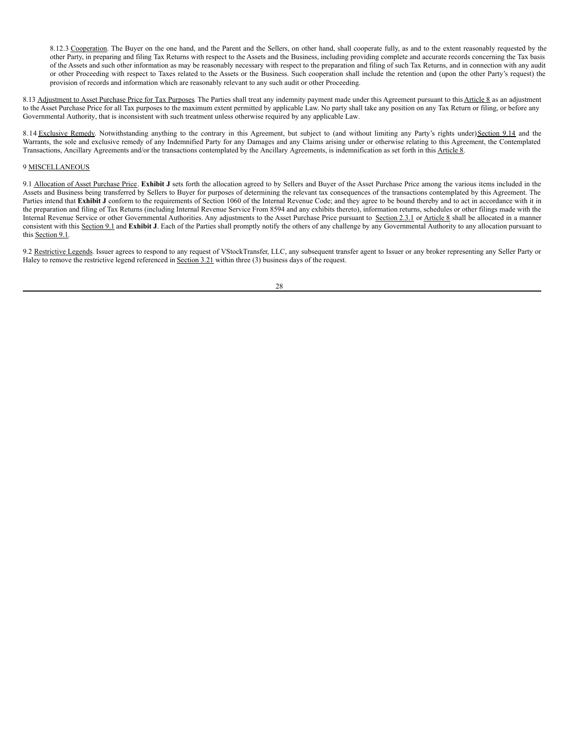8.12.3 Cooperation. The Buyer on the one hand, and the Parent and the Sellers, on other hand, shall cooperate fully, as and to the extent reasonably requested by the other Party, in preparing and filing Tax Returns with respect to the Assets and the Business, including providing complete and accurate records concerning the Tax basis of the Assets and such other information as may be reasonably necessary with respect to the preparation and filing of such Tax Returns, and in connection with any audit or other Proceeding with respect to Taxes related to the Assets or the Business. Such cooperation shall include the retention and (upon the other Party's request) the provision of records and information which are reasonably relevant to any such audit or other Proceeding.

8.13 Adjustment to Asset Purchase Price for Tax Purposes. The Parties shall treat any indemnity payment made under this Agreement pursuant to this Article 8 as an adjustment to the Asset Purchase Price for all Tax purposes to the maximum extent permitted by applicable Law. No party shall take any position on any Tax Return or filing, or before any Governmental Authority, that is inconsistent with such treatment unless otherwise required by any applicable Law.

8.14 Exclusive Remedy. Notwithstanding anything to the contrary in this Agreement, but subject to (and without limiting any Party's rights under) Section 9.14 and the Warrants, the sole and exclusive remedy of any Indemnified Party for any Damages and any Claims arising under or otherwise relating to this Agreement, the Contemplated Transactions, Ancillary Agreements and/or the transactions contemplated by the Ancillary Agreements, is indemnification as set forth in this Article 8.

## 9 MISCELLANEOUS

9.1 Allocation of Asset Purchase Price. **Exhibit J** sets forth the allocation agreed to by Sellers and Buyer of the Asset Purchase Price among the various items included in the Assets and Business being transferred by Sellers to Buyer for purposes of determining the relevant tax consequences of the transactions contemplated by this Agreement. The Parties intend that **Exhibit J** conform to the requirements of Section 1060 of the Internal Revenue Code; and they agree to be bound thereby and to act in accordance with it in the preparation and filing of Tax Returns (including Internal Revenue Service From 8594 and any exhibits thereto), information returns, schedules or other filings made with the Internal Revenue Service or other Governmental Authorities. Any adjustments to the Asset Purchase Price pursuant to Section 2.3.1 or Article 8 shall be allocated in a manner consistent with this Section 9.1 and **Exhibit J**. Each of the Parties shall promptly notify the others of any challenge by any Governmental Authority to any allocation pursuant to this Section 9.1.

9.2 Restrictive Legends. Issuer agrees to respond to any request of VStockTransfer, LLC, any subsequent transfer agent to Issuer or any broker representing any Seller Party or Haley to remove the restrictive legend referenced in Section 3.21 within three (3) business days of the request.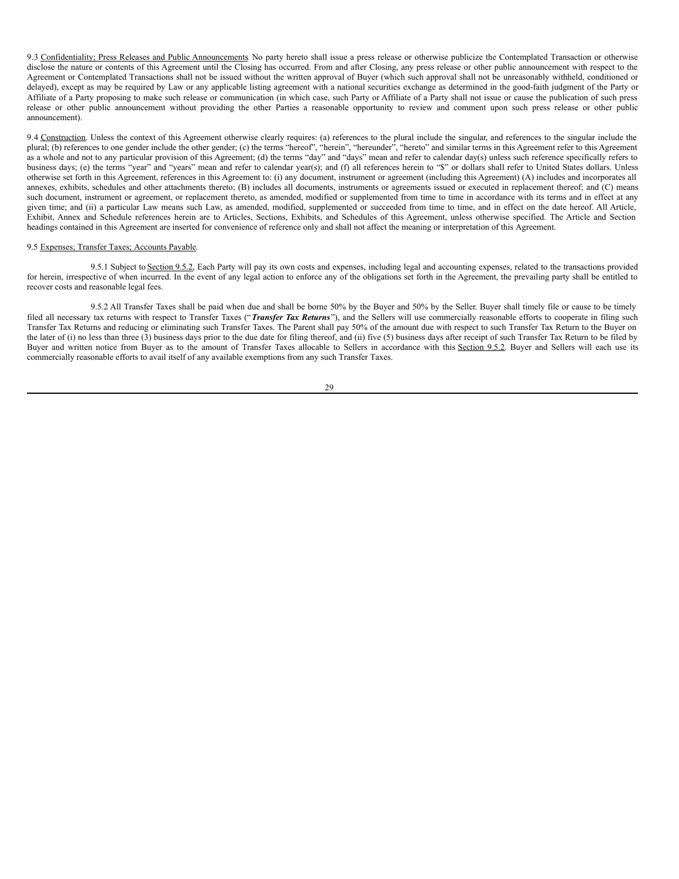9.3 Confidentiality; Press Releases and Public Announcements. No party hereto shall issue a press release or otherwise publicize the Contemplated Transaction or otherwise disclose the nature or contents of this Agreement until the Closing has occurred. From and after Closing, any press release or other public announcement with respect to the Agreement or Contemplated Transactions shall not be issued without the written approval of Buyer (which such approval shall not be unreasonably withheld, conditioned or delayed), except as may be required by Law or any applicable listing agreement with a national securities exchange as determined in the good-faith judgment of the Party or Affiliate of a Party proposing to make such release or communication (in which case, such Party or Affiliate of a Party shall not issue or cause the publication of such press release or other public announcement without providing the other Parties a reasonable opportunity to review and comment upon such press release or other public announcement).

9.4 Construction. Unless the context of this Agreement otherwise clearly requires: (a) references to the plural include the singular, and references to the singular include the plural; (b) references to one gender include the other gender; (c) the terms "hereof", "herein", "hereunder", "hereto" and similar terms in this Agreement refer to this Agreement as a whole and not to any particular provision of this Agreement; (d) the terms "day" and "days" mean and refer to calendar day(s) unless such reference specifically refers to business days; (e) the terms "year" and "years" mean and refer to calendar year(s); and (f) all references herein to "$" or dollars shall refer to United States dollars. Unless otherwise set forth in this Agreement, references in this Agreement to: (i) any document, instrument or agreement (including this Agreement) (A) includes and incorporates all annexes, exhibits, schedules and other attachments thereto; (B) includes all documents, instruments or agreements issued or executed in replacement thereof; and (C) means such document, instrument or agreement, or replacement thereto, as amended, modified or supplemented from time to time in accordance with its terms and in effect at any given time; and (ii) a particular Law means such Law, as amended, modified, supplemented or succeeded from time to time, and in effect on the date hereof. All Article, Exhibit, Annex and Schedule references herein are to Articles, Sections, Exhibits, and Schedules of this Agreement, unless otherwise specified. The Article and Section headings contained in this Agreement are inserted for convenience of reference only and shall not affect the meaning or interpretation of this Agreement.

9.5 Expenses; Transfer Taxes; Accounts Payable.

9.5.1 Subject to Section 9.5.2, Each Party will pay its own costs and expenses, including legal and accounting expenses, related to the transactions provided for herein, irrespective of when incurred. In the event of any legal action to enforce any of the obligations set forth in the Agreement, the prevailing party shall be entitled to recover costs and reasonable legal fees.

9.5.2 All Transfer Taxes shall be paid when due and shall be borne 50% by the Buyer and 50% by the Seller. Buyer shall timely file or cause to be timely filed all necessary tax returns with respect to Transfer Taxes ("***Transfer Tax Returns***"), and the Sellers will use commercially reasonable efforts to cooperate in filing such Transfer Tax Returns and reducing or eliminating such Transfer Taxes. The Parent shall pay 50% of the amount due with respect to such Transfer Tax Return to the Buyer on the later of (i) no less than three (3) business days prior to the due date for filing thereof, and (ii) five (5) business days after receipt of such Transfer Tax Return to be filed by Buyer and written notice from Buyer as to the amount of Transfer Taxes allocable to Sellers in accordance with this Section 9.5.2. Buyer and Sellers will each use its commercially reasonable efforts to avail itself of any available exemptions from any such Transfer Taxes.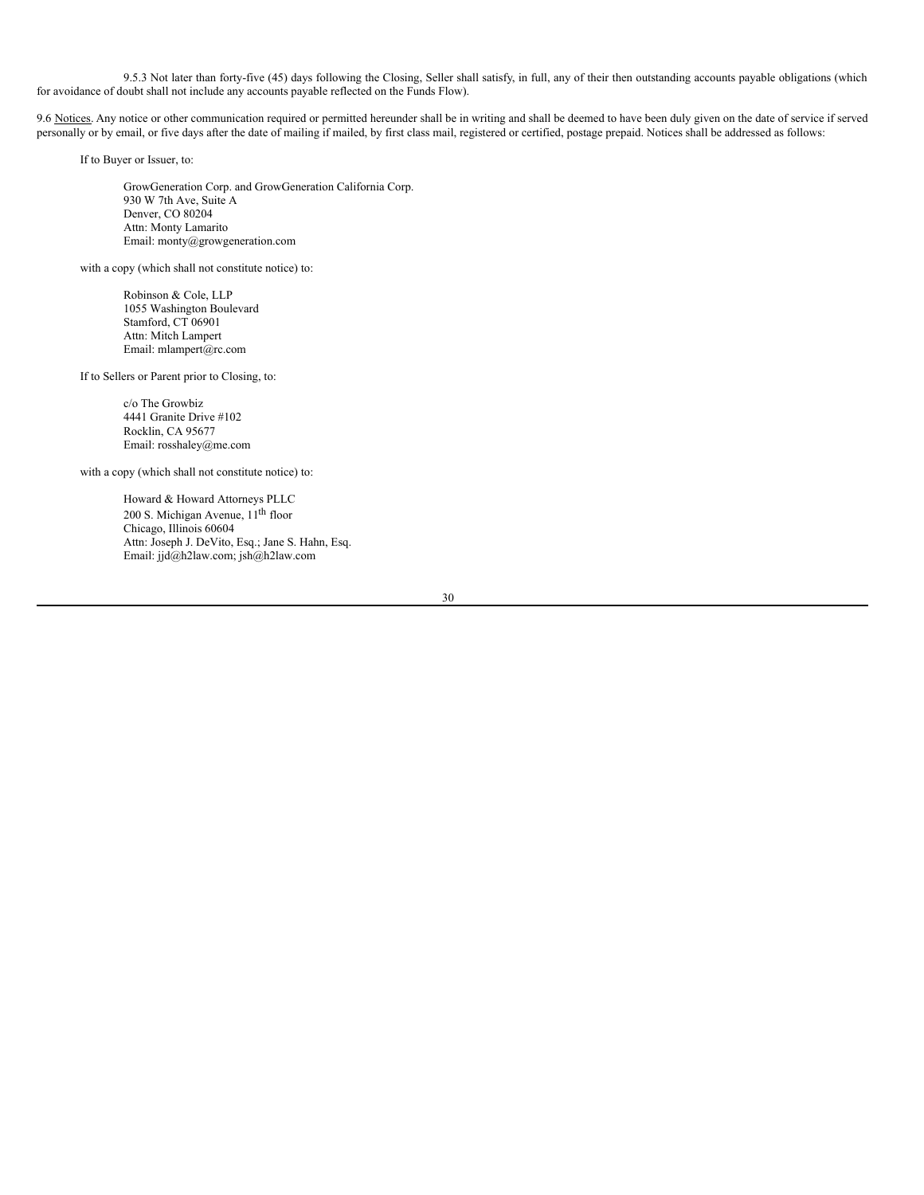9.5.3 Not later than forty-five (45) days following the Closing, Seller shall satisfy, in full, any of their then outstanding accounts payable obligations (which for avoidance of doubt shall not include any accounts payable reflected on the Funds Flow).

9.6 Notices. Any notice or other communication required or permitted hereunder shall be in writing and shall be deemed to have been duly given on the date of service if served personally or by email, or five days after the date of mailing if mailed, by first class mail, registered or certified, postage prepaid. Notices shall be addressed as follows:

If to Buyer or Issuer, to:

GrowGeneration Corp. and GrowGeneration California Corp.
930 W 7th Ave, Suite A
Denver, CO 80204
Attn: Monty Lamarito
Email: monty@growgeneration.com

with a copy (which shall not constitute notice) to:

Robinson & Cole, LLP
1055 Washington Boulevard
Stamford, CT 06901
Attn: Mitch Lampert
Email: mlampert@rc.com

If to Sellers or Parent prior to Closing, to:

c/o The Growbiz
4441 Granite Drive #102
Rocklin, CA 95677
Email: rosshaley@me.com

with a copy (which shall not constitute notice) to:

Howard & Howard Attorneys PLLC
200 S. Michigan Avenue, 11th floor
Chicago, Illinois 60604
Attn: Joseph J. DeVito, Esq.; Jane S. Hahn, Esq.
Email: jjd@h2law.com; jsh@h2law.com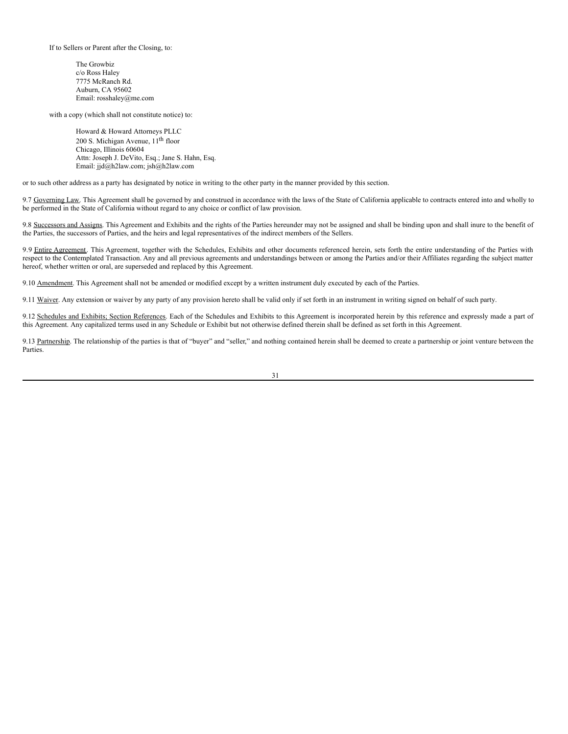If to Sellers or Parent after the Closing, to:

The Growbiz
c/o Ross Haley
7775 McRanch Rd.
Auburn, CA 95602
Email: rosshaley@me.com

with a copy (which shall not constitute notice) to:

Howard & Howard Attorneys PLLC
200 S. Michigan Avenue, 11th floor
Chicago, Illinois 60604
Attn: Joseph J. DeVito, Esq.; Jane S. Hahn, Esq.
Email: jjd@h2law.com; jsh@h2law.com

or to such other address as a party has designated by notice in writing to the other party in the manner provided by this section.

9.7 Governing Law. This Agreement shall be governed by and construed in accordance with the laws of the State of California applicable to contracts entered into and wholly to be performed in the State of California without regard to any choice or conflict of law provision.

9.8 Successors and Assigns. This Agreement and Exhibits and the rights of the Parties hereunder may not be assigned and shall be binding upon and shall inure to the benefit of the Parties, the successors of Parties, and the heirs and legal representatives of the indirect members of the Sellers.

9.9 Entire Agreement. This Agreement, together with the Schedules, Exhibits and other documents referenced herein, sets forth the entire understanding of the Parties with respect to the Contemplated Transaction. Any and all previous agreements and understandings between or among the Parties and/or their Affiliates regarding the subject matter hereof, whether written or oral, are superseded and replaced by this Agreement.

9.10 Amendment. This Agreement shall not be amended or modified except by a written instrument duly executed by each of the Parties.

9.11 Waiver. Any extension or waiver by any party of any provision hereto shall be valid only if set forth in an instrument in writing signed on behalf of such party.

9.12 Schedules and Exhibits; Section References. Each of the Schedules and Exhibits to this Agreement is incorporated herein by this reference and expressly made a part of this Agreement. Any capitalized terms used in any Schedule or Exhibit but not otherwise defined therein shall be defined as set forth in this Agreement.

9.13 Partnership. The relationship of the parties is that of "buyer" and "seller," and nothing contained herein shall be deemed to create a partnership or joint venture between the Parties.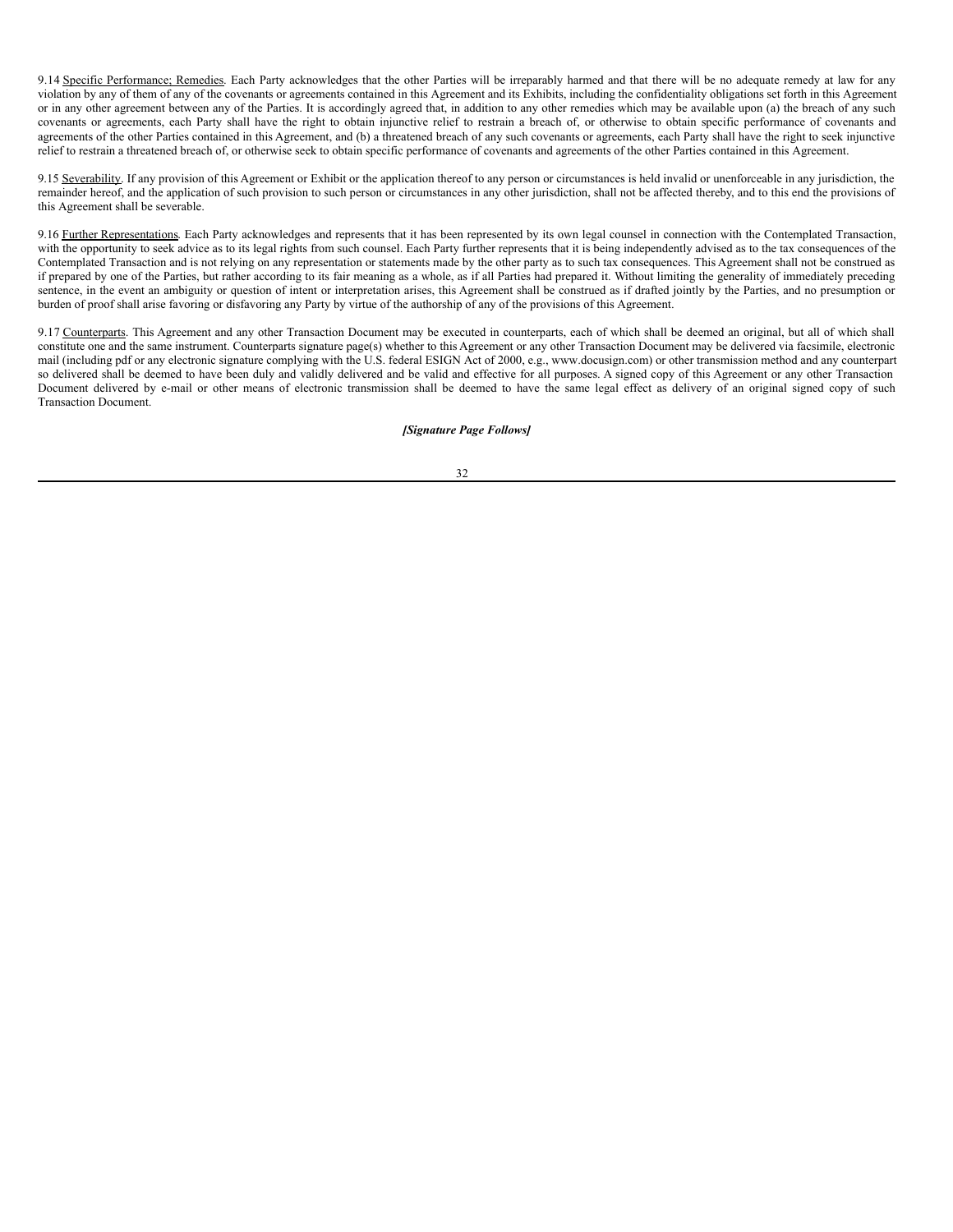9.14 Specific Performance; Remedies. Each Party acknowledges that the other Parties will be irreparably harmed and that there will be no adequate remedy at law for any violation by any of them of any of the covenants or agreements contained in this Agreement and its Exhibits, including the confidentiality obligations set forth in this Agreement or in any other agreement between any of the Parties. It is accordingly agreed that, in addition to any other remedies which may be available upon (a) the breach of any such covenants or agreements, each Party shall have the right to obtain injunctive relief to restrain a breach of, or otherwise to obtain specific performance of covenants and agreements of the other Parties contained in this Agreement, and (b) a threatened breach of any such covenants or agreements, each Party shall have the right to seek injunctive relief to restrain a threatened breach of, or otherwise seek to obtain specific performance of covenants and agreements of the other Parties contained in this Agreement.

9.15 Severability. If any provision of this Agreement or Exhibit or the application thereof to any person or circumstances is held invalid or unenforceable in any jurisdiction, the remainder hereof, and the application of such provision to such person or circumstances in any other jurisdiction, shall not be affected thereby, and to this end the provisions of this Agreement shall be severable.

9.16 Further Representations. Each Party acknowledges and represents that it has been represented by its own legal counsel in connection with the Contemplated Transaction, with the opportunity to seek advice as to its legal rights from such counsel. Each Party further represents that it is being independently advised as to the tax consequences of the Contemplated Transaction and is not relying on any representation or statements made by the other party as to such tax consequences. This Agreement shall not be construed as if prepared by one of the Parties, but rather according to its fair meaning as a whole, as if all Parties had prepared it. Without limiting the generality of immediately preceding sentence, in the event an ambiguity or question of intent or interpretation arises, this Agreement shall be construed as if drafted jointly by the Parties, and no presumption or burden of proof shall arise favoring or disfavoring any Party by virtue of the authorship of any of the provisions of this Agreement.

9.17 Counterparts. This Agreement and any other Transaction Document may be executed in counterparts, each of which shall be deemed an original, but all of which shall constitute one and the same instrument. Counterparts signature page(s) whether to this Agreement or any other Transaction Document may be delivered via facsimile, electronic mail (including pdf or any electronic signature complying with the U.S. federal ESIGN Act of 2000, e.g., www.docusign.com) or other transmission method and any counterpart so delivered shall be deemed to have been duly and validly delivered and be valid and effective for all purposes. A signed copy of this Agreement or any other Transaction Document delivered by e-mail or other means of electronic transmission shall be deemed to have the same legal effect as delivery of an original signed copy of such Transaction Document.

***[Signature Page Follows]***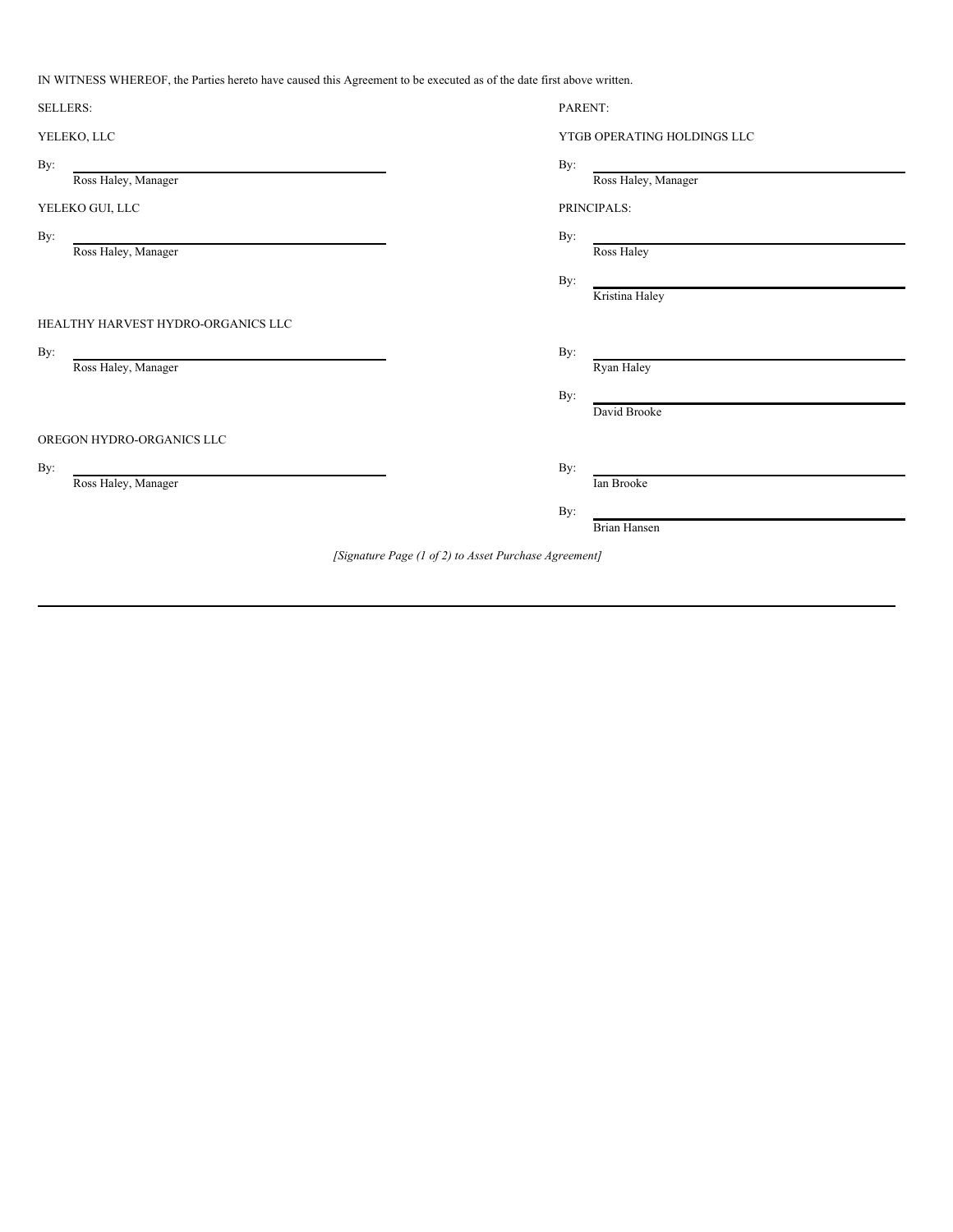IN WITNESS WHEREOF, the Parties hereto have caused this Agreement to be executed as of the date first above written.

SELLERS:

YELEKO, LLC

By: \_\_\_\_\_\_\_\_\_\_\_\_\_\_\_\_\_\_\_\_\_\_\_\_\_\_\_\_
Ross Haley, Manager

YELEKO GUI, LLC

By: \_\_\_\_\_\_\_\_\_\_\_\_\_\_\_\_\_\_\_\_\_\_\_\_\_\_\_\_
Ross Haley, Manager

HEALTHY HARVEST HYDRO-ORGANICS LLC

By: \_\_\_\_\_\_\_\_\_\_\_\_\_\_\_\_\_\_\_\_\_\_\_\_\_\_\_\_
Ross Haley, Manager

OREGON HYDRO-ORGANICS LLC

By: \_\_\_\_\_\_\_\_\_\_\_\_\_\_\_\_\_\_\_\_\_\_\_\_\_\_\_\_
Ross Haley, Manager

PARENT:

YTGB OPERATING HOLDINGS LLC

By: \_\_\_\_\_\_\_\_\_\_\_\_\_\_\_\_\_\_\_\_\_\_\_\_\_\_\_\_
Ross Haley, Manager

PRINCIPALS:

By: \_\_\_\_\_\_\_\_\_\_\_\_\_\_\_\_\_\_\_\_\_\_\_\_\_\_\_\_
Ross Haley

By: \_\_\_\_\_\_\_\_\_\_\_\_\_\_\_\_\_\_\_\_\_\_\_\_\_\_\_\_
Kristina Haley

By: \_\_\_\_\_\_\_\_\_\_\_\_\_\_\_\_\_\_\_\_\_\_\_\_\_\_\_\_
Ryan Haley

By: \_\_\_\_\_\_\_\_\_\_\_\_\_\_\_\_\_\_\_\_\_\_\_\_\_\_\_\_
David Brooke

By: \_\_\_\_\_\_\_\_\_\_\_\_\_\_\_\_\_\_\_\_\_\_\_\_\_\_\_\_
Ian Brooke

By: \_\_\_\_\_\_\_\_\_\_\_\_\_\_\_\_\_\_\_\_\_\_\_\_\_\_\_\_
Brian Hansen

*[Signature Page (1 of 2) to Asset Purchase Agreement]*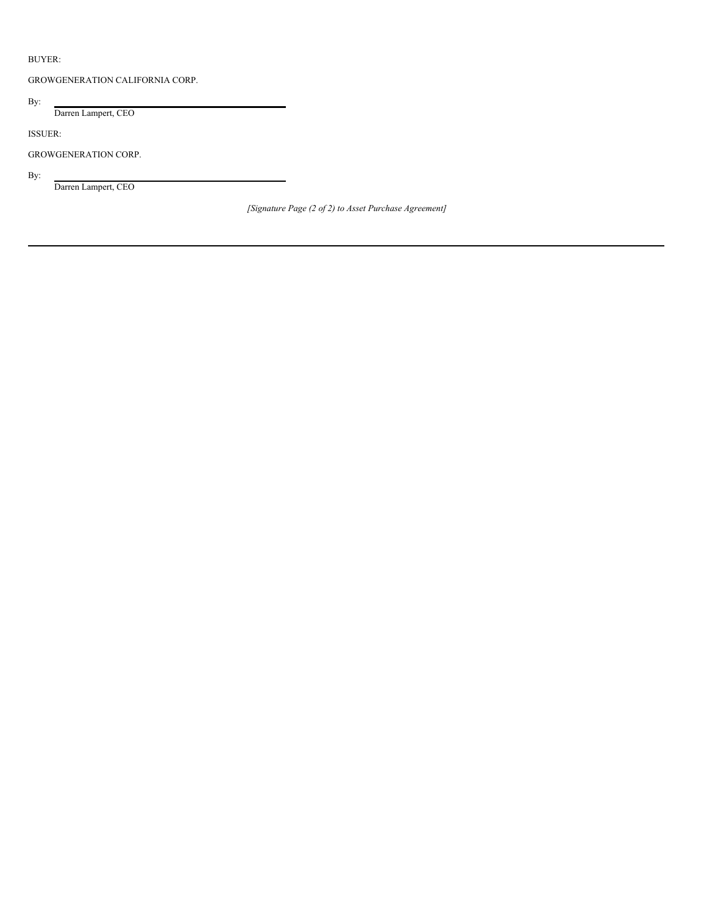BUYER:

GROWGENERATION CALIFORNIA CORP.

By: \_\_\_\_\_\_\_\_\_\_\_\_\_\_\_\_\_\_\_\_\_\_\_\_\_\_\_\_\_\_\_\_\_\_\_\_\_\_\_\_
Darren Lampert, CEO

ISSUER:

GROWGENERATION CORP.

By: \_\_\_\_\_\_\_\_\_\_\_\_\_\_\_\_\_\_\_\_\_\_\_\_\_\_\_\_\_\_\_\_\_\_\_\_\_\_\_\_
Darren Lampert, CEO

*[Signature Page (2 of 2) to Asset Purchase Agreement]*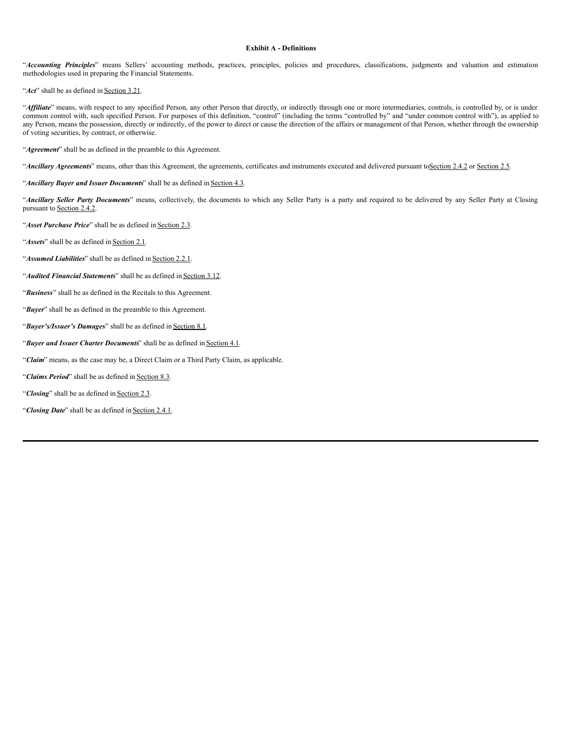## Exhibit A - Definitions

"***Accounting Principles***" means Sellers' accounting methods, practices, principles, policies and procedures, classifications, judgments and valuation and estimation methodologies used in preparing the Financial Statements.

"***Act***" shall be as defined in Section 3.21.

"***Affiliate***" means, with respect to any specified Person, any other Person that directly, or indirectly through one or more intermediaries, controls, is controlled by, or is under common control with, such specified Person. For purposes of this definition, "control" (including the terms "controlled by" and "under common control with"), as applied to any Person, means the possession, directly or indirectly, of the power to direct or cause the direction of the affairs or management of that Person, whether through the ownership of voting securities, by contract, or otherwise.

"***Agreement***" shall be as defined in the preamble to this Agreement.

"***Ancillary Agreements***" means, other than this Agreement, the agreements, certificates and instruments executed and delivered pursuant to Section 2.4.2 or Section 2.5.

"***Ancillary Buyer and Issuer Documents***" shall be as defined in Section 4.3.

"***Ancillary Seller Party Documents***" means, collectively, the documents to which any Seller Party is a party and required to be delivered by any Seller Party at Closing pursuant to Section 2.4.2.

"***Asset Purchase Price***" shall be as defined in Section 2.3.

"***Assets***" shall be as defined in Section 2.1.

"***Assumed Liabilities***" shall be as defined in Section 2.2.1.

"***Audited Financial Statements***" shall be as defined in Section 3.12.

"***Business***" shall be as defined in the Recitals to this Agreement.

"***Buyer***" shall be as defined in the preamble to this Agreement.

"***Buyer's/Issuer's Damages***" shall be as defined in Section 8.1.

"***Buyer and Issuer Charter Documents***" shall be as defined in Section 4.1.

"***Claim***" means, as the case may be, a Direct Claim or a Third Party Claim, as applicable.

"***Claims Period***" shall be as defined in Section 8.3.

"***Closing***" shall be as defined in Section 2.3.

"***Closing Date***" shall be as defined in Section 2.4.1.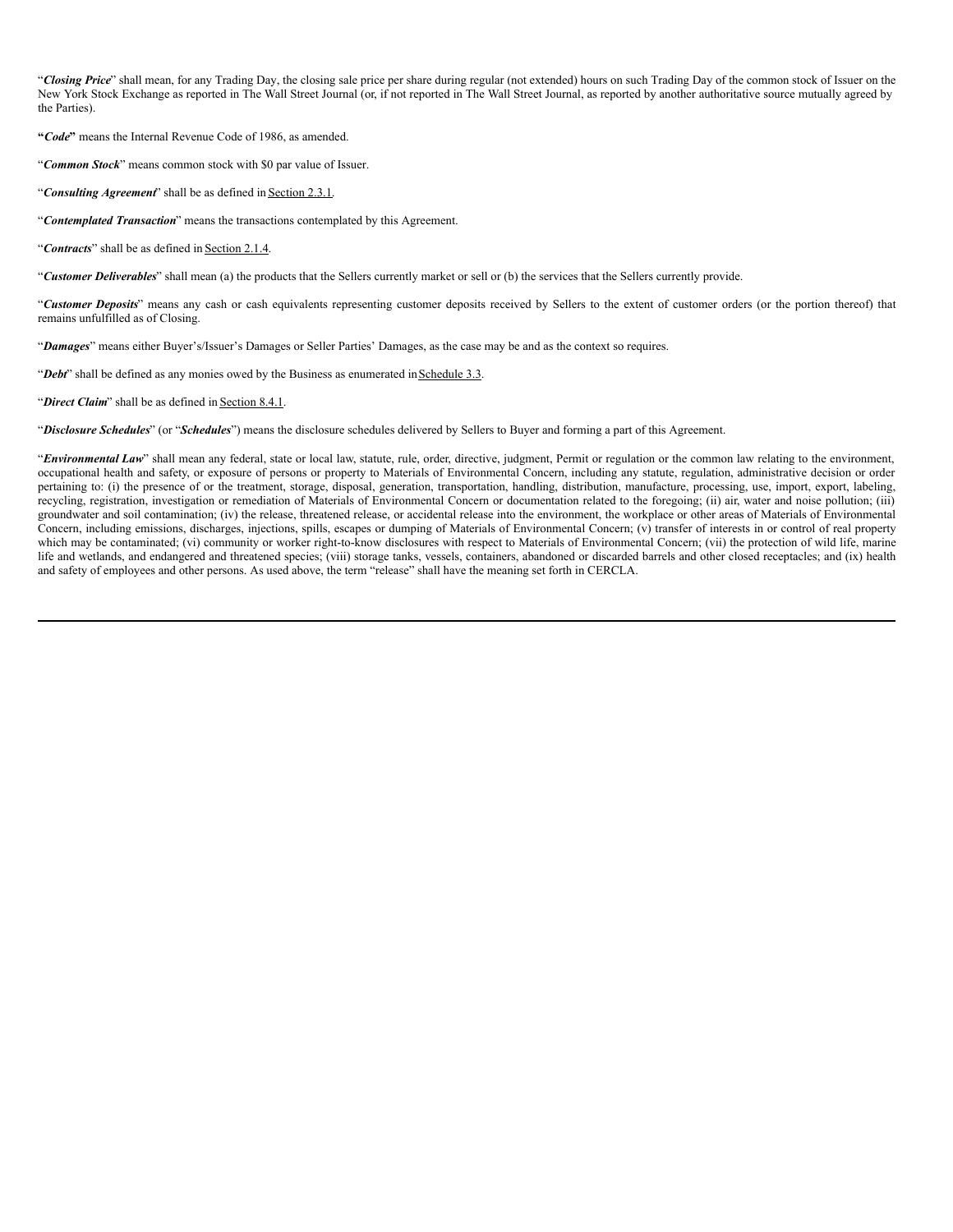"***Closing Price***" shall mean, for any Trading Day, the closing sale price per share during regular (not extended) hours on such Trading Day of the common stock of Issuer on the New York Stock Exchange as reported in The Wall Street Journal (or, if not reported in The Wall Street Journal, as reported by another authoritative source mutually agreed by the Parties).

"***Code***" means the Internal Revenue Code of 1986, as amended.

"***Common Stock***" means common stock with $0 par value of Issuer.

"***Consulting Agreement***" shall be as defined in Section 2.3.1.

"***Contemplated Transaction***" means the transactions contemplated by this Agreement.

"***Contracts***" shall be as defined in Section 2.1.4.

"***Customer Deliverables***" shall mean (a) the products that the Sellers currently market or sell or (b) the services that the Sellers currently provide.

"***Customer Deposits***" means any cash or cash equivalents representing customer deposits received by Sellers to the extent of customer orders (or the portion thereof) that remains unfulfilled as of Closing.

"***Damages***" means either Buyer's/Issuer's Damages or Seller Parties' Damages, as the case may be and as the context so requires.

"***Debt***" shall be defined as any monies owed by the Business as enumerated in Schedule 3.3.

"***Direct Claim***" shall be as defined in Section 8.4.1.

"***Disclosure Schedules***" (or "***Schedules***") means the disclosure schedules delivered by Sellers to Buyer and forming a part of this Agreement.

"***Environmental Law***" shall mean any federal, state or local law, statute, rule, order, directive, judgment, Permit or regulation or the common law relating to the environment, occupational health and safety, or exposure of persons or property to Materials of Environmental Concern, including any statute, regulation, administrative decision or order pertaining to: (i) the presence of or the treatment, storage, disposal, generation, transportation, handling, distribution, manufacture, processing, use, import, export, labeling, recycling, registration, investigation or remediation of Materials of Environmental Concern or documentation related to the foregoing; (ii) air, water and noise pollution; (iii) groundwater and soil contamination; (iv) the release, threatened release, or accidental release into the environment, the workplace or other areas of Materials of Environmental Concern, including emissions, discharges, injections, spills, escapes or dumping of Materials of Environmental Concern; (v) transfer of interests in or control of real property which may be contaminated; (vi) community or worker right-to-know disclosures with respect to Materials of Environmental Concern; (vii) the protection of wild life, marine life and wetlands, and endangered and threatened species; (viii) storage tanks, vessels, containers, abandoned or discarded barrels and other closed receptacles; and (ix) health and safety of employees and other persons. As used above, the term "release" shall have the meaning set forth in CERCLA.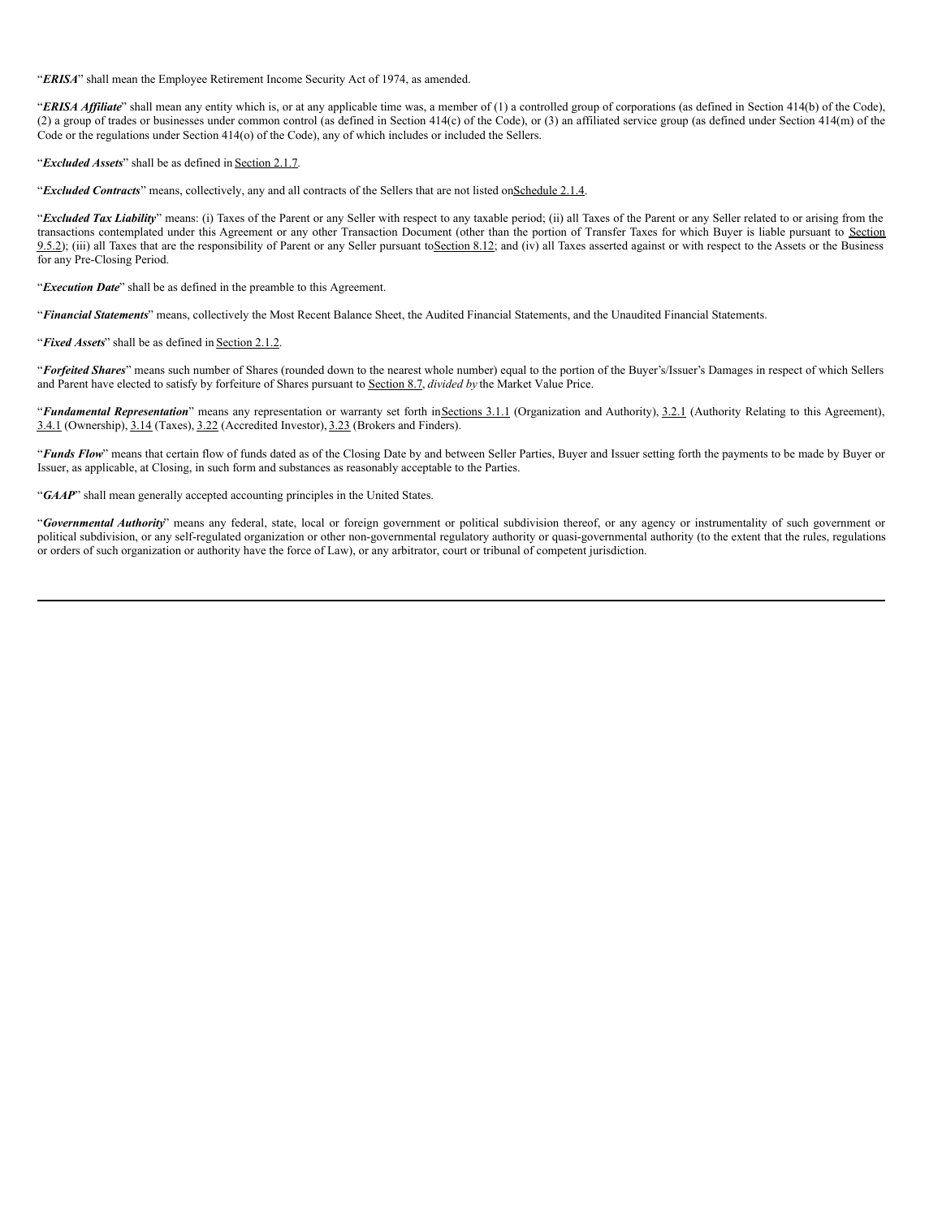"***ERISA***" shall mean the Employee Retirement Income Security Act of 1974, as amended.

"***ERISA Affiliate***" shall mean any entity which is, or at any applicable time was, a member of (1) a controlled group of corporations (as defined in Section 414(b) of the Code), (2) a group of trades or businesses under common control (as defined in Section 414(c) of the Code), or (3) an affiliated service group (as defined under Section 414(m) of the Code or the regulations under Section 414(o) of the Code), any of which includes or included the Sellers.

"***Excluded Assets***" shall be as defined in Section 2.1.7.

"***Excluded Contracts***" means, collectively, any and all contracts of the Sellers that are not listed on Schedule 2.1.4.

"***Excluded Tax Liability***" means: (i) Taxes of the Parent or any Seller with respect to any taxable period; (ii) all Taxes of the Parent or any Seller related to or arising from the transactions contemplated under this Agreement or any other Transaction Document (other than the portion of Transfer Taxes for which Buyer is liable pursuant to Section 9.5.2); (iii) all Taxes that are the responsibility of Parent or any Seller pursuant to Section 8.12; and (iv) all Taxes asserted against or with respect to the Assets or the Business for any Pre-Closing Period.

"***Execution Date***" shall be as defined in the preamble to this Agreement.

"***Financial Statements***" means, collectively the Most Recent Balance Sheet, the Audited Financial Statements, and the Unaudited Financial Statements.

"***Fixed Assets***" shall be as defined in Section 2.1.2.

"***Forfeited Shares***" means such number of Shares (rounded down to the nearest whole number) equal to the portion of the Buyer's/Issuer's Damages in respect of which Sellers and Parent have elected to satisfy by forfeiture of Shares pursuant to Section 8.7, *divided by* the Market Value Price.

"***Fundamental Representation***" means any representation or warranty set forth in Sections 3.1.1 (Organization and Authority), 3.2.1 (Authority Relating to this Agreement), 3.4.1 (Ownership), 3.14 (Taxes), 3.22 (Accredited Investor), 3.23 (Brokers and Finders).

"***Funds Flow***" means that certain flow of funds dated as of the Closing Date by and between Seller Parties, Buyer and Issuer setting forth the payments to be made by Buyer or Issuer, as applicable, at Closing, in such form and substances as reasonably acceptable to the Parties.

"***GAAP***" shall mean generally accepted accounting principles in the United States.

"***Governmental Authority***" means any federal, state, local or foreign government or political subdivision thereof, or any agency or instrumentality of such government or political subdivision, or any self-regulated organization or other non-governmental regulatory authority or quasi-governmental authority (to the extent that the rules, regulations or orders of such organization or authority have the force of Law), or any arbitrator, court or tribunal of competent jurisdiction.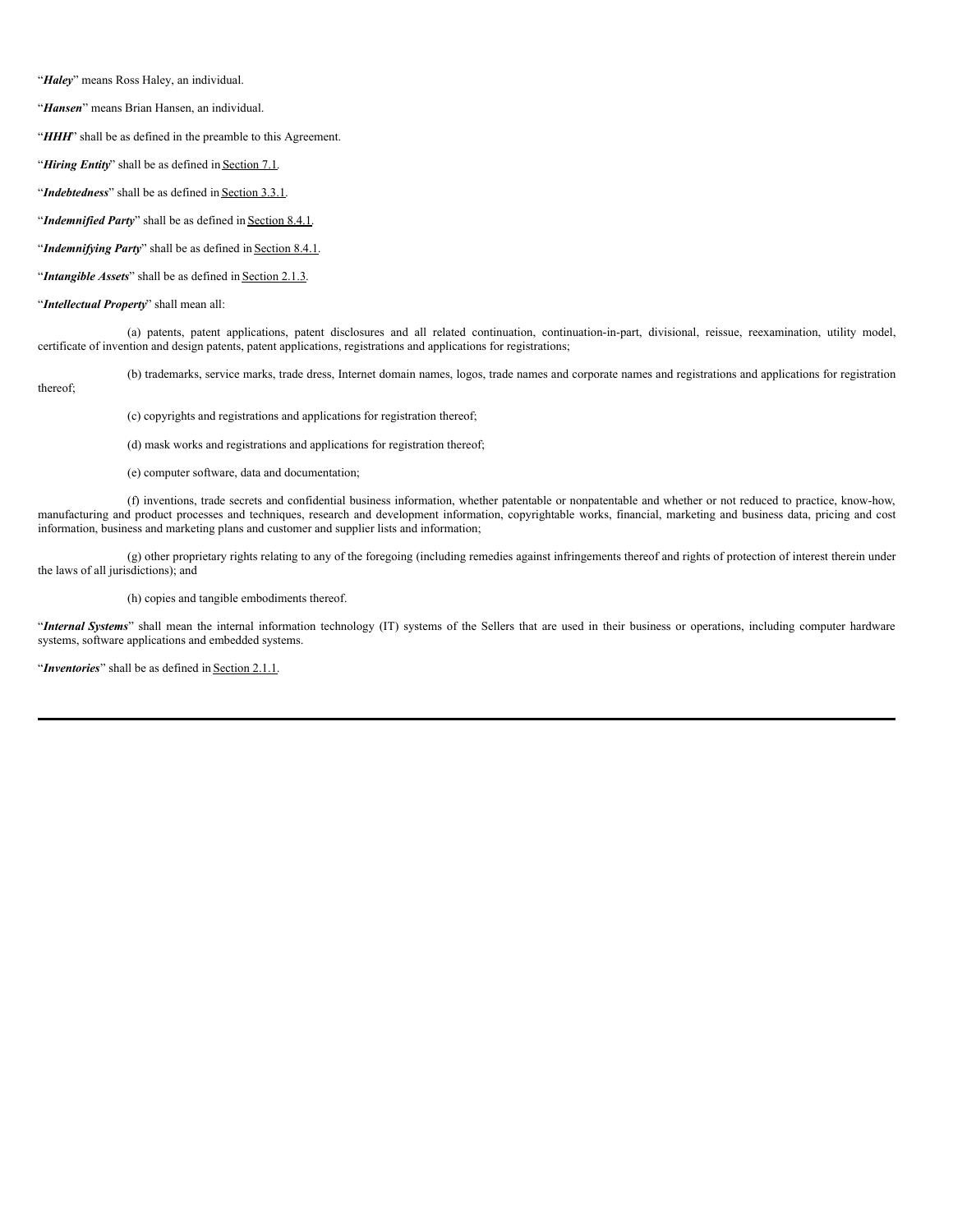"***Haley***" means Ross Haley, an individual.

"***Hansen***" means Brian Hansen, an individual.

"***HHH***" shall be as defined in the preamble to this Agreement.

"***Hiring Entity***" shall be as defined in Section 7.1.

"***Indebtedness***" shall be as defined in Section 3.3.1.

"***Indemnified Party***" shall be as defined in Section 8.4.1.

"***Indemnifying Party***" shall be as defined in Section 8.4.1.

"***Intangible Assets***" shall be as defined in Section 2.1.3.

"***Intellectual Property***" shall mean all:

(a) patents, patent applications, patent disclosures and all related continuation, continuation-in-part, divisional, reissue, reexamination, utility model, certificate of invention and design patents, patent applications, registrations and applications for registrations;

(b) trademarks, service marks, trade dress, Internet domain names, logos, trade names and corporate names and registrations and applications for registration thereof;

(c) copyrights and registrations and applications for registration thereof;

(d) mask works and registrations and applications for registration thereof;

(e) computer software, data and documentation;

(f) inventions, trade secrets and confidential business information, whether patentable or nonpatentable and whether or not reduced to practice, know-how, manufacturing and product processes and techniques, research and development information, copyrightable works, financial, marketing and business data, pricing and cost information, business and marketing plans and customer and supplier lists and information;

(g) other proprietary rights relating to any of the foregoing (including remedies against infringements thereof and rights of protection of interest therein under the laws of all jurisdictions); and

(h) copies and tangible embodiments thereof.

"***Internal Systems***" shall mean the internal information technology (IT) systems of the Sellers that are used in their business or operations, including computer hardware systems, software applications and embedded systems.

"***Inventories***" shall be as defined in Section 2.1.1.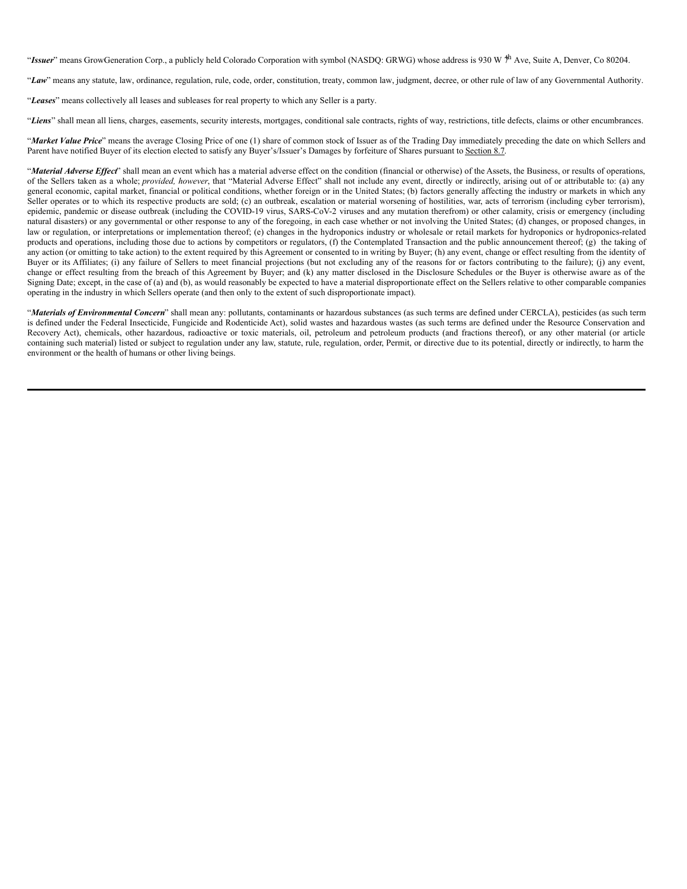"***Issuer***" means GrowGeneration Corp., a publicly held Colorado Corporation with symbol (NASDQ: GRWG) whose address is 930 W 7th Ave, Suite A, Denver, Co 80204.

"***Law***" means any statute, law, ordinance, regulation, rule, code, order, constitution, treaty, common law, judgment, decree, or other rule of law of any Governmental Authority.

"***Leases***" means collectively all leases and subleases for real property to which any Seller is a party.

"***Liens***" shall mean all liens, charges, easements, security interests, mortgages, conditional sale contracts, rights of way, restrictions, title defects, claims or other encumbrances.

"***Market Value Price***" means the average Closing Price of one (1) share of common stock of Issuer as of the Trading Day immediately preceding the date on which Sellers and Parent have notified Buyer of its election elected to satisfy any Buyer's/Issuer's Damages by forfeiture of Shares pursuant to Section 8.7.

"***Material Adverse Effect***" shall mean an event which has a material adverse effect on the condition (financial or otherwise) of the Assets, the Business, or results of operations, of the Sellers taken as a whole; *provided, however*, that "Material Adverse Effect" shall not include any event, directly or indirectly, arising out of or attributable to: (a) any general economic, capital market, financial or political conditions, whether foreign or in the United States; (b) factors generally affecting the industry or markets in which any Seller operates or to which its respective products are sold; (c) an outbreak, escalation or material worsening of hostilities, war, acts of terrorism (including cyber terrorism), epidemic, pandemic or disease outbreak (including the COVID-19 virus, SARS-CoV-2 viruses and any mutation therefrom) or other calamity, crisis or emergency (including natural disasters) or any governmental or other response to any of the foregoing, in each case whether or not involving the United States; (d) changes, or proposed changes, in law or regulation, or interpretations or implementation thereof; (e) changes in the hydroponics industry or wholesale or retail markets for hydroponics or hydroponics-related products and operations, including those due to actions by competitors or regulators, (f) the Contemplated Transaction and the public announcement thereof; (g) the taking of any action (or omitting to take action) to the extent required by this Agreement or consented to in writing by Buyer; (h) any event, change or effect resulting from the identity of Buyer or its Affiliates; (i) any failure of Sellers to meet financial projections (but not excluding any of the reasons for or factors contributing to the failure); (j) any event, change or effect resulting from the breach of this Agreement by Buyer; and (k) any matter disclosed in the Disclosure Schedules or the Buyer is otherwise aware as of the Signing Date; except, in the case of (a) and (b), as would reasonably be expected to have a material disproportionate effect on the Sellers relative to other comparable companies operating in the industry in which Sellers operate (and then only to the extent of such disproportionate impact).

"***Materials of Environmental Concern***" shall mean any: pollutants, contaminants or hazardous substances (as such terms are defined under CERCLA), pesticides (as such term is defined under the Federal Insecticide, Fungicide and Rodenticide Act), solid wastes and hazardous wastes (as such terms are defined under the Resource Conservation and Recovery Act), chemicals, other hazardous, radioactive or toxic materials, oil, petroleum and petroleum products (and fractions thereof), or any other material (or article containing such material) listed or subject to regulation under any law, statute, rule, regulation, order, Permit, or directive due to its potential, directly or indirectly, to harm the environment or the health of humans or other living beings.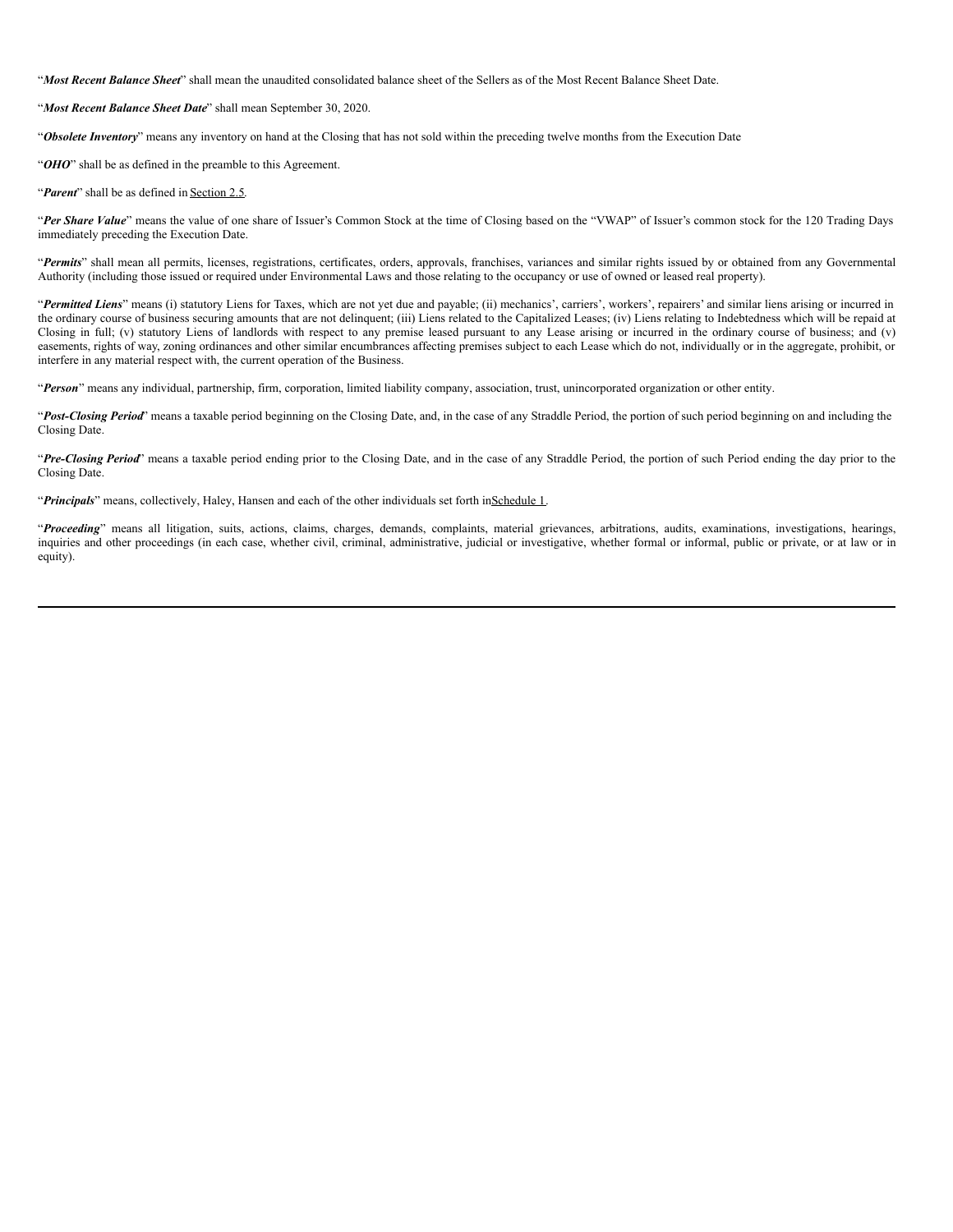"***Most Recent Balance Sheet***" shall mean the unaudited consolidated balance sheet of the Sellers as of the Most Recent Balance Sheet Date.

"***Most Recent Balance Sheet Date***" shall mean September 30, 2020.

"***Obsolete Inventory***" means any inventory on hand at the Closing that has not sold within the preceding twelve months from the Execution Date

"***OHO***" shall be as defined in the preamble to this Agreement.

"***Parent***" shall be as defined in Section 2.5.

"***Per Share Value***" means the value of one share of Issuer's Common Stock at the time of Closing based on the "VWAP" of Issuer's common stock for the 120 Trading Days immediately preceding the Execution Date.

"***Permits***" shall mean all permits, licenses, registrations, certificates, orders, approvals, franchises, variances and similar rights issued by or obtained from any Governmental Authority (including those issued or required under Environmental Laws and those relating to the occupancy or use of owned or leased real property).

"***Permitted Liens***" means (i) statutory Liens for Taxes, which are not yet due and payable; (ii) mechanics', carriers', workers', repairers' and similar liens arising or incurred in the ordinary course of business securing amounts that are not delinquent; (iii) Liens related to the Capitalized Leases; (iv) Liens relating to Indebtedness which will be repaid at Closing in full; (v) statutory Liens of landlords with respect to any premise leased pursuant to any Lease arising or incurred in the ordinary course of business; and (v) easements, rights of way, zoning ordinances and other similar encumbrances affecting premises subject to each Lease which do not, individually or in the aggregate, prohibit, or interfere in any material respect with, the current operation of the Business.

"***Person***" means any individual, partnership, firm, corporation, limited liability company, association, trust, unincorporated organization or other entity.

"***Post-Closing Period***" means a taxable period beginning on the Closing Date, and, in the case of any Straddle Period, the portion of such period beginning on and including the Closing Date.

"***Pre-Closing Period***" means a taxable period ending prior to the Closing Date, and in the case of any Straddle Period, the portion of such Period ending the day prior to the Closing Date.

"***Principals***" means, collectively, Haley, Hansen and each of the other individuals set forth in Schedule 1.

"***Proceeding***" means all litigation, suits, actions, claims, charges, demands, complaints, material grievances, arbitrations, audits, examinations, investigations, hearings, inquiries and other proceedings (in each case, whether civil, criminal, administrative, judicial or investigative, whether formal or informal, public or private, or at law or in equity).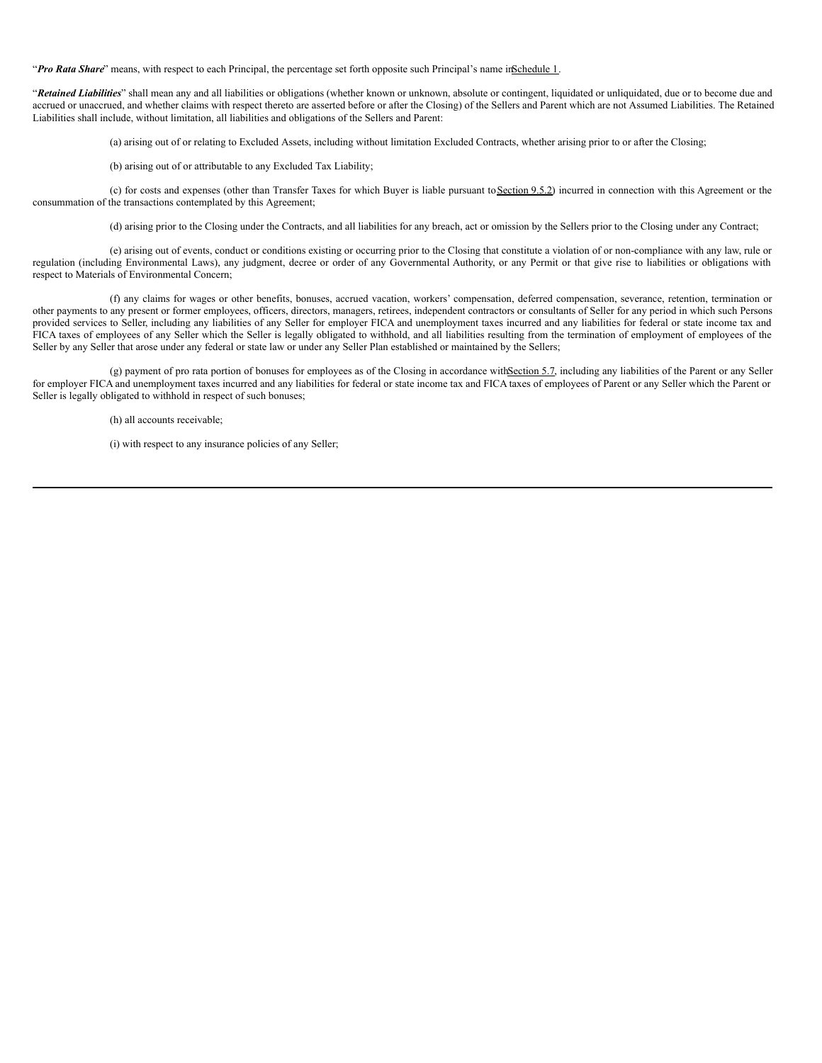"***Pro Rata Share***" means, with respect to each Principal, the percentage set forth opposite such Principal's name in Schedule 1.

"***Retained Liabilities***" shall mean any and all liabilities or obligations (whether known or unknown, absolute or contingent, liquidated or unliquidated, due or to become due and accrued or unaccrued, and whether claims with respect thereto are asserted before or after the Closing) of the Sellers and Parent which are not Assumed Liabilities. The Retained Liabilities shall include, without limitation, all liabilities and obligations of the Sellers and Parent:

(a) arising out of or relating to Excluded Assets, including without limitation Excluded Contracts, whether arising prior to or after the Closing;

(b) arising out of or attributable to any Excluded Tax Liability;

(c) for costs and expenses (other than Transfer Taxes for which Buyer is liable pursuant to Section 9.5.2) incurred in connection with this Agreement or the consummation of the transactions contemplated by this Agreement;

(d) arising prior to the Closing under the Contracts, and all liabilities for any breach, act or omission by the Sellers prior to the Closing under any Contract;

(e) arising out of events, conduct or conditions existing or occurring prior to the Closing that constitute a violation of or non-compliance with any law, rule or regulation (including Environmental Laws), any judgment, decree or order of any Governmental Authority, or any Permit or that give rise to liabilities or obligations with respect to Materials of Environmental Concern;

(f) any claims for wages or other benefits, bonuses, accrued vacation, workers' compensation, deferred compensation, severance, retention, termination or other payments to any present or former employees, officers, directors, managers, retirees, independent contractors or consultants of Seller for any period in which such Persons provided services to Seller, including any liabilities of any Seller for employer FICA and unemployment taxes incurred and any liabilities for federal or state income tax and FICA taxes of employees of any Seller which the Seller is legally obligated to withhold, and all liabilities resulting from the termination of employment of employees of the Seller by any Seller that arose under any federal or state law or under any Seller Plan established or maintained by the Sellers;

(g) payment of pro rata portion of bonuses for employees as of the Closing in accordance with Section 5.7, including any liabilities of the Parent or any Seller for employer FICA and unemployment taxes incurred and any liabilities for federal or state income tax and FICA taxes of employees of Parent or any Seller which the Parent or Seller is legally obligated to withhold in respect of such bonuses;

(h) all accounts receivable;

(i) with respect to any insurance policies of any Seller;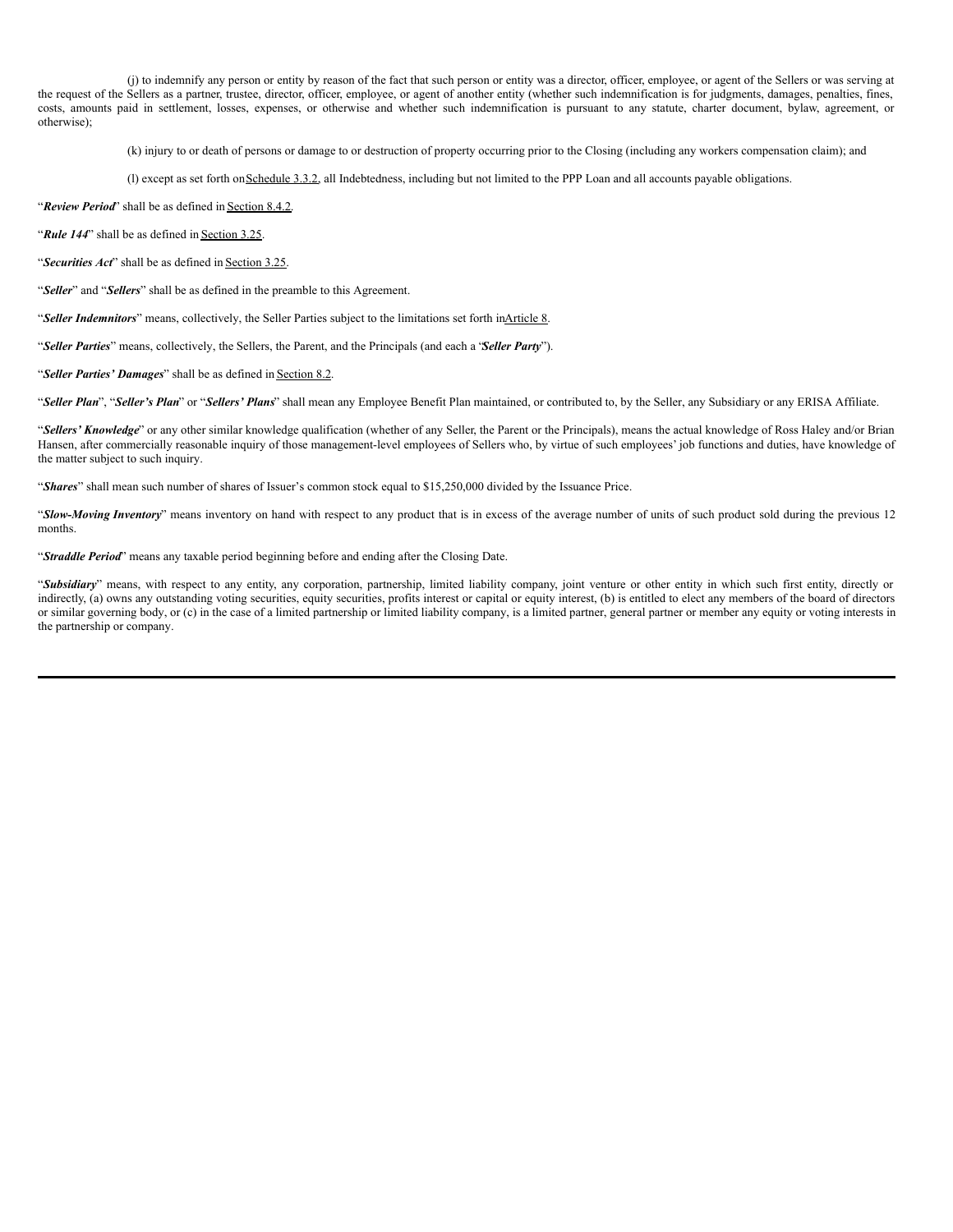(j) to indemnify any person or entity by reason of the fact that such person or entity was a director, officer, employee, or agent of the Sellers or was serving at the request of the Sellers as a partner, trustee, director, officer, employee, or agent of another entity (whether such indemnification is for judgments, damages, penalties, fines, costs, amounts paid in settlement, losses, expenses, or otherwise and whether such indemnification is pursuant to any statute, charter document, bylaw, agreement, or otherwise);

(k) injury to or death of persons or damage to or destruction of property occurring prior to the Closing (including any workers compensation claim); and

(l) except as set forth on Schedule 3.3.2, all Indebtedness, including but not limited to the PPP Loan and all accounts payable obligations.

"***Review Period***" shall be as defined in Section 8.4.2.

"***Rule 144***" shall be as defined in Section 3.25.

"***Securities Act***" shall be as defined in Section 3.25.

"***Seller***" and "***Sellers***" shall be as defined in the preamble to this Agreement.

"***Seller Indemnitors***" means, collectively, the Seller Parties subject to the limitations set forth in Article 8.

"***Seller Parties***" means, collectively, the Sellers, the Parent, and the Principals (and each a "***Seller Party***").

"***Seller Parties' Damages***" shall be as defined in Section 8.2.

"***Seller Plan***", "***Seller's Plan***" or "***Sellers' Plans***" shall mean any Employee Benefit Plan maintained, or contributed to, by the Seller, any Subsidiary or any ERISA Affiliate.

"***Sellers' Knowledge***" or any other similar knowledge qualification (whether of any Seller, the Parent or the Principals), means the actual knowledge of Ross Haley and/or Brian Hansen, after commercially reasonable inquiry of those management-level employees of Sellers who, by virtue of such employees' job functions and duties, have knowledge of the matter subject to such inquiry.

"***Shares***" shall mean such number of shares of Issuer's common stock equal to $15,250,000 divided by the Issuance Price.

"***Slow-Moving Inventory***" means inventory on hand with respect to any product that is in excess of the average number of units of such product sold during the previous 12 months.

"***Straddle Period***" means any taxable period beginning before and ending after the Closing Date.

"***Subsidiary***" means, with respect to any entity, any corporation, partnership, limited liability company, joint venture or other entity in which such first entity, directly or indirectly, (a) owns any outstanding voting securities, equity securities, profits interest or capital or equity interest, (b) is entitled to elect any members of the board of directors or similar governing body, or (c) in the case of a limited partnership or limited liability company, is a limited partner, general partner or member any equity or voting interests in the partnership or company.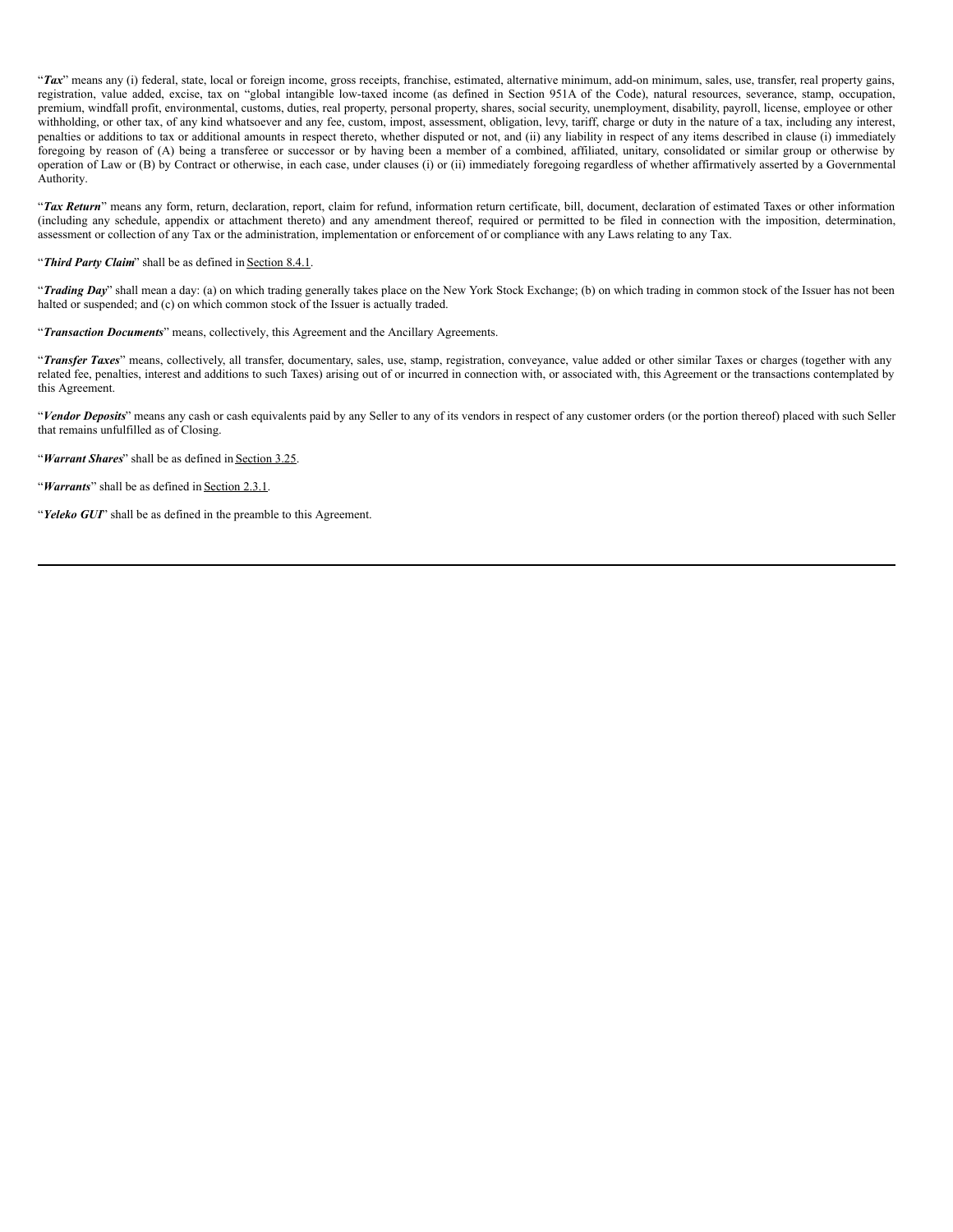"***Tax***" means any (i) federal, state, local or foreign income, gross receipts, franchise, estimated, alternative minimum, add-on minimum, sales, use, transfer, real property gains, registration, value added, excise, tax on "global intangible low-taxed income (as defined in Section 951A of the Code), natural resources, severance, stamp, occupation, premium, windfall profit, environmental, customs, duties, real property, personal property, shares, social security, unemployment, disability, payroll, license, employee or other withholding, or other tax, of any kind whatsoever and any fee, custom, impost, assessment, obligation, levy, tariff, charge or duty in the nature of a tax, including any interest, penalties or additions to tax or additional amounts in respect thereto, whether disputed or not, and (ii) any liability in respect of any items described in clause (i) immediately foregoing by reason of (A) being a transferee or successor or by having been a member of a combined, affiliated, unitary, consolidated or similar group or otherwise by operation of Law or (B) by Contract or otherwise, in each case, under clauses (i) or (ii) immediately foregoing regardless of whether affirmatively asserted by a Governmental Authority.

"***Tax Return***" means any form, return, declaration, report, claim for refund, information return certificate, bill, document, declaration of estimated Taxes or other information (including any schedule, appendix or attachment thereto) and any amendment thereof, required or permitted to be filed in connection with the imposition, determination, assessment or collection of any Tax or the administration, implementation or enforcement of or compliance with any Laws relating to any Tax.

"***Third Party Claim***" shall be as defined in Section 8.4.1.

"***Trading Day***" shall mean a day: (a) on which trading generally takes place on the New York Stock Exchange; (b) on which trading in common stock of the Issuer has not been halted or suspended; and (c) on which common stock of the Issuer is actually traded.

"***Transaction Documents***" means, collectively, this Agreement and the Ancillary Agreements.

"***Transfer Taxes***" means, collectively, all transfer, documentary, sales, use, stamp, registration, conveyance, value added or other similar Taxes or charges (together with any related fee, penalties, interest and additions to such Taxes) arising out of or incurred in connection with, or associated with, this Agreement or the transactions contemplated by this Agreement.

"***Vendor Deposits***" means any cash or cash equivalents paid by any Seller to any of its vendors in respect of any customer orders (or the portion thereof) placed with such Seller that remains unfulfilled as of Closing.

"***Warrant Shares***" shall be as defined in Section 3.25.

"***Warrants***" shall be as defined in Section 2.3.1.

"***Yeleko GUI***" shall be as defined in the preamble to this Agreement.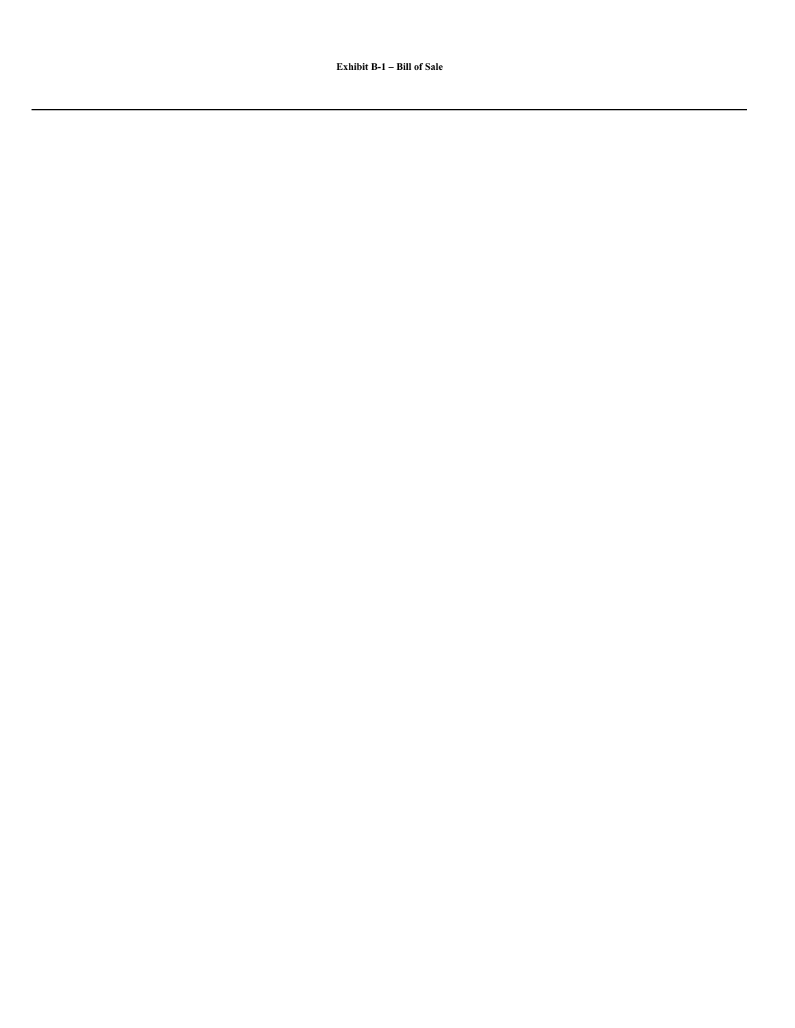**Exhibit B-1 – Bill of Sale**

---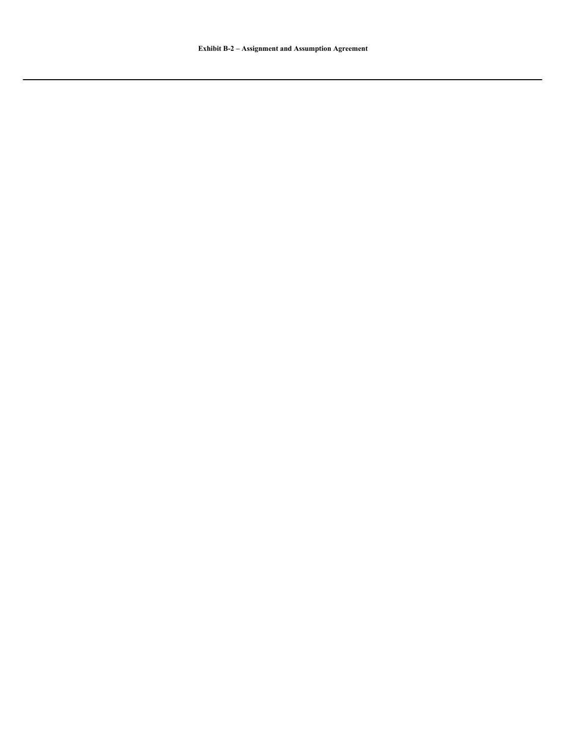**Exhibit B-2 – Assignment and Assumption Agreement**

---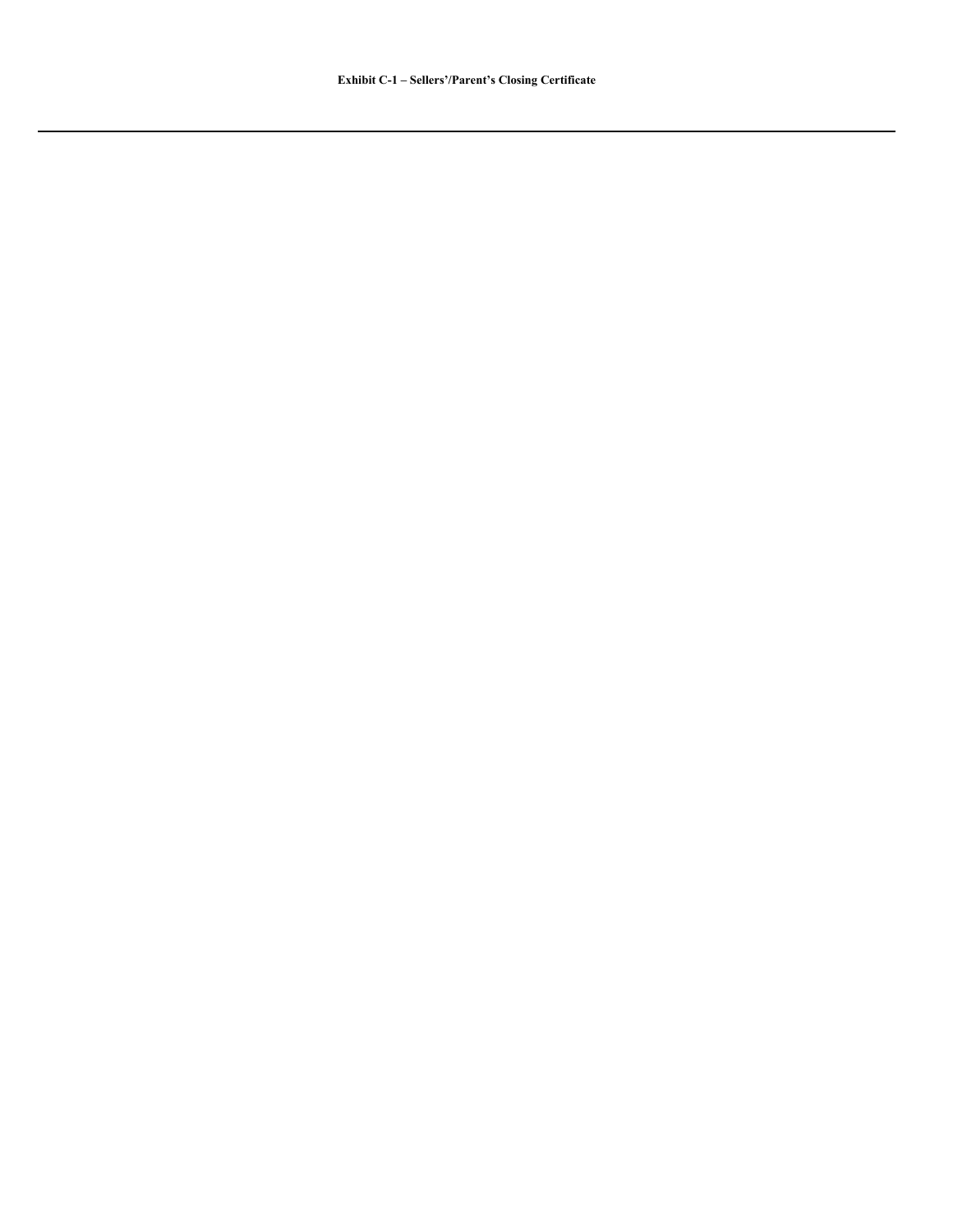**Exhibit C-1 – Sellers'/Parent's Closing Certificate**

---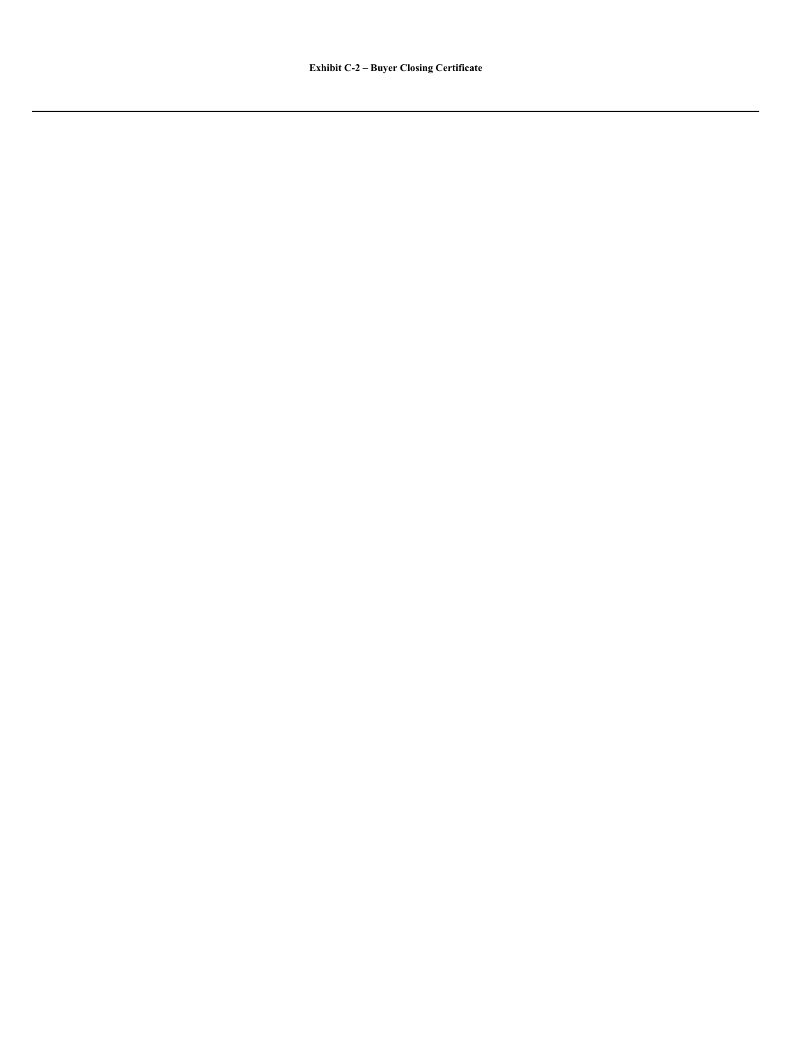**Exhibit C-2 – Buyer Closing Certificate**

---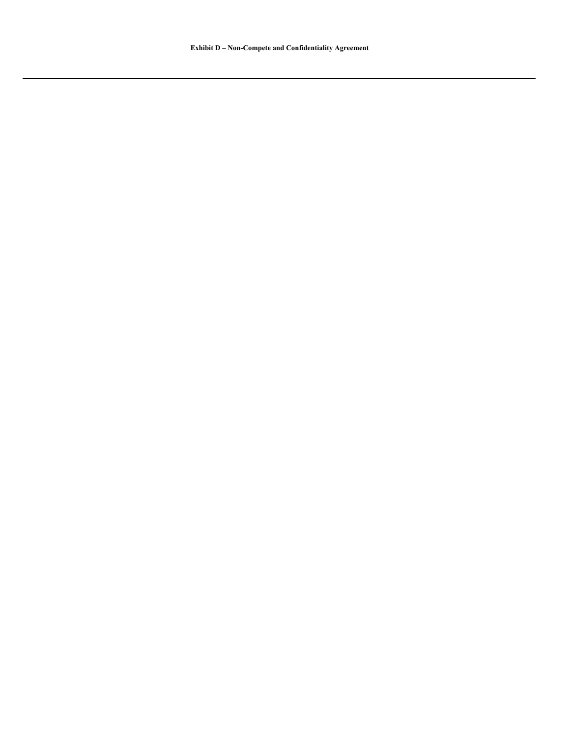**Exhibit D – Non-Compete and Confidentiality Agreement**

---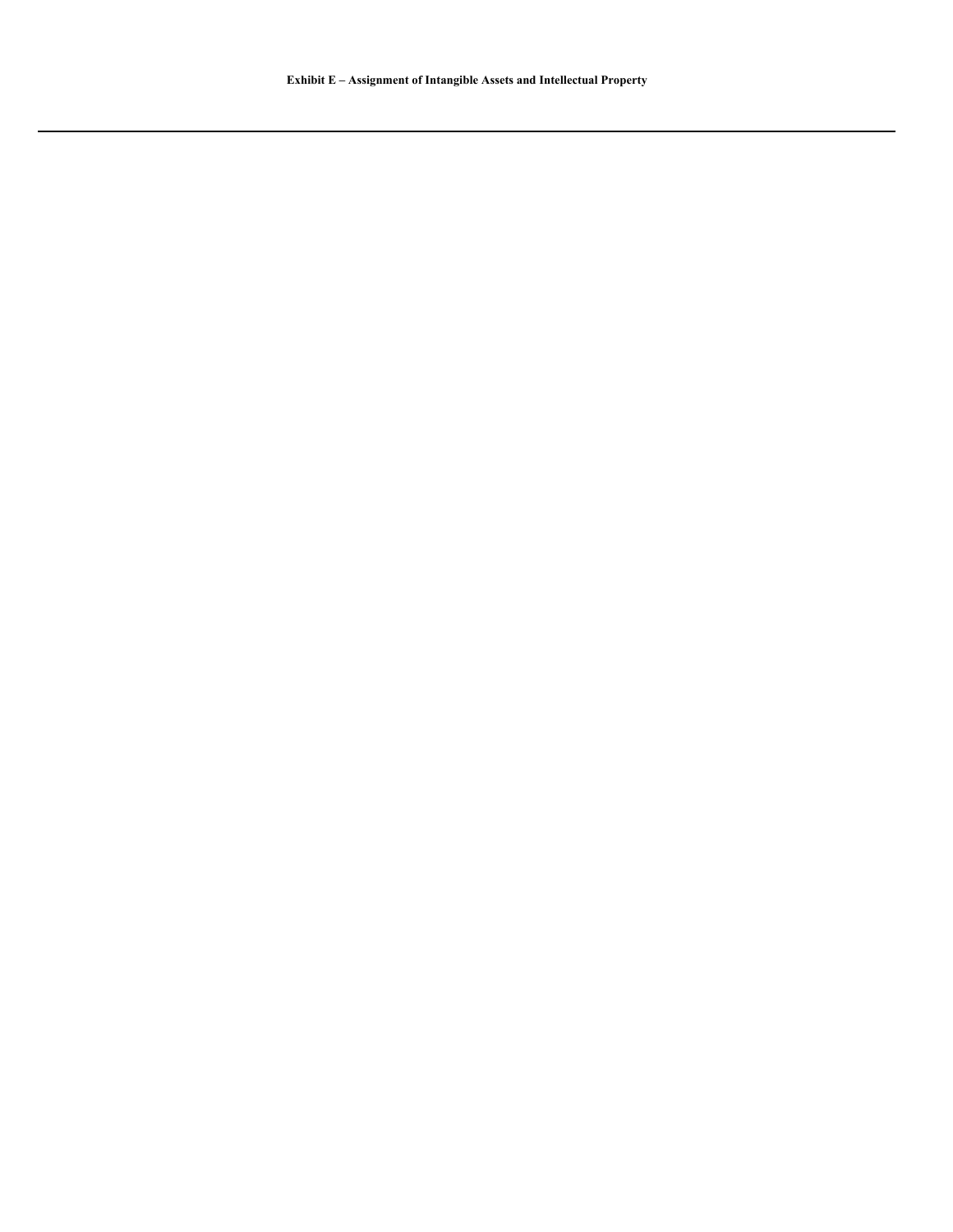**Exhibit E – Assignment of Intangible Assets and Intellectual Property**

---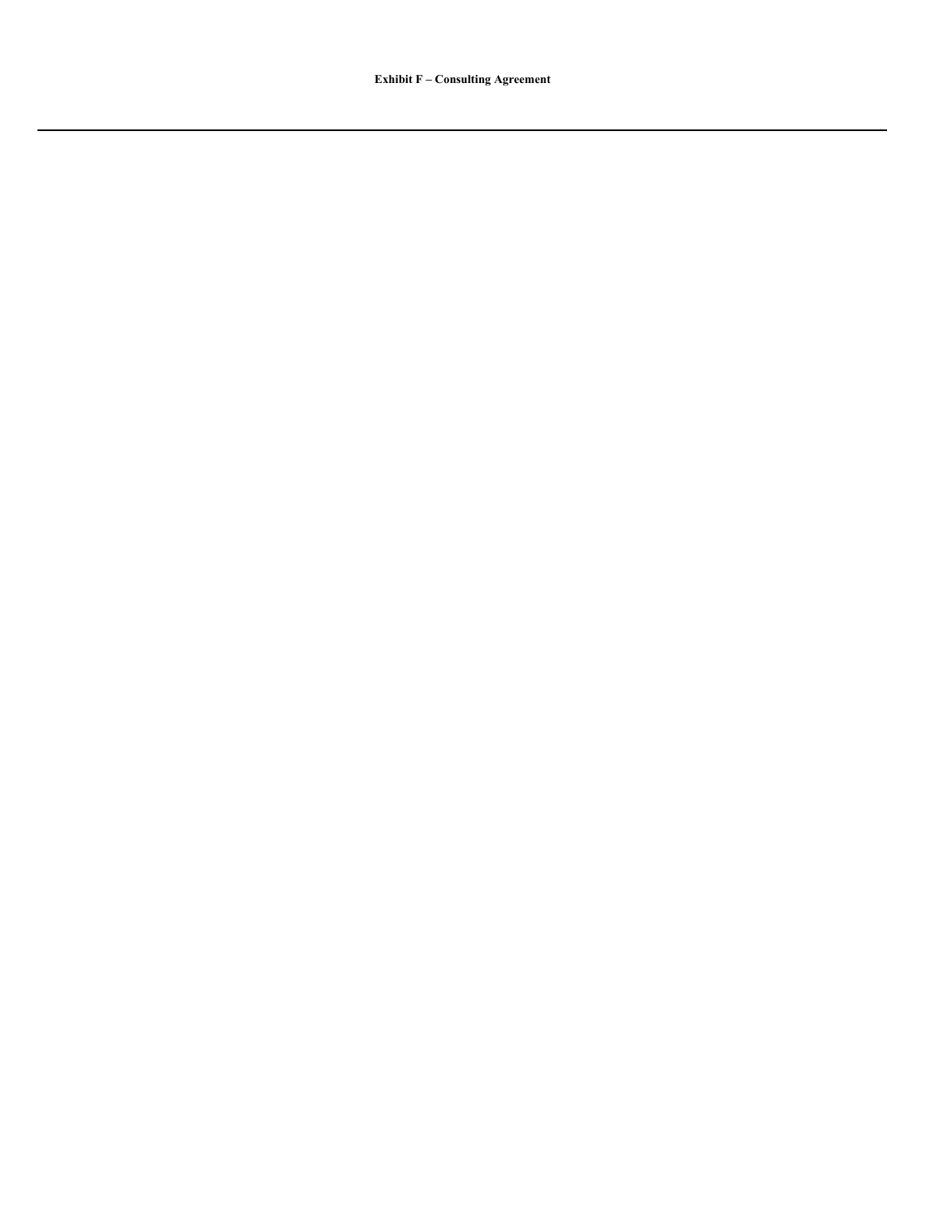**Exhibit F – Consulting Agreement**

---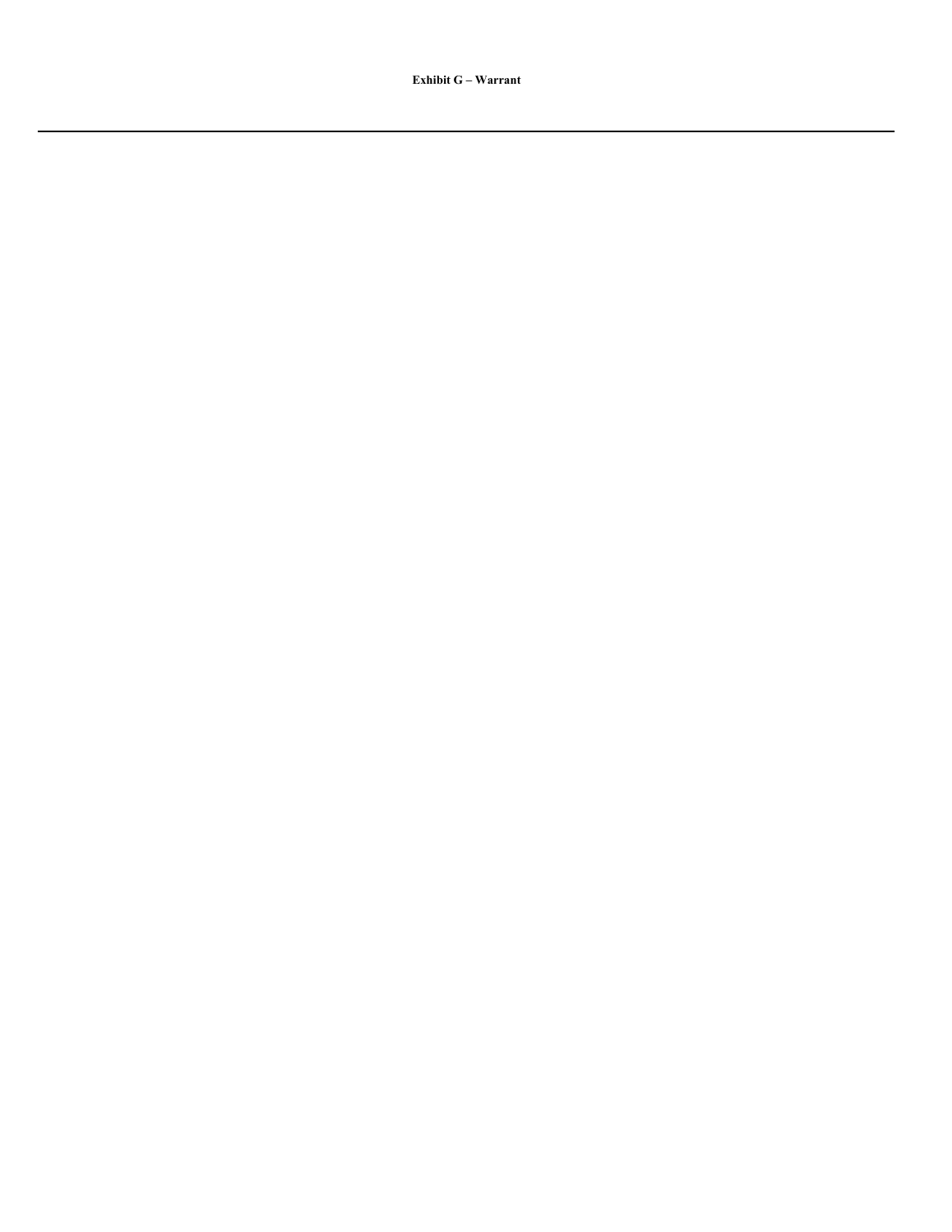**Exhibit G – Warrant**

---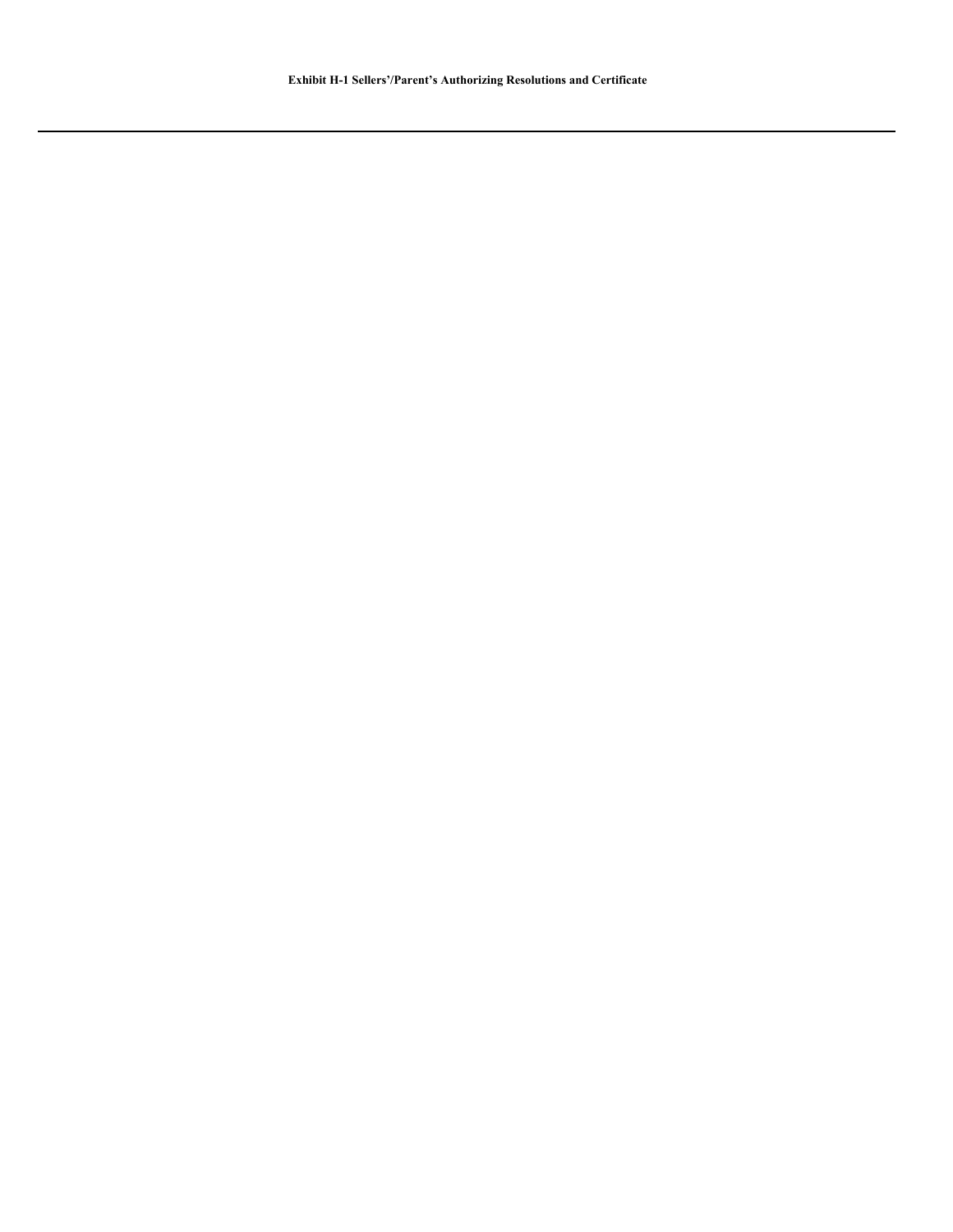**Exhibit H-1 Sellers'/Parent's Authorizing Resolutions and Certificate**

---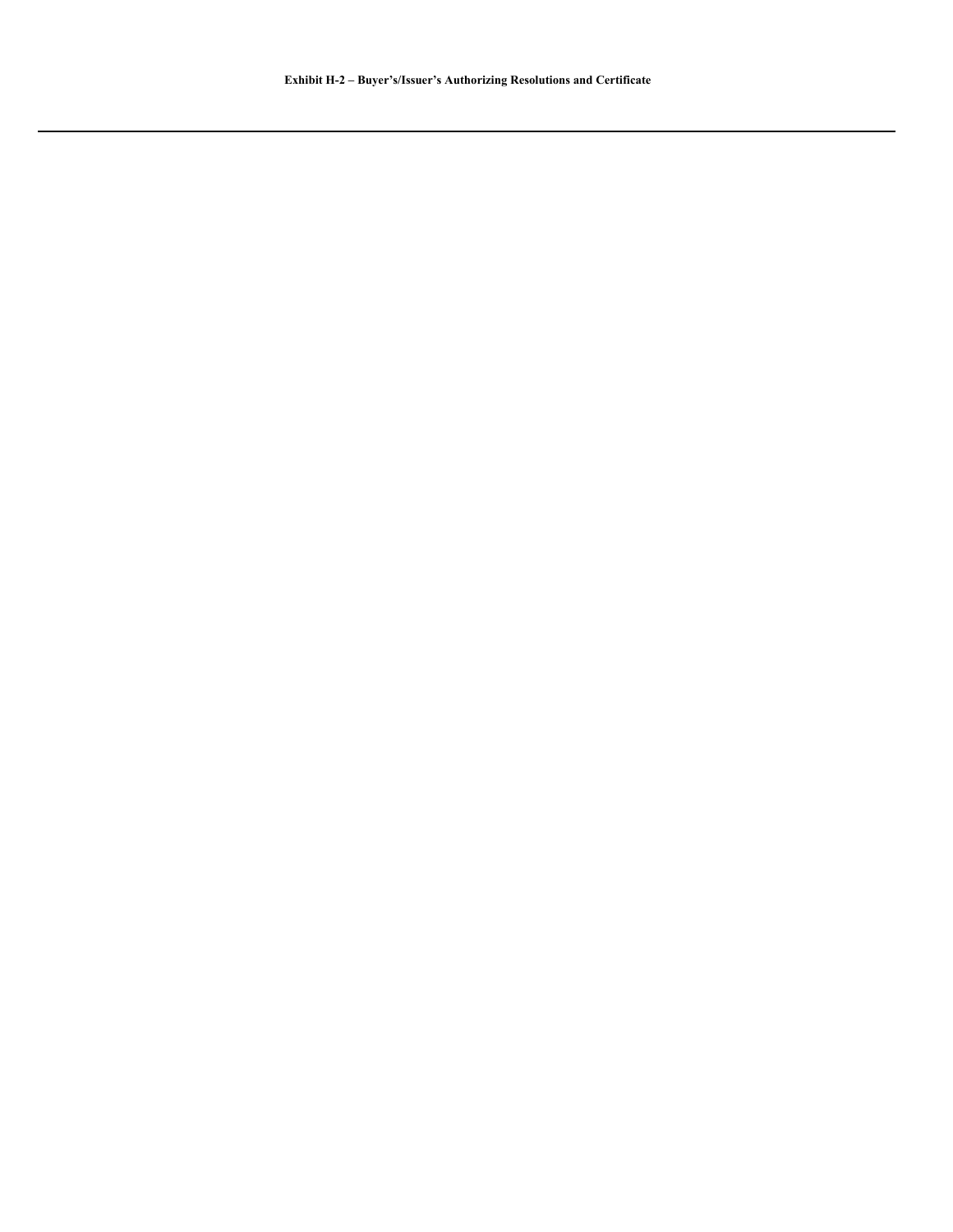**Exhibit H-2 – Buyer's/Issuer's Authorizing Resolutions and Certificate**

---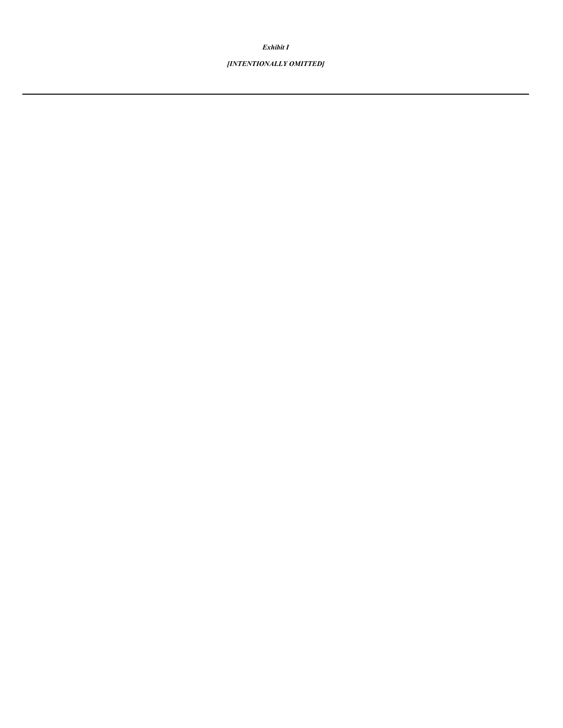***Exhibit I***

***[INTENTIONALLY OMITTED]***

---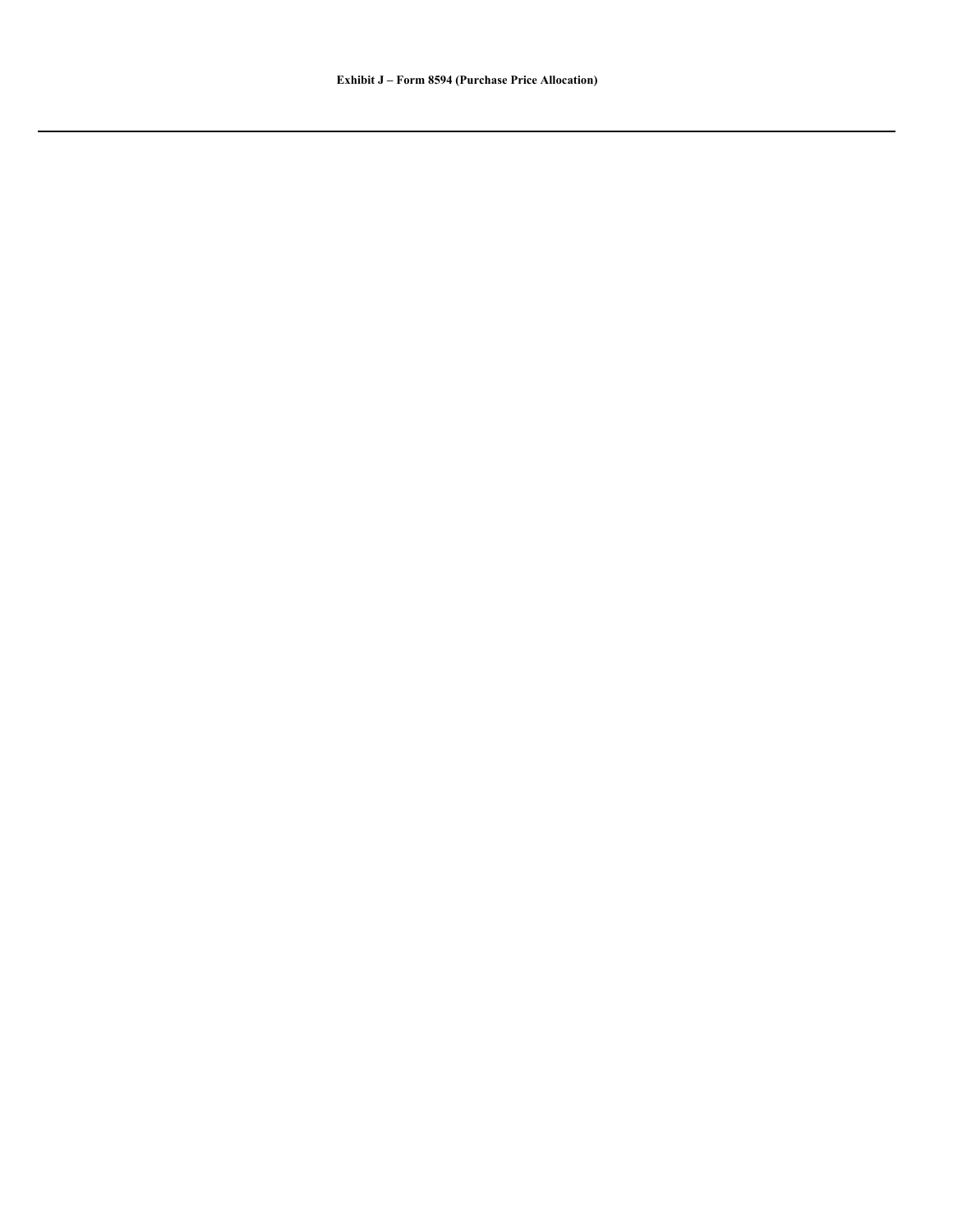**Exhibit J – Form 8594 (Purchase Price Allocation)**

---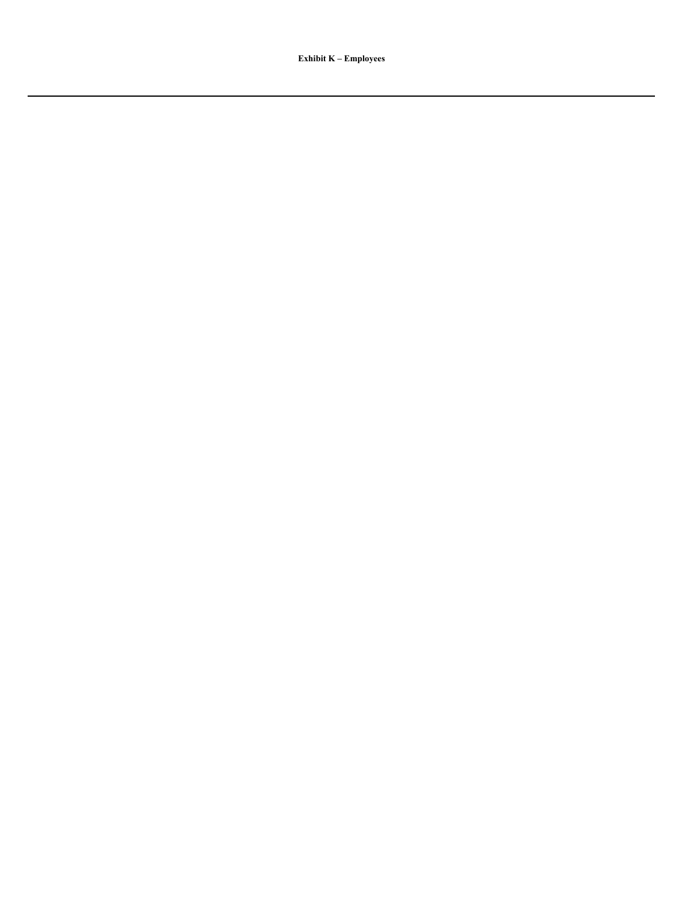**Exhibit K – Employees**

---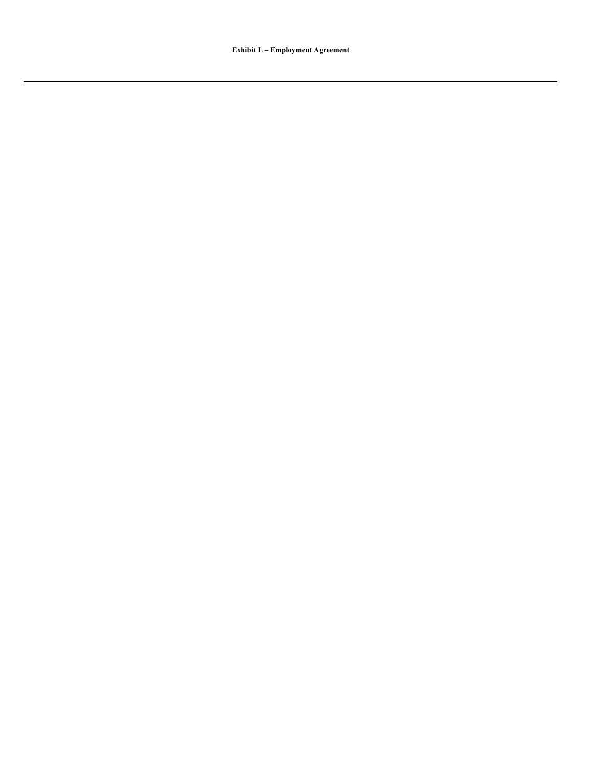**Exhibit L – Employment Agreement**

---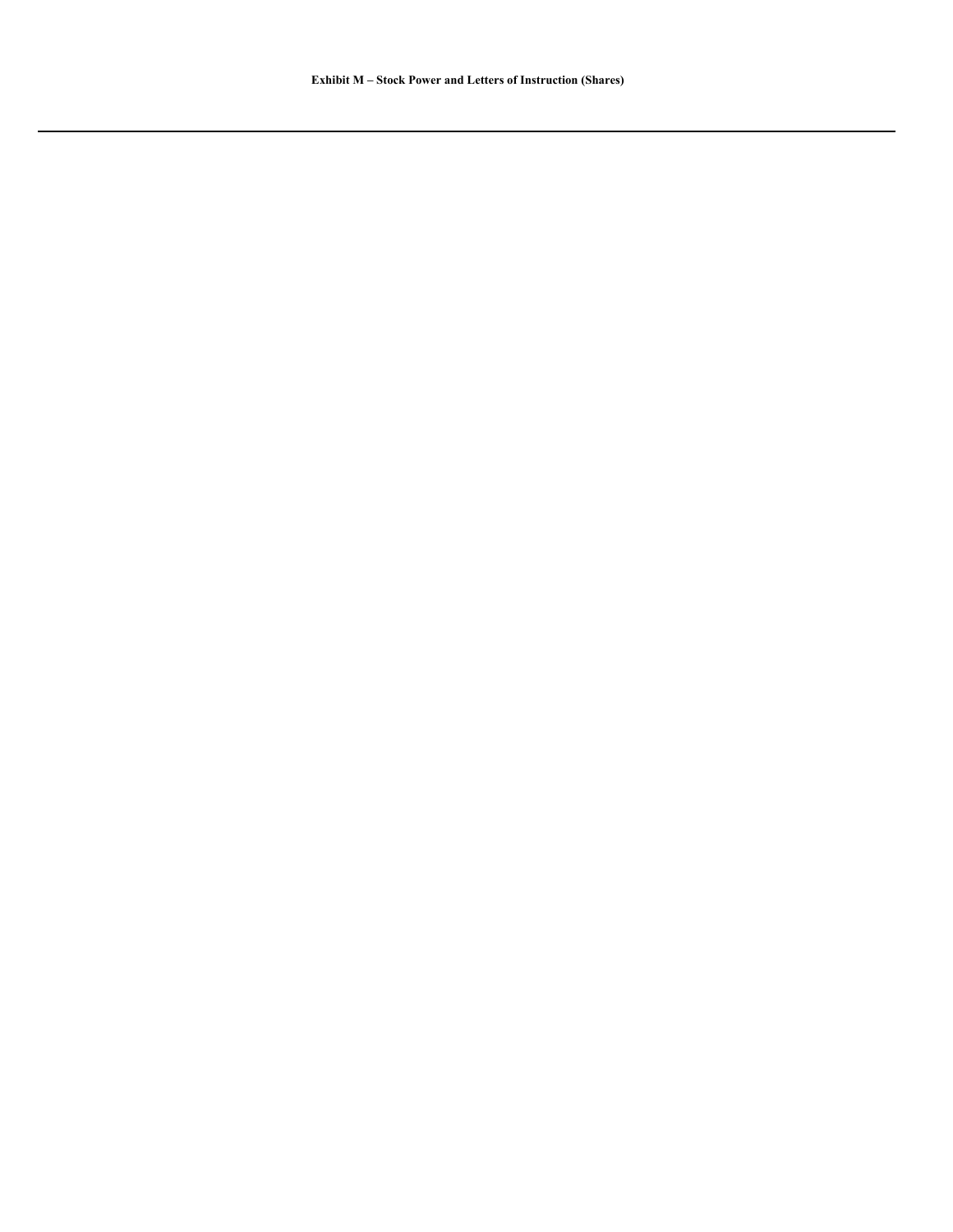**Exhibit M – Stock Power and Letters of Instruction (Shares)**

---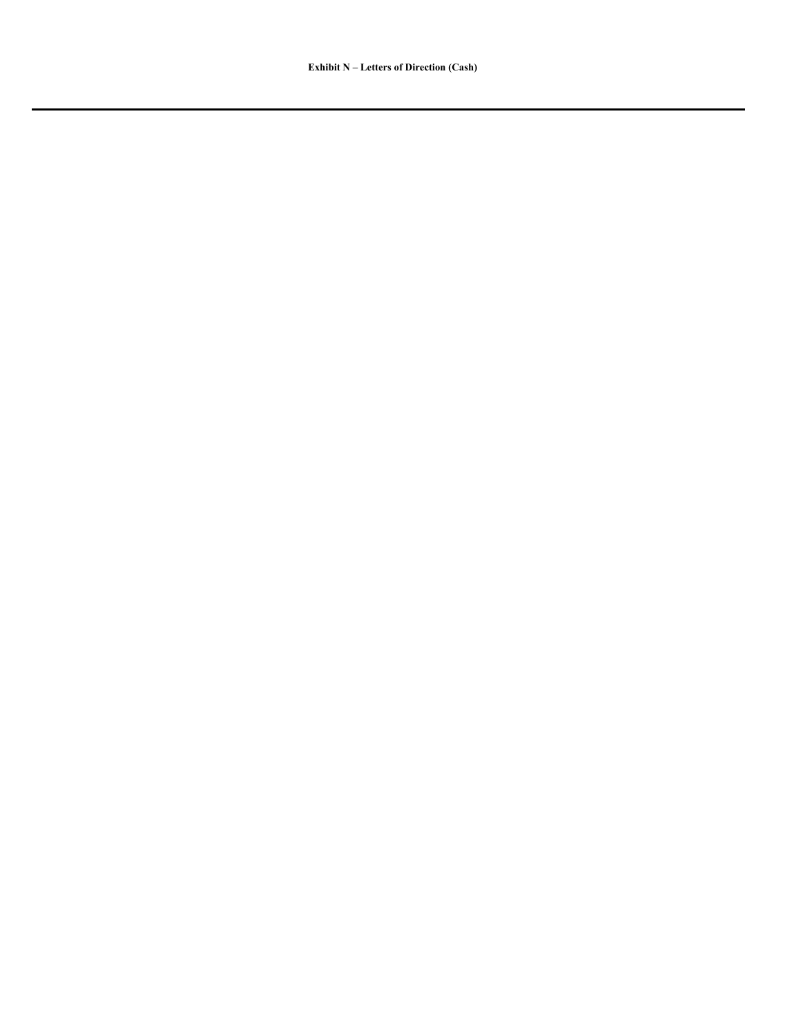**Exhibit N – Letters of Direction (Cash)**

---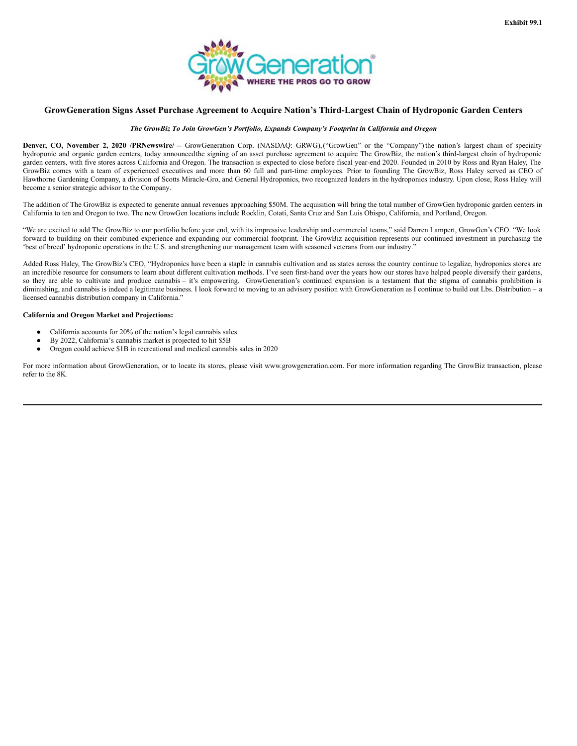Exhibit 99.1

# GrowGeneration Signs Asset Purchase Agreement to Acquire Nation's Third-Largest Chain of Hydroponic Garden Centers

***The GrowBiz To Join GrowGen's Portfolio, Expands Company's Footprint in California and Oregon***

**Denver, CO, November 2, 2020 /PRNewswire/** -- GrowGeneration Corp. (NASDAQ: GRWG), ("GrowGen" or the "Company") the nation's largest chain of specialty hydroponic and organic garden centers, today announced the signing of an asset purchase agreement to acquire The GrowBiz, the nation's third-largest chain of hydroponic garden centers, with five stores across California and Oregon. The transaction is expected to close before fiscal year-end 2020. Founded in 2010 by Ross and Ryan Haley, The GrowBiz comes with a team of experienced executives and more than 60 full and part-time employees. Prior to founding The GrowBiz, Ross Haley served as CEO of Hawthorne Gardening Company, a division of Scotts Miracle-Gro, and General Hydroponics, two recognized leaders in the hydroponics industry. Upon close, Ross Haley will become a senior strategic advisor to the Company.

The addition of The GrowBiz is expected to generate annual revenues approaching $50M. The acquisition will bring the total number of GrowGen hydroponic garden centers in California to ten and Oregon to two. The new GrowGen locations include Rocklin, Cotati, Santa Cruz and San Luis Obispo, California, and Portland, Oregon.

"We are excited to add The GrowBiz to our portfolio before year end, with its impressive leadership and commercial teams," said Darren Lampert, GrowGen's CEO. "We look forward to building on their combined experience and expanding our commercial footprint. The GrowBiz acquisition represents our continued investment in purchasing the 'best of breed' hydroponic operations in the U.S. and strengthening our management team with seasoned veterans from our industry."

Added Ross Haley, The GrowBiz's CEO, "Hydroponics have been a staple in cannabis cultivation and as states across the country continue to legalize, hydroponics stores are an incredible resource for consumers to learn about different cultivation methods. I've seen first-hand over the years how our stores have helped people diversify their gardens, so they are able to cultivate and produce cannabis – it's empowering. GrowGeneration's continued expansion is a testament that the stigma of cannabis prohibition is diminishing, and cannabis is indeed a legitimate business. I look forward to moving to an advisory position with GrowGeneration as I continue to build out Lbs. Distribution – a licensed cannabis distribution company in California."

**California and Oregon Market and Projections:**

- California accounts for 20% of the nation's legal cannabis sales
- By 2022, California's cannabis market is projected to hit $5B
- Oregon could achieve $1B in recreational and medical cannabis sales in 2020

For more information about GrowGeneration, or to locate its stores, please visit www.growgeneration.com. For more information regarding The GrowBiz transaction, please refer to the 8K.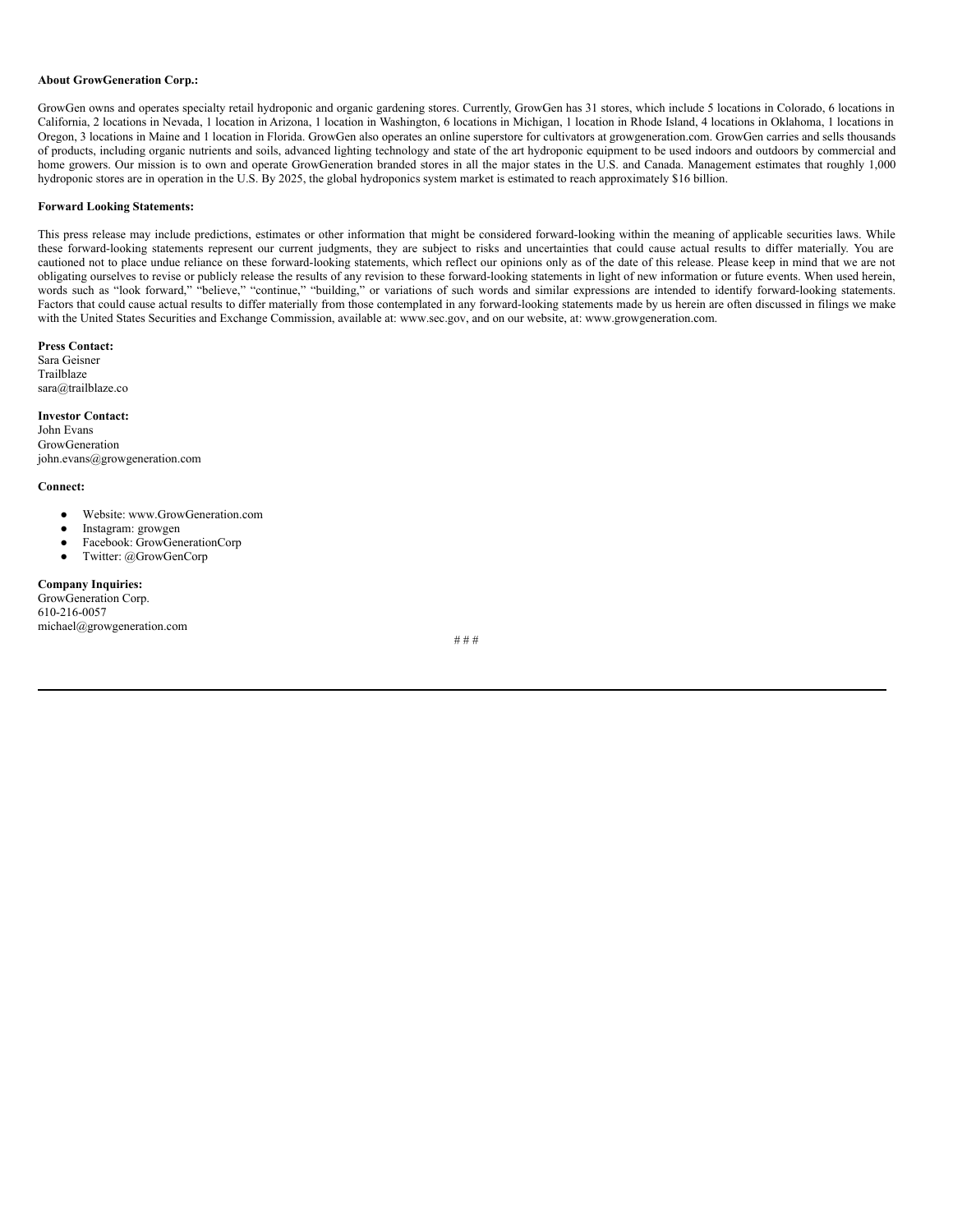**About GrowGeneration Corp.:**

GrowGen owns and operates specialty retail hydroponic and organic gardening stores. Currently, GrowGen has 31 stores, which include 5 locations in Colorado, 6 locations in California, 2 locations in Nevada, 1 location in Arizona, 1 location in Washington, 6 locations in Michigan, 1 location in Rhode Island, 4 locations in Oklahoma, 1 locations in Oregon, 3 locations in Maine and 1 location in Florida. GrowGen also operates an online superstore for cultivators at growgeneration.com. GrowGen carries and sells thousands of products, including organic nutrients and soils, advanced lighting technology and state of the art hydroponic equipment to be used indoors and outdoors by commercial and home growers. Our mission is to own and operate GrowGeneration branded stores in all the major states in the U.S. and Canada. Management estimates that roughly 1,000 hydroponic stores are in operation in the U.S. By 2025, the global hydroponics system market is estimated to reach approximately $16 billion.

**Forward Looking Statements:**

This press release may include predictions, estimates or other information that might be considered forward-looking within the meaning of applicable securities laws. While these forward-looking statements represent our current judgments, they are subject to risks and uncertainties that could cause actual results to differ materially. You are cautioned not to place undue reliance on these forward-looking statements, which reflect our opinions only as of the date of this release. Please keep in mind that we are not obligating ourselves to revise or publicly release the results of any revision to these forward-looking statements in light of new information or future events. When used herein, words such as "look forward," "believe," "continue," "building," or variations of such words and similar expressions are intended to identify forward-looking statements. Factors that could cause actual results to differ materially from those contemplated in any forward-looking statements made by us herein are often discussed in filings we make with the United States Securities and Exchange Commission, available at: www.sec.gov, and on our website, at: www.growgeneration.com.

**Press Contact:**
Sara Geisner
Trailblaze
sara@trailblaze.co

**Investor Contact:**
John Evans
GrowGeneration
john.evans@growgeneration.com

**Connect:**

- Website: www.GrowGeneration.com
- Instagram: growgen
- Facebook: GrowGenerationCorp
- Twitter: @GrowGenCorp

**Company Inquiries:**
GrowGeneration Corp.
610-216-0057
michael@growgeneration.com

# # #